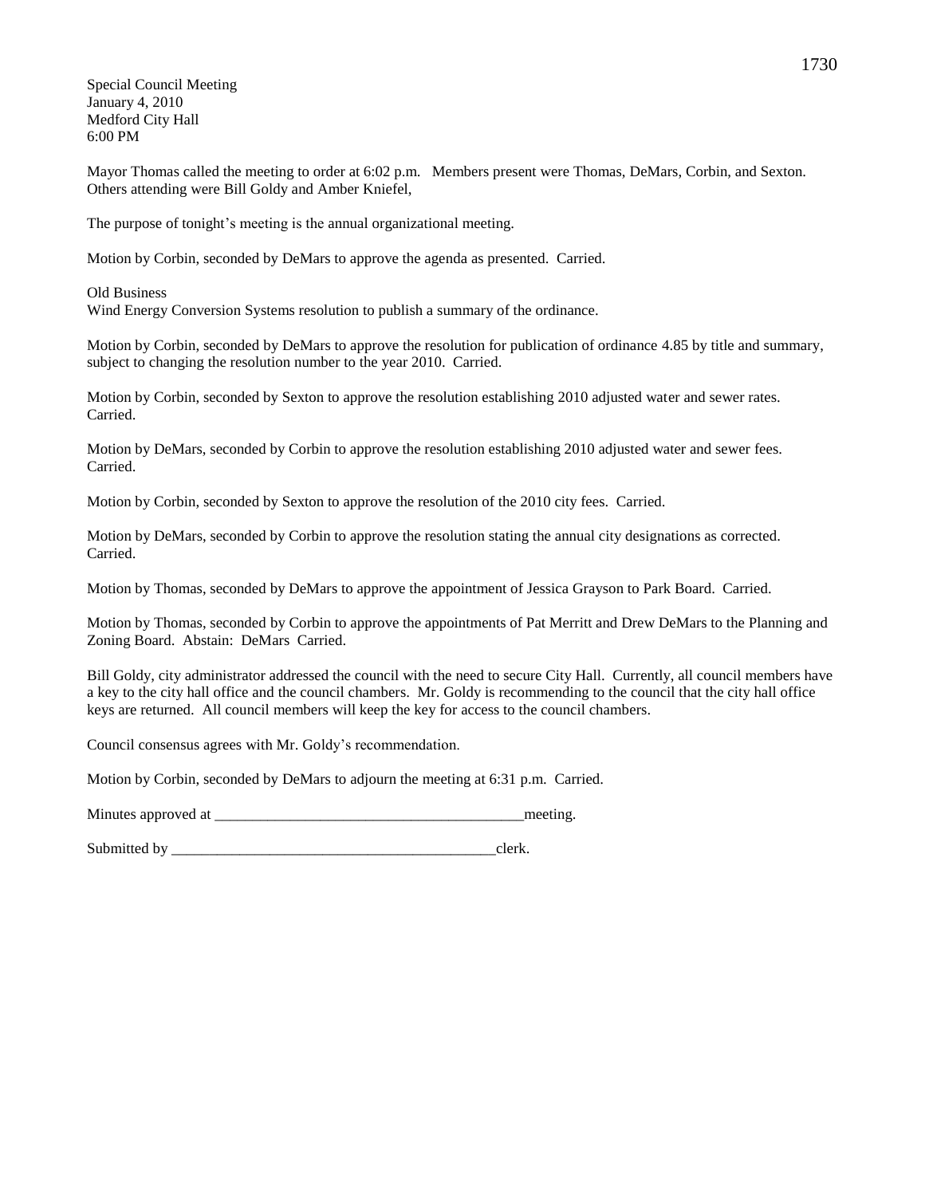Special Council Meeting
January 4, 2010
Medford City Hall
6:00 PM

Mayor Thomas called the meeting to order at 6:02 p.m. Members present were Thomas, DeMars, Corbin, and Sexton. Others attending were Bill Goldy and Amber Kniefel,

The purpose of tonight's meeting is the annual organizational meeting.

Motion by Corbin, seconded by DeMars to approve the agenda as presented. Carried.

Old Business
Wind Energy Conversion Systems resolution to publish a summary of the ordinance.

Motion by Corbin, seconded by DeMars to approve the resolution for publication of ordinance 4.85 by title and summary, subject to changing the resolution number to the year 2010. Carried.

Motion by Corbin, seconded by Sexton to approve the resolution establishing 2010 adjusted water and sewer rates. Carried.

Motion by DeMars, seconded by Corbin to approve the resolution establishing 2010 adjusted water and sewer fees. Carried.

Motion by Corbin, seconded by Sexton to approve the resolution of the 2010 city fees. Carried.

Motion by DeMars, seconded by Corbin to approve the resolution stating the annual city designations as corrected. Carried.

Motion by Thomas, seconded by DeMars to approve the appointment of Jessica Grayson to Park Board. Carried.

Motion by Thomas, seconded by Corbin to approve the appointments of Pat Merritt and Drew DeMars to the Planning and Zoning Board. Abstain: DeMars Carried.

Bill Goldy, city administrator addressed the council with the need to secure City Hall. Currently, all council members have a key to the city hall office and the council chambers. Mr. Goldy is recommending to the council that the city hall office keys are returned. All council members will keep the key for access to the council chambers.

Council consensus agrees with Mr. Goldy's recommendation.

Motion by Corbin, seconded by DeMars to adjourn the meeting at 6:31 p.m. Carried.

Minutes approved at ________________________________________meeting.

Submitted by __________________________________________clerk.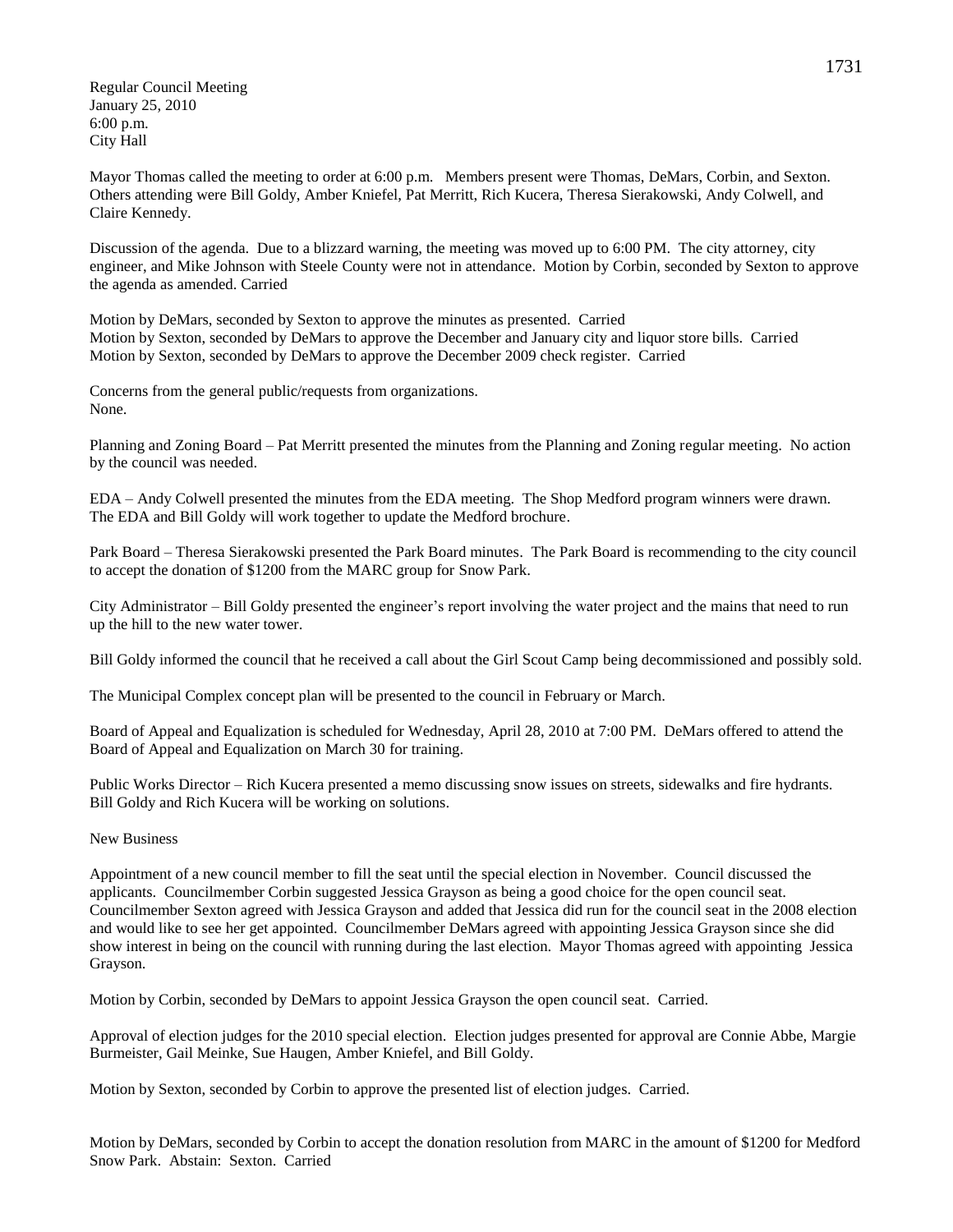Regular Council Meeting
January 25, 2010
6:00 p.m.
City Hall

Mayor Thomas called the meeting to order at 6:00 p.m. Members present were Thomas, DeMars, Corbin, and Sexton. Others attending were Bill Goldy, Amber Kniefel, Pat Merritt, Rich Kucera, Theresa Sierakowski, Andy Colwell, and Claire Kennedy.

Discussion of the agenda. Due to a blizzard warning, the meeting was moved up to 6:00 PM. The city attorney, city engineer, and Mike Johnson with Steele County were not in attendance. Motion by Corbin, seconded by Sexton to approve the agenda as amended. Carried

Motion by DeMars, seconded by Sexton to approve the minutes as presented. Carried
Motion by Sexton, seconded by DeMars to approve the December and January city and liquor store bills. Carried
Motion by Sexton, seconded by DeMars to approve the December 2009 check register. Carried

Concerns from the general public/requests from organizations.
None.

Planning and Zoning Board – Pat Merritt presented the minutes from the Planning and Zoning regular meeting. No action by the council was needed.

EDA – Andy Colwell presented the minutes from the EDA meeting. The Shop Medford program winners were drawn. The EDA and Bill Goldy will work together to update the Medford brochure.

Park Board – Theresa Sierakowski presented the Park Board minutes. The Park Board is recommending to the city council to accept the donation of $1200 from the MARC group for Snow Park.

City Administrator – Bill Goldy presented the engineer's report involving the water project and the mains that need to run up the hill to the new water tower.

Bill Goldy informed the council that he received a call about the Girl Scout Camp being decommissioned and possibly sold.

The Municipal Complex concept plan will be presented to the council in February or March.

Board of Appeal and Equalization is scheduled for Wednesday, April 28, 2010 at 7:00 PM. DeMars offered to attend the Board of Appeal and Equalization on March 30 for training.

Public Works Director – Rich Kucera presented a memo discussing snow issues on streets, sidewalks and fire hydrants. Bill Goldy and Rich Kucera will be working on solutions.

New Business

Appointment of a new council member to fill the seat until the special election in November. Council discussed the applicants. Councilmember Corbin suggested Jessica Grayson as being a good choice for the open council seat. Councilmember Sexton agreed with Jessica Grayson and added that Jessica did run for the council seat in the 2008 election and would like to see her get appointed. Councilmember DeMars agreed with appointing Jessica Grayson since she did show interest in being on the council with running during the last election. Mayor Thomas agreed with appointing Jessica Grayson.

Motion by Corbin, seconded by DeMars to appoint Jessica Grayson the open council seat. Carried.

Approval of election judges for the 2010 special election. Election judges presented for approval are Connie Abbe, Margie Burmeister, Gail Meinke, Sue Haugen, Amber Kniefel, and Bill Goldy.

Motion by Sexton, seconded by Corbin to approve the presented list of election judges. Carried.

Motion by DeMars, seconded by Corbin to accept the donation resolution from MARC in the amount of $1200 for Medford Snow Park. Abstain: Sexton. Carried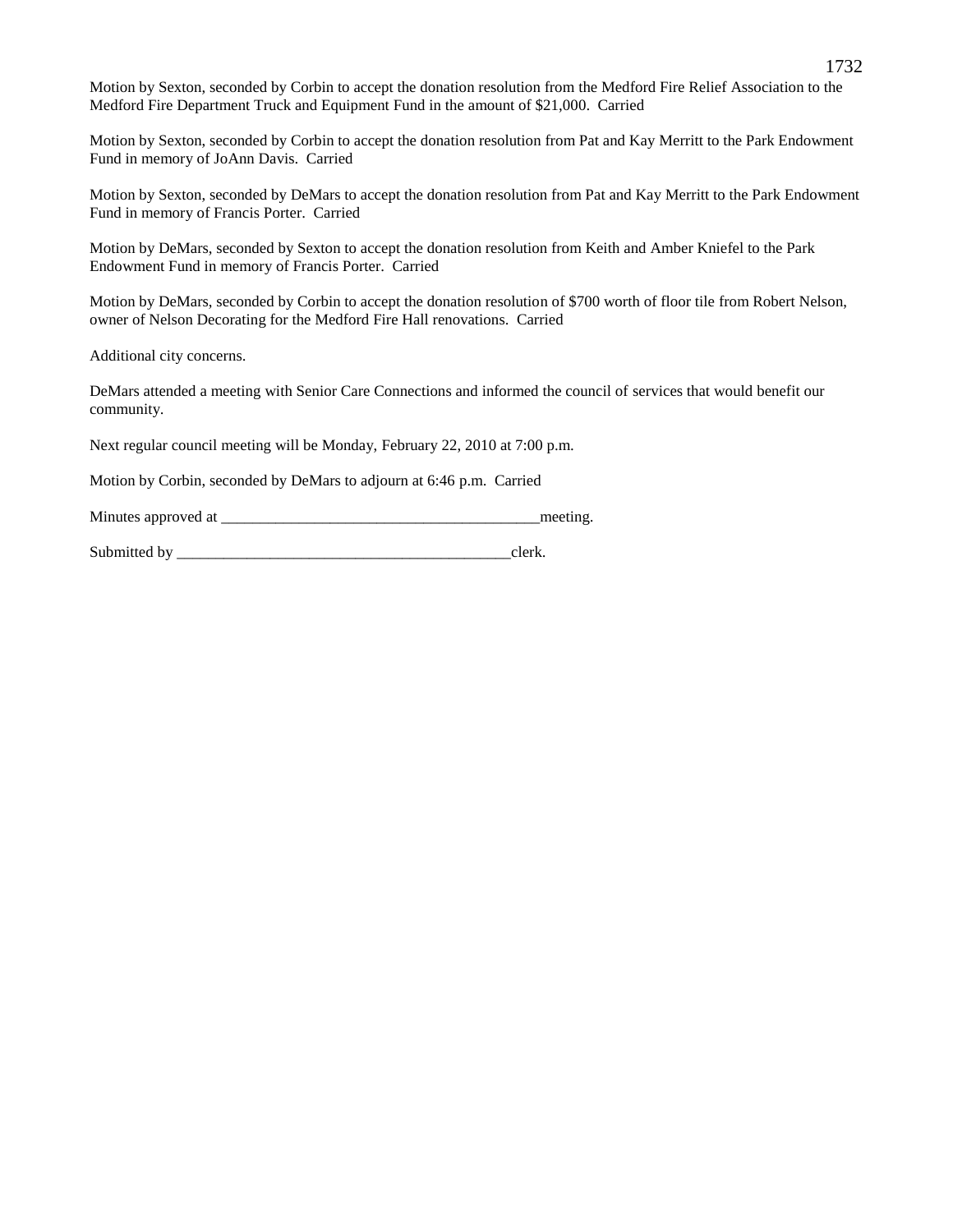Motion by Sexton, seconded by Corbin to accept the donation resolution from the Medford Fire Relief Association to the Medford Fire Department Truck and Equipment Fund in the amount of $21,000. Carried

Motion by Sexton, seconded by Corbin to accept the donation resolution from Pat and Kay Merritt to the Park Endowment Fund in memory of JoAnn Davis. Carried

Motion by Sexton, seconded by DeMars to accept the donation resolution from Pat and Kay Merritt to the Park Endowment Fund in memory of Francis Porter. Carried

Motion by DeMars, seconded by Sexton to accept the donation resolution from Keith and Amber Kniefel to the Park Endowment Fund in memory of Francis Porter. Carried

Motion by DeMars, seconded by Corbin to accept the donation resolution of $700 worth of floor tile from Robert Nelson, owner of Nelson Decorating for the Medford Fire Hall renovations. Carried

Additional city concerns.

DeMars attended a meeting with Senior Care Connections and informed the council of services that would benefit our community.

Next regular council meeting will be Monday, February 22, 2010 at 7:00 p.m.

Motion by Corbin, seconded by DeMars to adjourn at 6:46 p.m. Carried

Minutes approved at _________________________________________meeting.

Submitted by ___________________________________________clerk.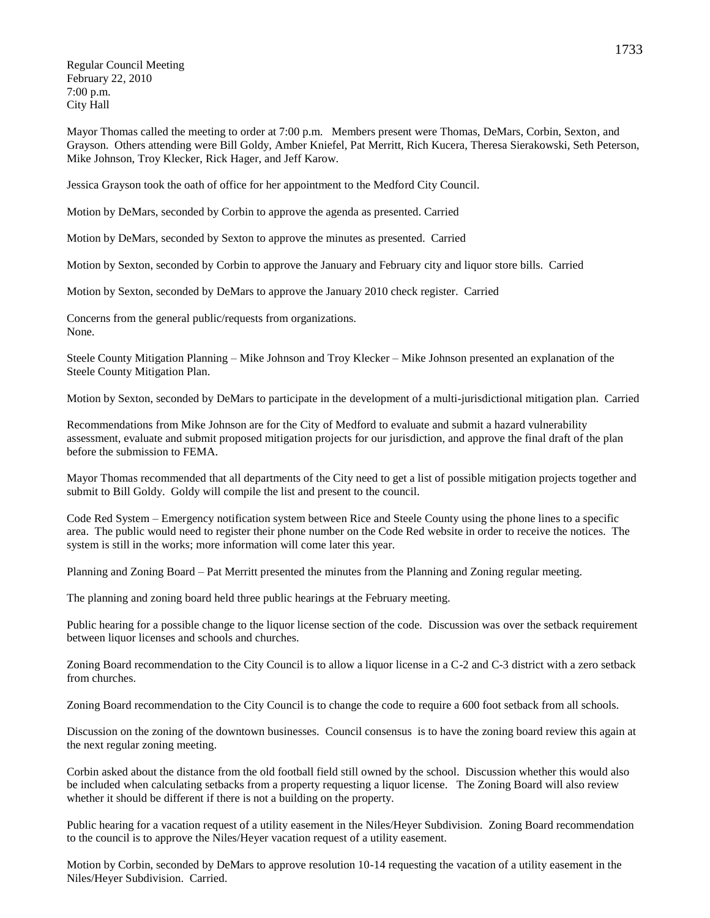Regular Council Meeting
February 22, 2010
7:00 p.m.
City Hall

Mayor Thomas called the meeting to order at 7:00 p.m. Members present were Thomas, DeMars, Corbin, Sexton, and Grayson. Others attending were Bill Goldy, Amber Kniefel, Pat Merritt, Rich Kucera, Theresa Sierakowski, Seth Peterson, Mike Johnson, Troy Klecker, Rick Hager, and Jeff Karow.

Jessica Grayson took the oath of office for her appointment to the Medford City Council.

Motion by DeMars, seconded by Corbin to approve the agenda as presented. Carried

Motion by DeMars, seconded by Sexton to approve the minutes as presented. Carried

Motion by Sexton, seconded by Corbin to approve the January and February city and liquor store bills. Carried

Motion by Sexton, seconded by DeMars to approve the January 2010 check register. Carried

Concerns from the general public/requests from organizations.
None.

Steele County Mitigation Planning – Mike Johnson and Troy Klecker – Mike Johnson presented an explanation of the Steele County Mitigation Plan.

Motion by Sexton, seconded by DeMars to participate in the development of a multi-jurisdictional mitigation plan. Carried

Recommendations from Mike Johnson are for the City of Medford to evaluate and submit a hazard vulnerability assessment, evaluate and submit proposed mitigation projects for our jurisdiction, and approve the final draft of the plan before the submission to FEMA.

Mayor Thomas recommended that all departments of the City need to get a list of possible mitigation projects together and submit to Bill Goldy. Goldy will compile the list and present to the council.

Code Red System – Emergency notification system between Rice and Steele County using the phone lines to a specific area. The public would need to register their phone number on the Code Red website in order to receive the notices. The system is still in the works; more information will come later this year.

Planning and Zoning Board – Pat Merritt presented the minutes from the Planning and Zoning regular meeting.

The planning and zoning board held three public hearings at the February meeting.

Public hearing for a possible change to the liquor license section of the code. Discussion was over the setback requirement between liquor licenses and schools and churches.

Zoning Board recommendation to the City Council is to allow a liquor license in a C-2 and C-3 district with a zero setback from churches.

Zoning Board recommendation to the City Council is to change the code to require a 600 foot setback from all schools.

Discussion on the zoning of the downtown businesses. Council consensus is to have the zoning board review this again at the next regular zoning meeting.

Corbin asked about the distance from the old football field still owned by the school. Discussion whether this would also be included when calculating setbacks from a property requesting a liquor license. The Zoning Board will also review whether it should be different if there is not a building on the property.

Public hearing for a vacation request of a utility easement in the Niles/Heyer Subdivision. Zoning Board recommendation to the council is to approve the Niles/Heyer vacation request of a utility easement.

Motion by Corbin, seconded by DeMars to approve resolution 10-14 requesting the vacation of a utility easement in the Niles/Heyer Subdivision. Carried.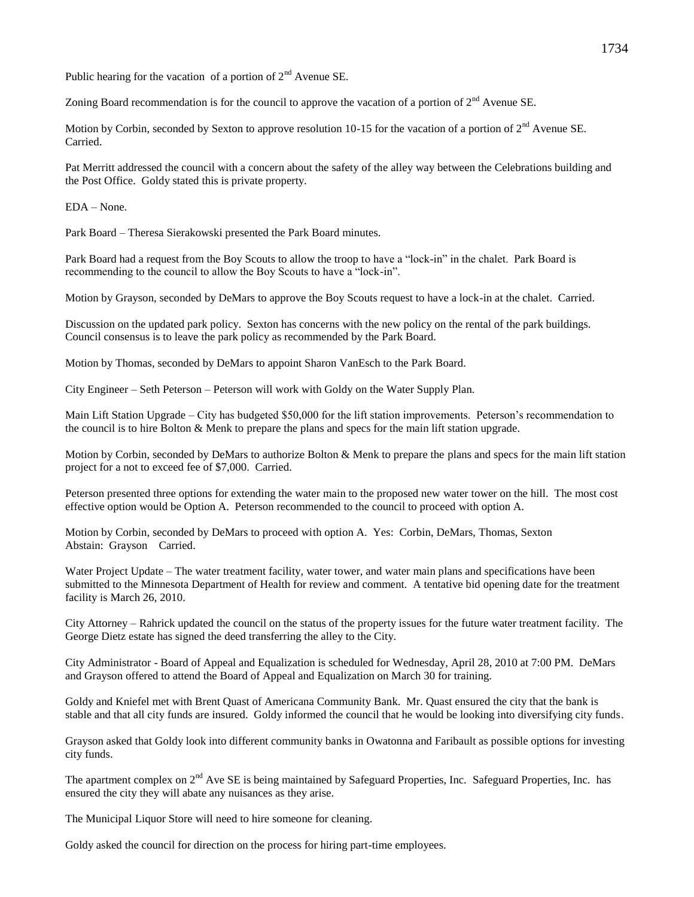Public hearing for the vacation of a portion of 2nd Avenue SE.

Zoning Board recommendation is for the council to approve the vacation of a portion of 2nd Avenue SE.

Motion by Corbin, seconded by Sexton to approve resolution 10-15 for the vacation of a portion of 2nd Avenue SE. Carried.

Pat Merritt addressed the council with a concern about the safety of the alley way between the Celebrations building and the Post Office. Goldy stated this is private property.

EDA – None.

Park Board – Theresa Sierakowski presented the Park Board minutes.

Park Board had a request from the Boy Scouts to allow the troop to have a "lock-in" in the chalet. Park Board is recommending to the council to allow the Boy Scouts to have a "lock-in".

Motion by Grayson, seconded by DeMars to approve the Boy Scouts request to have a lock-in at the chalet. Carried.

Discussion on the updated park policy. Sexton has concerns with the new policy on the rental of the park buildings. Council consensus is to leave the park policy as recommended by the Park Board.

Motion by Thomas, seconded by DeMars to appoint Sharon VanEsch to the Park Board.

City Engineer – Seth Peterson – Peterson will work with Goldy on the Water Supply Plan.

Main Lift Station Upgrade – City has budgeted $50,000 for the lift station improvements. Peterson's recommendation to the council is to hire Bolton & Menk to prepare the plans and specs for the main lift station upgrade.

Motion by Corbin, seconded by DeMars to authorize Bolton & Menk to prepare the plans and specs for the main lift station project for a not to exceed fee of $7,000. Carried.

Peterson presented three options for extending the water main to the proposed new water tower on the hill. The most cost effective option would be Option A. Peterson recommended to the council to proceed with option A.

Motion by Corbin, seconded by DeMars to proceed with option A. Yes: Corbin, DeMars, Thomas, Sexton
Abstain: Grayson Carried.

Water Project Update – The water treatment facility, water tower, and water main plans and specifications have been submitted to the Minnesota Department of Health for review and comment. A tentative bid opening date for the treatment facility is March 26, 2010.

City Attorney – Rahrick updated the council on the status of the property issues for the future water treatment facility. The George Dietz estate has signed the deed transferring the alley to the City.

City Administrator - Board of Appeal and Equalization is scheduled for Wednesday, April 28, 2010 at 7:00 PM. DeMars and Grayson offered to attend the Board of Appeal and Equalization on March 30 for training.

Goldy and Kniefel met with Brent Quast of Americana Community Bank. Mr. Quast ensured the city that the bank is stable and that all city funds are insured. Goldy informed the council that he would be looking into diversifying city funds.

Grayson asked that Goldy look into different community banks in Owatonna and Faribault as possible options for investing city funds.

The apartment complex on 2nd Ave SE is being maintained by Safeguard Properties, Inc. Safeguard Properties, Inc. has ensured the city they will abate any nuisances as they arise.

The Municipal Liquor Store will need to hire someone for cleaning.

Goldy asked the council for direction on the process for hiring part-time employees.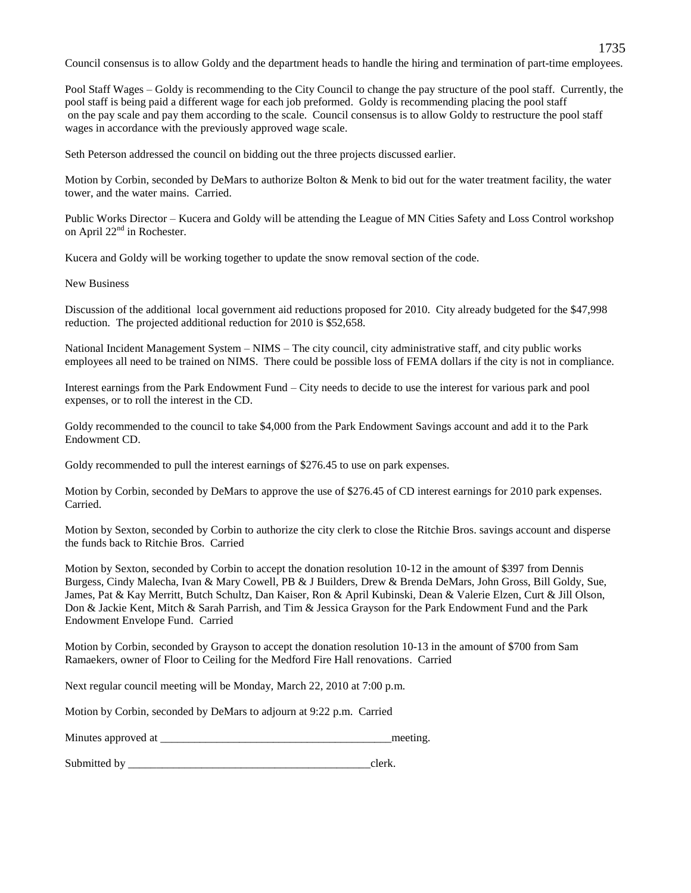Council consensus is to allow Goldy and the department heads to handle the hiring and termination of part-time employees.

Pool Staff Wages – Goldy is recommending to the City Council to change the pay structure of the pool staff. Currently, the pool staff is being paid a different wage for each job preformed. Goldy is recommending placing the pool staff on the pay scale and pay them according to the scale. Council consensus is to allow Goldy to restructure the pool staff wages in accordance with the previously approved wage scale.

Seth Peterson addressed the council on bidding out the three projects discussed earlier.

Motion by Corbin, seconded by DeMars to authorize Bolton & Menk to bid out for the water treatment facility, the water tower, and the water mains. Carried.

Public Works Director – Kucera and Goldy will be attending the League of MN Cities Safety and Loss Control workshop on April 22nd in Rochester.

Kucera and Goldy will be working together to update the snow removal section of the code.

New Business

Discussion of the additional local government aid reductions proposed for 2010. City already budgeted for the $47,998 reduction. The projected additional reduction for 2010 is $52,658.

National Incident Management System – NIMS – The city council, city administrative staff, and city public works employees all need to be trained on NIMS. There could be possible loss of FEMA dollars if the city is not in compliance.

Interest earnings from the Park Endowment Fund – City needs to decide to use the interest for various park and pool expenses, or to roll the interest in the CD.

Goldy recommended to the council to take $4,000 from the Park Endowment Savings account and add it to the Park Endowment CD.

Goldy recommended to pull the interest earnings of $276.45 to use on park expenses.

Motion by Corbin, seconded by DeMars to approve the use of $276.45 of CD interest earnings for 2010 park expenses. Carried.

Motion by Sexton, seconded by Corbin to authorize the city clerk to close the Ritchie Bros. savings account and disperse the funds back to Ritchie Bros. Carried

Motion by Sexton, seconded by Corbin to accept the donation resolution 10-12 in the amount of $397 from Dennis Burgess, Cindy Malecha, Ivan & Mary Cowell, PB & J Builders, Drew & Brenda DeMars, John Gross, Bill Goldy, Sue, James, Pat & Kay Merritt, Butch Schultz, Dan Kaiser, Ron & April Kubinski, Dean & Valerie Elzen, Curt & Jill Olson, Don & Jackie Kent, Mitch & Sarah Parrish, and Tim & Jessica Grayson for the Park Endowment Fund and the Park Endowment Envelope Fund. Carried

Motion by Corbin, seconded by Grayson to accept the donation resolution 10-13 in the amount of $700 from Sam Ramaekers, owner of Floor to Ceiling for the Medford Fire Hall renovations. Carried

Next regular council meeting will be Monday, March 22, 2010 at 7:00 p.m.

Motion by Corbin, seconded by DeMars to adjourn at 9:22 p.m. Carried

Minutes approved at _________________________________________meeting.

Submitted by ____________________________________________clerk.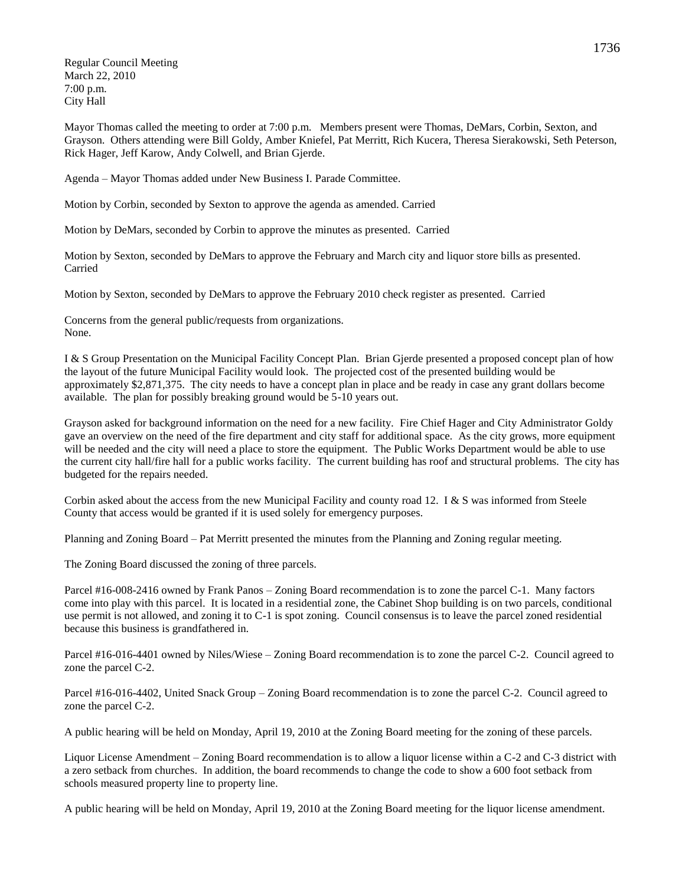Regular Council Meeting
March 22, 2010
7:00 p.m.
City Hall

Mayor Thomas called the meeting to order at 7:00 p.m. Members present were Thomas, DeMars, Corbin, Sexton, and Grayson. Others attending were Bill Goldy, Amber Kniefel, Pat Merritt, Rich Kucera, Theresa Sierakowski, Seth Peterson, Rick Hager, Jeff Karow, Andy Colwell, and Brian Gjerde.

Agenda – Mayor Thomas added under New Business I. Parade Committee.

Motion by Corbin, seconded by Sexton to approve the agenda as amended. Carried

Motion by DeMars, seconded by Corbin to approve the minutes as presented. Carried

Motion by Sexton, seconded by DeMars to approve the February and March city and liquor store bills as presented. Carried

Motion by Sexton, seconded by DeMars to approve the February 2010 check register as presented. Carried

Concerns from the general public/requests from organizations.
None.

I & S Group Presentation on the Municipal Facility Concept Plan. Brian Gjerde presented a proposed concept plan of how the layout of the future Municipal Facility would look. The projected cost of the presented building would be approximately $2,871,375. The city needs to have a concept plan in place and be ready in case any grant dollars become available. The plan for possibly breaking ground would be 5-10 years out.

Grayson asked for background information on the need for a new facility. Fire Chief Hager and City Administrator Goldy gave an overview on the need of the fire department and city staff for additional space. As the city grows, more equipment will be needed and the city will need a place to store the equipment. The Public Works Department would be able to use the current city hall/fire hall for a public works facility. The current building has roof and structural problems. The city has budgeted for the repairs needed.

Corbin asked about the access from the new Municipal Facility and county road 12. I & S was informed from Steele County that access would be granted if it is used solely for emergency purposes.

Planning and Zoning Board – Pat Merritt presented the minutes from the Planning and Zoning regular meeting.

The Zoning Board discussed the zoning of three parcels.

Parcel #16-008-2416 owned by Frank Panos – Zoning Board recommendation is to zone the parcel C-1. Many factors come into play with this parcel. It is located in a residential zone, the Cabinet Shop building is on two parcels, conditional use permit is not allowed, and zoning it to C-1 is spot zoning. Council consensus is to leave the parcel zoned residential because this business is grandfathered in.

Parcel #16-016-4401 owned by Niles/Wiese – Zoning Board recommendation is to zone the parcel C-2. Council agreed to zone the parcel C-2.

Parcel #16-016-4402, United Snack Group – Zoning Board recommendation is to zone the parcel C-2. Council agreed to zone the parcel C-2.

A public hearing will be held on Monday, April 19, 2010 at the Zoning Board meeting for the zoning of these parcels.

Liquor License Amendment – Zoning Board recommendation is to allow a liquor license within a C-2 and C-3 district with a zero setback from churches. In addition, the board recommends to change the code to show a 600 foot setback from schools measured property line to property line.

A public hearing will be held on Monday, April 19, 2010 at the Zoning Board meeting for the liquor license amendment.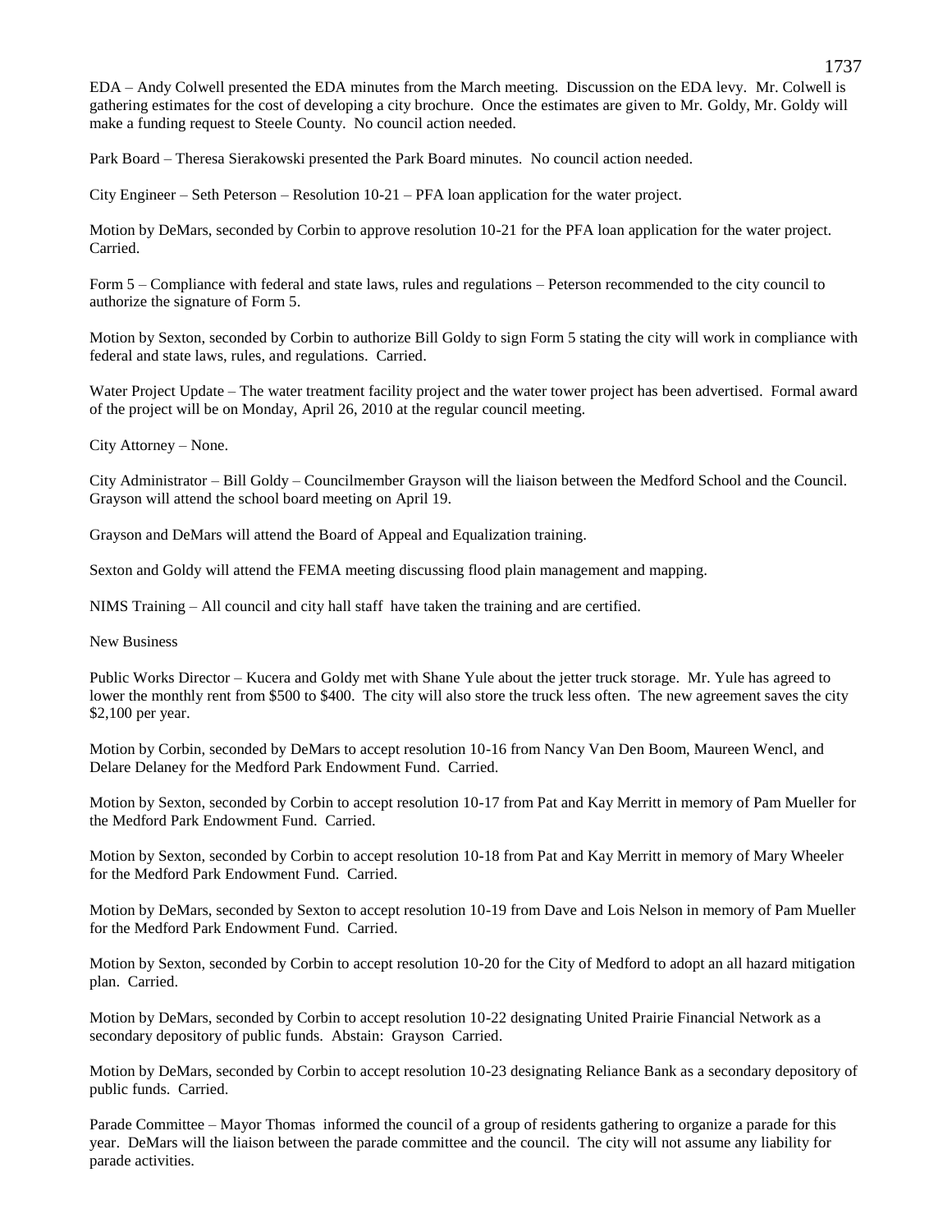EDA – Andy Colwell presented the EDA minutes from the March meeting. Discussion on the EDA levy. Mr. Colwell is gathering estimates for the cost of developing a city brochure. Once the estimates are given to Mr. Goldy, Mr. Goldy will make a funding request to Steele County. No council action needed.

Park Board – Theresa Sierakowski presented the Park Board minutes. No council action needed.

City Engineer – Seth Peterson – Resolution 10-21 – PFA loan application for the water project.

Motion by DeMars, seconded by Corbin to approve resolution 10-21 for the PFA loan application for the water project. Carried.

Form 5 – Compliance with federal and state laws, rules and regulations – Peterson recommended to the city council to authorize the signature of Form 5.

Motion by Sexton, seconded by Corbin to authorize Bill Goldy to sign Form 5 stating the city will work in compliance with federal and state laws, rules, and regulations. Carried.

Water Project Update – The water treatment facility project and the water tower project has been advertised. Formal award of the project will be on Monday, April 26, 2010 at the regular council meeting.

City Attorney – None.

City Administrator – Bill Goldy – Councilmember Grayson will the liaison between the Medford School and the Council. Grayson will attend the school board meeting on April 19.

Grayson and DeMars will attend the Board of Appeal and Equalization training.

Sexton and Goldy will attend the FEMA meeting discussing flood plain management and mapping.

NIMS Training – All council and city hall staff have taken the training and are certified.

New Business

Public Works Director – Kucera and Goldy met with Shane Yule about the jetter truck storage. Mr. Yule has agreed to lower the monthly rent from $500 to $400. The city will also store the truck less often. The new agreement saves the city $2,100 per year.

Motion by Corbin, seconded by DeMars to accept resolution 10-16 from Nancy Van Den Boom, Maureen Wencl, and Delare Delaney for the Medford Park Endowment Fund. Carried.

Motion by Sexton, seconded by Corbin to accept resolution 10-17 from Pat and Kay Merritt in memory of Pam Mueller for the Medford Park Endowment Fund. Carried.

Motion by Sexton, seconded by Corbin to accept resolution 10-18 from Pat and Kay Merritt in memory of Mary Wheeler for the Medford Park Endowment Fund. Carried.

Motion by DeMars, seconded by Sexton to accept resolution 10-19 from Dave and Lois Nelson in memory of Pam Mueller for the Medford Park Endowment Fund. Carried.

Motion by Sexton, seconded by Corbin to accept resolution 10-20 for the City of Medford to adopt an all hazard mitigation plan. Carried.

Motion by DeMars, seconded by Corbin to accept resolution 10-22 designating United Prairie Financial Network as a secondary depository of public funds. Abstain: Grayson Carried.

Motion by DeMars, seconded by Corbin to accept resolution 10-23 designating Reliance Bank as a secondary depository of public funds. Carried.

Parade Committee – Mayor Thomas informed the council of a group of residents gathering to organize a parade for this year. DeMars will the liaison between the parade committee and the council. The city will not assume any liability for parade activities.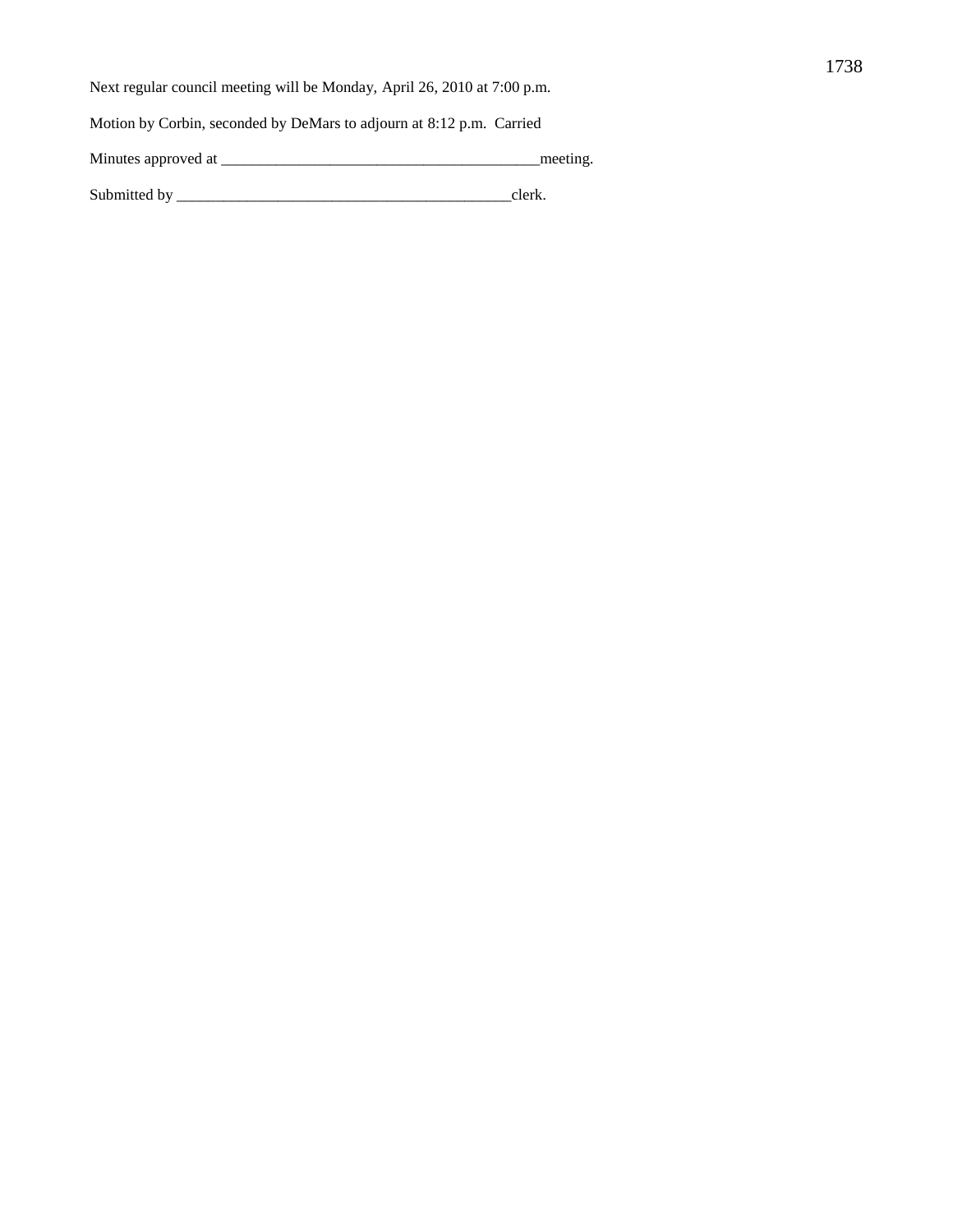Next regular council meeting will be Monday, April 26, 2010 at 7:00 p.m.

Motion by Corbin, seconded by DeMars to adjourn at 8:12 p.m. Carried

Minutes approved at __________________________________________meeting.

Submitted by ____________________________________________clerk.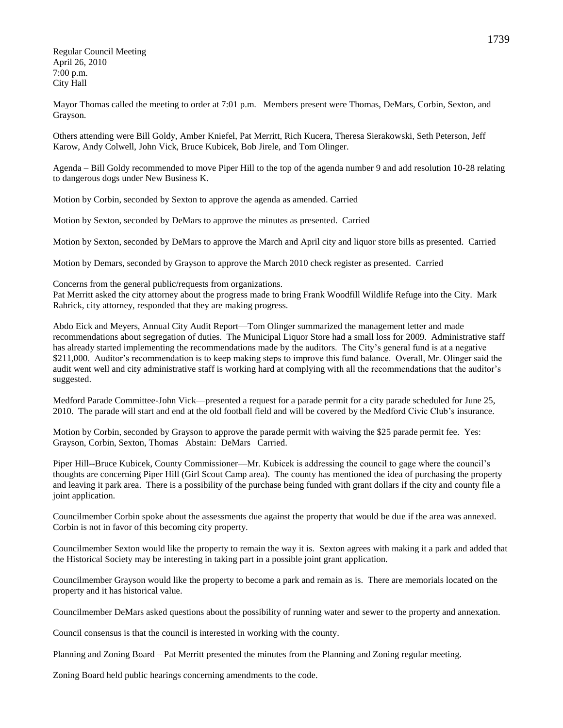Regular Council Meeting
April 26, 2010
7:00 p.m.
City Hall

Mayor Thomas called the meeting to order at 7:01 p.m. Members present were Thomas, DeMars, Corbin, Sexton, and Grayson.

Others attending were Bill Goldy, Amber Kniefel, Pat Merritt, Rich Kucera, Theresa Sierakowski, Seth Peterson, Jeff Karow, Andy Colwell, John Vick, Bruce Kubicek, Bob Jirele, and Tom Olinger.

Agenda – Bill Goldy recommended to move Piper Hill to the top of the agenda number 9 and add resolution 10-28 relating to dangerous dogs under New Business K.

Motion by Corbin, seconded by Sexton to approve the agenda as amended. Carried

Motion by Sexton, seconded by DeMars to approve the minutes as presented. Carried

Motion by Sexton, seconded by DeMars to approve the March and April city and liquor store bills as presented. Carried

Motion by Demars, seconded by Grayson to approve the March 2010 check register as presented. Carried

Concerns from the general public/requests from organizations.
Pat Merritt asked the city attorney about the progress made to bring Frank Woodfill Wildlife Refuge into the City. Mark Rahrick, city attorney, responded that they are making progress.

Abdo Eick and Meyers, Annual City Audit Report—Tom Olinger summarized the management letter and made recommendations about segregation of duties. The Municipal Liquor Store had a small loss for 2009. Administrative staff has already started implementing the recommendations made by the auditors. The City's general fund is at a negative \$211,000. Auditor's recommendation is to keep making steps to improve this fund balance. Overall, Mr. Olinger said the audit went well and city administrative staff is working hard at complying with all the recommendations that the auditor's suggested.

Medford Parade Committee-John Vick—presented a request for a parade permit for a city parade scheduled for June 25, 2010. The parade will start and end at the old football field and will be covered by the Medford Civic Club's insurance.

Motion by Corbin, seconded by Grayson to approve the parade permit with waiving the \$25 parade permit fee. Yes: Grayson, Corbin, Sexton, Thomas Abstain: DeMars Carried.

Piper Hill--Bruce Kubicek, County Commissioner—Mr. Kubicek is addressing the council to gage where the council's thoughts are concerning Piper Hill (Girl Scout Camp area). The county has mentioned the idea of purchasing the property and leaving it park area. There is a possibility of the purchase being funded with grant dollars if the city and county file a joint application.

Councilmember Corbin spoke about the assessments due against the property that would be due if the area was annexed. Corbin is not in favor of this becoming city property.

Councilmember Sexton would like the property to remain the way it is. Sexton agrees with making it a park and added that the Historical Society may be interesting in taking part in a possible joint grant application.

Councilmember Grayson would like the property to become a park and remain as is. There are memorials located on the property and it has historical value.

Councilmember DeMars asked questions about the possibility of running water and sewer to the property and annexation.

Council consensus is that the council is interested in working with the county.

Planning and Zoning Board – Pat Merritt presented the minutes from the Planning and Zoning regular meeting.

Zoning Board held public hearings concerning amendments to the code.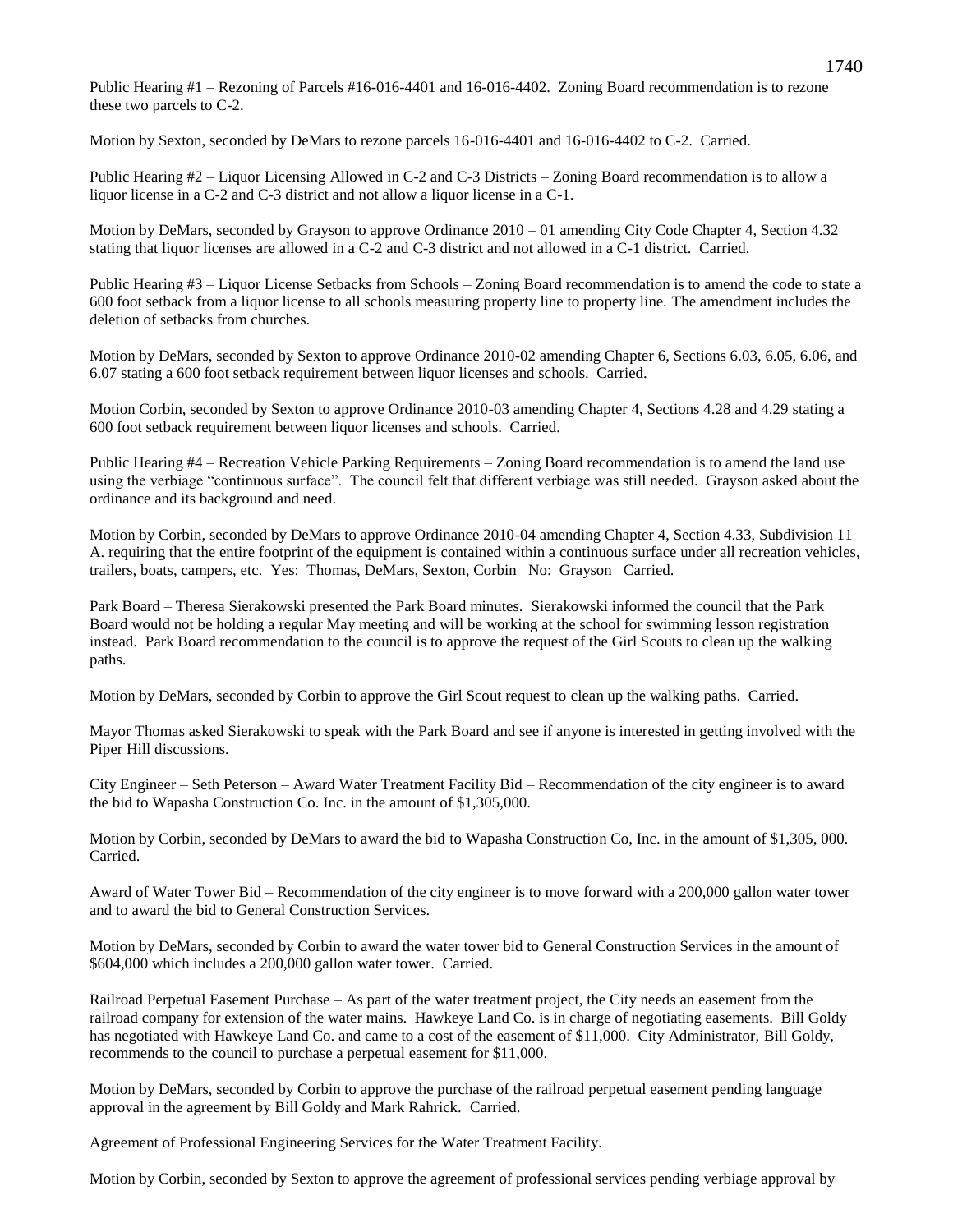Public Hearing #1 – Rezoning of Parcels #16-016-4401 and 16-016-4402. Zoning Board recommendation is to rezone these two parcels to C-2.

Motion by Sexton, seconded by DeMars to rezone parcels 16-016-4401 and 16-016-4402 to C-2. Carried.

Public Hearing #2 – Liquor Licensing Allowed in C-2 and C-3 Districts – Zoning Board recommendation is to allow a liquor license in a C-2 and C-3 district and not allow a liquor license in a C-1.

Motion by DeMars, seconded by Grayson to approve Ordinance 2010 – 01 amending City Code Chapter 4, Section 4.32 stating that liquor licenses are allowed in a C-2 and C-3 district and not allowed in a C-1 district. Carried.

Public Hearing #3 – Liquor License Setbacks from Schools – Zoning Board recommendation is to amend the code to state a 600 foot setback from a liquor license to all schools measuring property line to property line. The amendment includes the deletion of setbacks from churches.

Motion by DeMars, seconded by Sexton to approve Ordinance 2010-02 amending Chapter 6, Sections 6.03, 6.05, 6.06, and 6.07 stating a 600 foot setback requirement between liquor licenses and schools. Carried.

Motion Corbin, seconded by Sexton to approve Ordinance 2010-03 amending Chapter 4, Sections 4.28 and 4.29 stating a 600 foot setback requirement between liquor licenses and schools. Carried.

Public Hearing #4 – Recreation Vehicle Parking Requirements – Zoning Board recommendation is to amend the land use using the verbiage "continuous surface". The council felt that different verbiage was still needed. Grayson asked about the ordinance and its background and need.

Motion by Corbin, seconded by DeMars to approve Ordinance 2010-04 amending Chapter 4, Section 4.33, Subdivision 11 A. requiring that the entire footprint of the equipment is contained within a continuous surface under all recreation vehicles, trailers, boats, campers, etc. Yes: Thomas, DeMars, Sexton, Corbin No: Grayson Carried.

Park Board – Theresa Sierakowski presented the Park Board minutes. Sierakowski informed the council that the Park Board would not be holding a regular May meeting and will be working at the school for swimming lesson registration instead. Park Board recommendation to the council is to approve the request of the Girl Scouts to clean up the walking paths.

Motion by DeMars, seconded by Corbin to approve the Girl Scout request to clean up the walking paths. Carried.

Mayor Thomas asked Sierakowski to speak with the Park Board and see if anyone is interested in getting involved with the Piper Hill discussions.

City Engineer – Seth Peterson – Award Water Treatment Facility Bid – Recommendation of the city engineer is to award the bid to Wapasha Construction Co. Inc. in the amount of $1,305,000.

Motion by Corbin, seconded by DeMars to award the bid to Wapasha Construction Co, Inc. in the amount of $1,305, 000. Carried.

Award of Water Tower Bid – Recommendation of the city engineer is to move forward with a 200,000 gallon water tower and to award the bid to General Construction Services.

Motion by DeMars, seconded by Corbin to award the water tower bid to General Construction Services in the amount of $604,000 which includes a 200,000 gallon water tower. Carried.

Railroad Perpetual Easement Purchase – As part of the water treatment project, the City needs an easement from the railroad company for extension of the water mains. Hawkeye Land Co. is in charge of negotiating easements. Bill Goldy has negotiated with Hawkeye Land Co. and came to a cost of the easement of $11,000. City Administrator, Bill Goldy, recommends to the council to purchase a perpetual easement for $11,000.

Motion by DeMars, seconded by Corbin to approve the purchase of the railroad perpetual easement pending language approval in the agreement by Bill Goldy and Mark Rahrick. Carried.

Agreement of Professional Engineering Services for the Water Treatment Facility.

Motion by Corbin, seconded by Sexton to approve the agreement of professional services pending verbiage approval by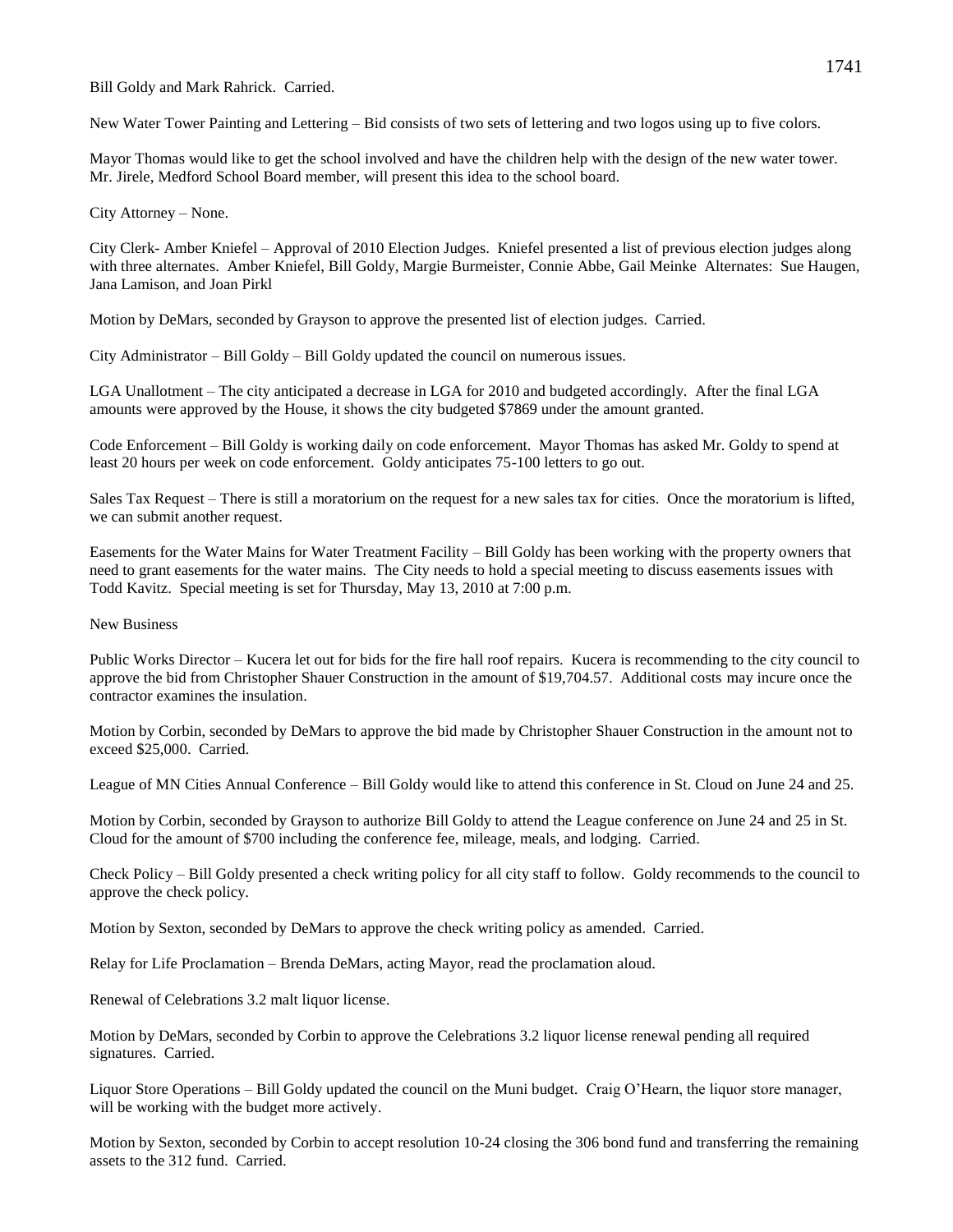Bill Goldy and Mark Rahrick. Carried.

New Water Tower Painting and Lettering – Bid consists of two sets of lettering and two logos using up to five colors.

Mayor Thomas would like to get the school involved and have the children help with the design of the new water tower. Mr. Jirele, Medford School Board member, will present this idea to the school board.

City Attorney – None.

City Clerk- Amber Kniefel – Approval of 2010 Election Judges. Kniefel presented a list of previous election judges along with three alternates. Amber Kniefel, Bill Goldy, Margie Burmeister, Connie Abbe, Gail Meinke Alternates: Sue Haugen, Jana Lamison, and Joan Pirkl

Motion by DeMars, seconded by Grayson to approve the presented list of election judges. Carried.

City Administrator – Bill Goldy – Bill Goldy updated the council on numerous issues.

LGA Unallotment – The city anticipated a decrease in LGA for 2010 and budgeted accordingly. After the final LGA amounts were approved by the House, it shows the city budgeted $7869 under the amount granted.

Code Enforcement – Bill Goldy is working daily on code enforcement. Mayor Thomas has asked Mr. Goldy to spend at least 20 hours per week on code enforcement. Goldy anticipates 75-100 letters to go out.

Sales Tax Request – There is still a moratorium on the request for a new sales tax for cities. Once the moratorium is lifted, we can submit another request.

Easements for the Water Mains for Water Treatment Facility – Bill Goldy has been working with the property owners that need to grant easements for the water mains. The City needs to hold a special meeting to discuss easements issues with Todd Kavitz. Special meeting is set for Thursday, May 13, 2010 at 7:00 p.m.

New Business

Public Works Director – Kucera let out for bids for the fire hall roof repairs. Kucera is recommending to the city council to approve the bid from Christopher Shauer Construction in the amount of $19,704.57. Additional costs may incure once the contractor examines the insulation.

Motion by Corbin, seconded by DeMars to approve the bid made by Christopher Shauer Construction in the amount not to exceed $25,000. Carried.

League of MN Cities Annual Conference – Bill Goldy would like to attend this conference in St. Cloud on June 24 and 25.

Motion by Corbin, seconded by Grayson to authorize Bill Goldy to attend the League conference on June 24 and 25 in St. Cloud for the amount of $700 including the conference fee, mileage, meals, and lodging. Carried.

Check Policy – Bill Goldy presented a check writing policy for all city staff to follow. Goldy recommends to the council to approve the check policy.

Motion by Sexton, seconded by DeMars to approve the check writing policy as amended. Carried.

Relay for Life Proclamation – Brenda DeMars, acting Mayor, read the proclamation aloud.

Renewal of Celebrations 3.2 malt liquor license.

Motion by DeMars, seconded by Corbin to approve the Celebrations 3.2 liquor license renewal pending all required signatures. Carried.

Liquor Store Operations – Bill Goldy updated the council on the Muni budget. Craig O'Hearn, the liquor store manager, will be working with the budget more actively.

Motion by Sexton, seconded by Corbin to accept resolution 10-24 closing the 306 bond fund and transferring the remaining assets to the 312 fund. Carried.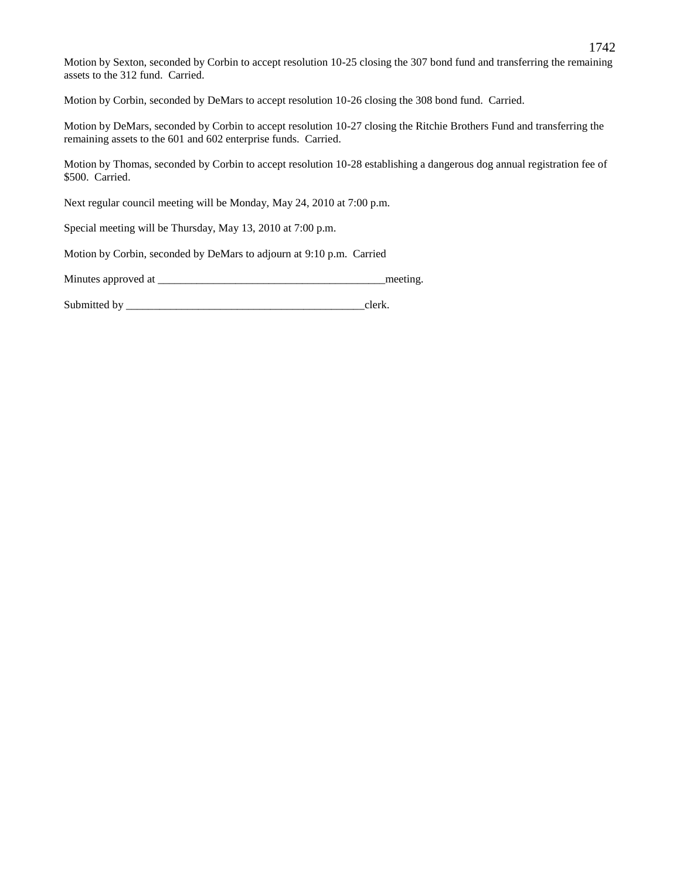Motion by Sexton, seconded by Corbin to accept resolution 10-25 closing the 307 bond fund and transferring the remaining assets to the 312 fund. Carried.

Motion by Corbin, seconded by DeMars to accept resolution 10-26 closing the 308 bond fund. Carried.

Motion by DeMars, seconded by Corbin to accept resolution 10-27 closing the Ritchie Brothers Fund and transferring the remaining assets to the 601 and 602 enterprise funds. Carried.

Motion by Thomas, seconded by Corbin to accept resolution 10-28 establishing a dangerous dog annual registration fee of $500. Carried.

Next regular council meeting will be Monday, May 24, 2010 at 7:00 p.m.

Special meeting will be Thursday, May 13, 2010 at 7:00 p.m.

Motion by Corbin, seconded by DeMars to adjourn at 9:10 p.m. Carried

Minutes approved at _________________________________________meeting.

Submitted by ___________________________________________clerk.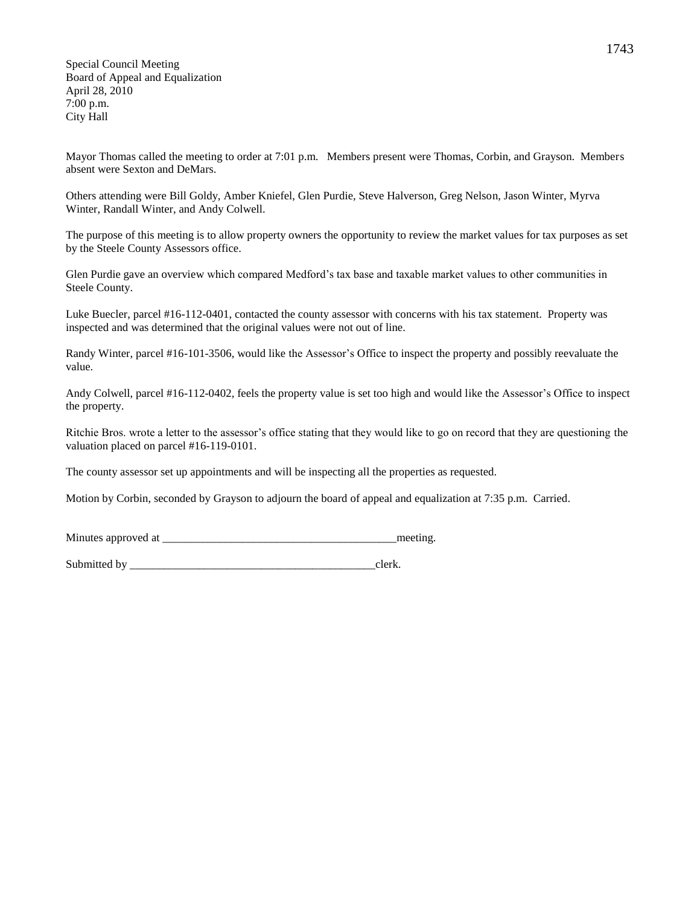Special Council Meeting
Board of Appeal and Equalization
April 28, 2010
7:00 p.m.
City Hall

Mayor Thomas called the meeting to order at 7:01 p.m. Members present were Thomas, Corbin, and Grayson. Members absent were Sexton and DeMars.

Others attending were Bill Goldy, Amber Kniefel, Glen Purdie, Steve Halverson, Greg Nelson, Jason Winter, Myrva Winter, Randall Winter, and Andy Colwell.

The purpose of this meeting is to allow property owners the opportunity to review the market values for tax purposes as set by the Steele County Assessors office.

Glen Purdie gave an overview which compared Medford's tax base and taxable market values to other communities in Steele County.

Luke Buecler, parcel #16-112-0401, contacted the county assessor with concerns with his tax statement. Property was inspected and was determined that the original values were not out of line.

Randy Winter, parcel #16-101-3506, would like the Assessor's Office to inspect the property and possibly reevaluate the value.

Andy Colwell, parcel #16-112-0402, feels the property value is set too high and would like the Assessor's Office to inspect the property.

Ritchie Bros. wrote a letter to the assessor's office stating that they would like to go on record that they are questioning the valuation placed on parcel #16-119-0101.

The county assessor set up appointments and will be inspecting all the properties as requested.

Motion by Corbin, seconded by Grayson to adjourn the board of appeal and equalization at 7:35 p.m. Carried.

Minutes approved at ________________________________________meeting.

Submitted by ___________________________________________clerk.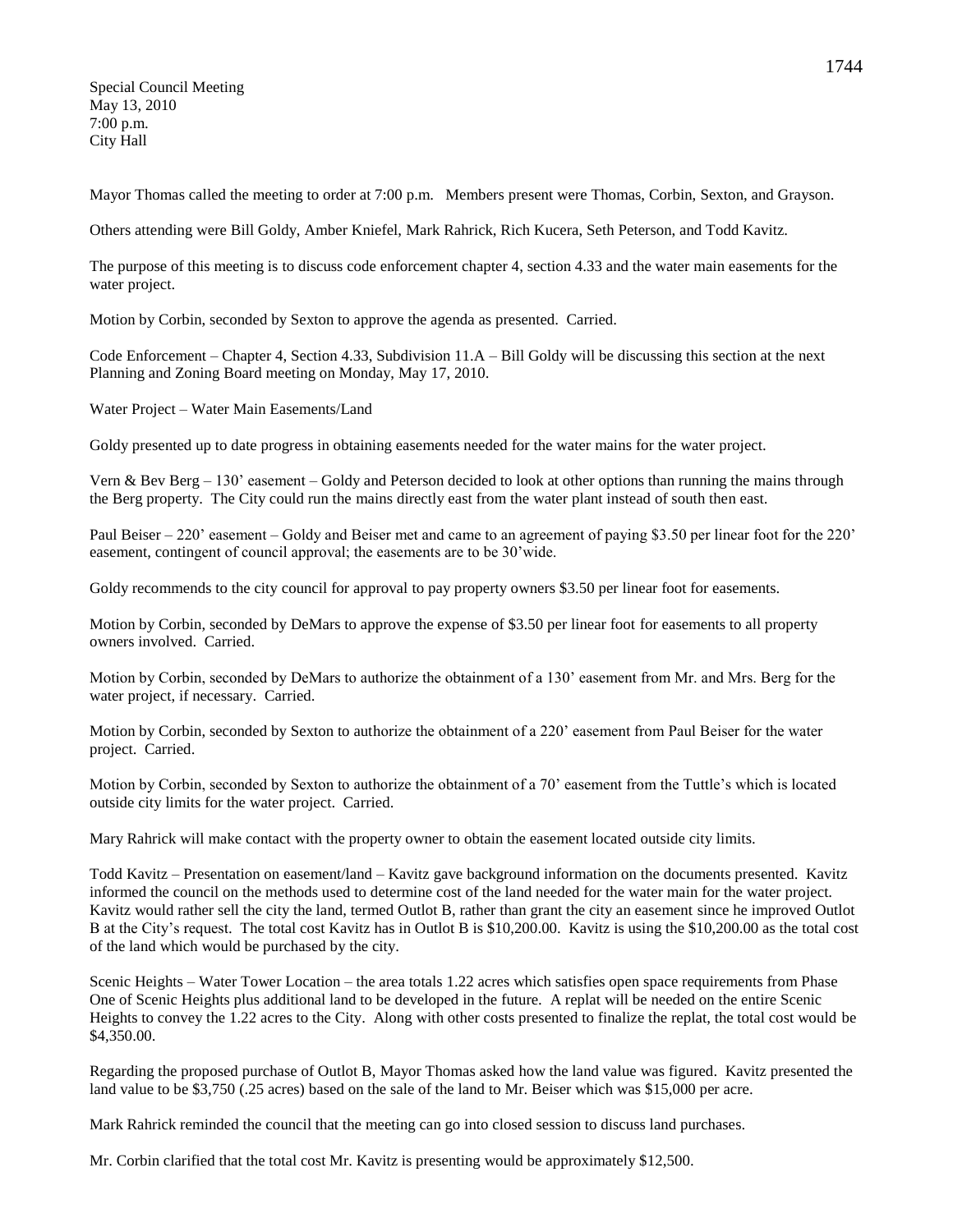Special Council Meeting
May 13, 2010
7:00 p.m.
City Hall

Mayor Thomas called the meeting to order at 7:00 p.m. Members present were Thomas, Corbin, Sexton, and Grayson.

Others attending were Bill Goldy, Amber Kniefel, Mark Rahrick, Rich Kucera, Seth Peterson, and Todd Kavitz.

The purpose of this meeting is to discuss code enforcement chapter 4, section 4.33 and the water main easements for the water project.

Motion by Corbin, seconded by Sexton to approve the agenda as presented. Carried.

Code Enforcement – Chapter 4, Section 4.33, Subdivision 11.A – Bill Goldy will be discussing this section at the next Planning and Zoning Board meeting on Monday, May 17, 2010.

Water Project – Water Main Easements/Land

Goldy presented up to date progress in obtaining easements needed for the water mains for the water project.

Vern & Bev Berg – 130' easement – Goldy and Peterson decided to look at other options than running the mains through the Berg property. The City could run the mains directly east from the water plant instead of south then east.

Paul Beiser – 220' easement – Goldy and Beiser met and came to an agreement of paying $3.50 per linear foot for the 220' easement, contingent of council approval; the easements are to be 30'wide.

Goldy recommends to the city council for approval to pay property owners $3.50 per linear foot for easements.

Motion by Corbin, seconded by DeMars to approve the expense of $3.50 per linear foot for easements to all property owners involved. Carried.

Motion by Corbin, seconded by DeMars to authorize the obtainment of a 130' easement from Mr. and Mrs. Berg for the water project, if necessary. Carried.

Motion by Corbin, seconded by Sexton to authorize the obtainment of a 220' easement from Paul Beiser for the water project. Carried.

Motion by Corbin, seconded by Sexton to authorize the obtainment of a 70' easement from the Tuttle's which is located outside city limits for the water project. Carried.

Mary Rahrick will make contact with the property owner to obtain the easement located outside city limits.

Todd Kavitz – Presentation on easement/land – Kavitz gave background information on the documents presented. Kavitz informed the council on the methods used to determine cost of the land needed for the water main for the water project. Kavitz would rather sell the city the land, termed Outlot B, rather than grant the city an easement since he improved Outlot B at the City's request. The total cost Kavitz has in Outlot B is $10,200.00. Kavitz is using the $10,200.00 as the total cost of the land which would be purchased by the city.

Scenic Heights – Water Tower Location – the area totals 1.22 acres which satisfies open space requirements from Phase One of Scenic Heights plus additional land to be developed in the future. A replat will be needed on the entire Scenic Heights to convey the 1.22 acres to the City. Along with other costs presented to finalize the replat, the total cost would be $4,350.00.

Regarding the proposed purchase of Outlot B, Mayor Thomas asked how the land value was figured. Kavitz presented the land value to be $3,750 (.25 acres) based on the sale of the land to Mr. Beiser which was $15,000 per acre.

Mark Rahrick reminded the council that the meeting can go into closed session to discuss land purchases.

Mr. Corbin clarified that the total cost Mr. Kavitz is presenting would be approximately $12,500.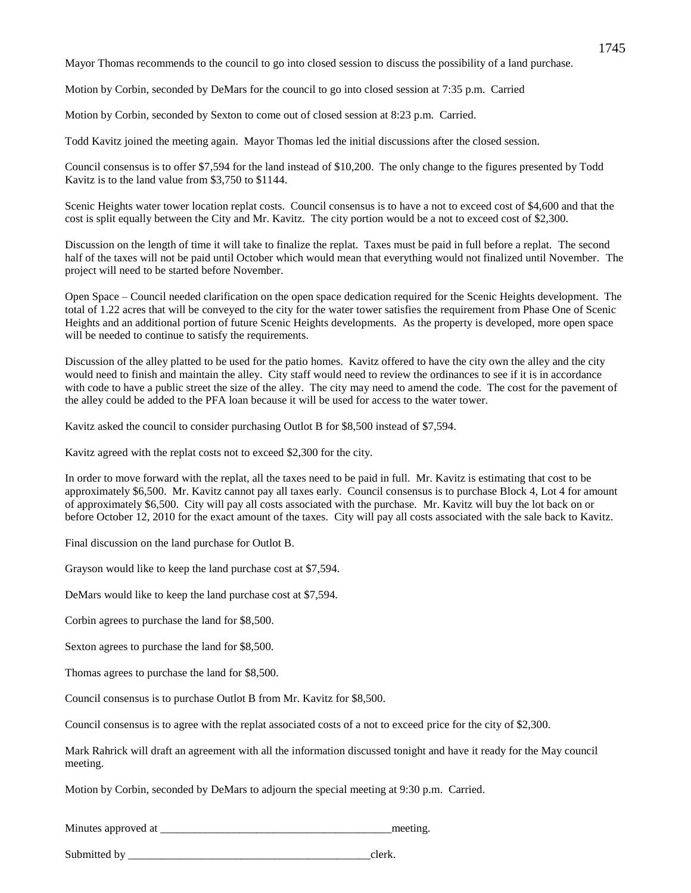Mayor Thomas recommends to the council to go into closed session to discuss the possibility of a land purchase.

Motion by Corbin, seconded by DeMars for the council to go into closed session at 7:35 p.m. Carried

Motion by Corbin, seconded by Sexton to come out of closed session at 8:23 p.m. Carried.

Todd Kavitz joined the meeting again. Mayor Thomas led the initial discussions after the closed session.

Council consensus is to offer $7,594 for the land instead of $10,200. The only change to the figures presented by Todd Kavitz is to the land value from $3,750 to $1144.

Scenic Heights water tower location replat costs. Council consensus is to have a not to exceed cost of $4,600 and that the cost is split equally between the City and Mr. Kavitz. The city portion would be a not to exceed cost of $2,300.

Discussion on the length of time it will take to finalize the replat. Taxes must be paid in full before a replat. The second half of the taxes will not be paid until October which would mean that everything would not finalized until November. The project will need to be started before November.

Open Space – Council needed clarification on the open space dedication required for the Scenic Heights development. The total of 1.22 acres that will be conveyed to the city for the water tower satisfies the requirement from Phase One of Scenic Heights and an additional portion of future Scenic Heights developments. As the property is developed, more open space will be needed to continue to satisfy the requirements.

Discussion of the alley platted to be used for the patio homes. Kavitz offered to have the city own the alley and the city would need to finish and maintain the alley. City staff would need to review the ordinances to see if it is in accordance with code to have a public street the size of the alley. The city may need to amend the code. The cost for the pavement of the alley could be added to the PFA loan because it will be used for access to the water tower.

Kavitz asked the council to consider purchasing Outlot B for $8,500 instead of $7,594.

Kavitz agreed with the replat costs not to exceed $2,300 for the city.

In order to move forward with the replat, all the taxes need to be paid in full. Mr. Kavitz is estimating that cost to be approximately $6,500. Mr. Kavitz cannot pay all taxes early. Council consensus is to purchase Block 4, Lot 4 for amount of approximately $6,500. City will pay all costs associated with the purchase. Mr. Kavitz will buy the lot back on or before October 12, 2010 for the exact amount of the taxes. City will pay all costs associated with the sale back to Kavitz.

Final discussion on the land purchase for Outlot B.

Grayson would like to keep the land purchase cost at $7,594.

DeMars would like to keep the land purchase cost at $7,594.

Corbin agrees to purchase the land for $8,500.

Sexton agrees to purchase the land for $8,500.

Thomas agrees to purchase the land for $8,500.

Council consensus is to purchase Outlot B from Mr. Kavitz for $8,500.

Council consensus is to agree with the replat associated costs of a not to exceed price for the city of $2,300.

Mark Rahrick will draft an agreement with all the information discussed tonight and have it ready for the May council meeting.

Motion by Corbin, seconded by DeMars to adjourn the special meeting at 9:30 p.m. Carried.

Minutes approved at ________________________________________meeting.

Submitted by ___________________________________________clerk.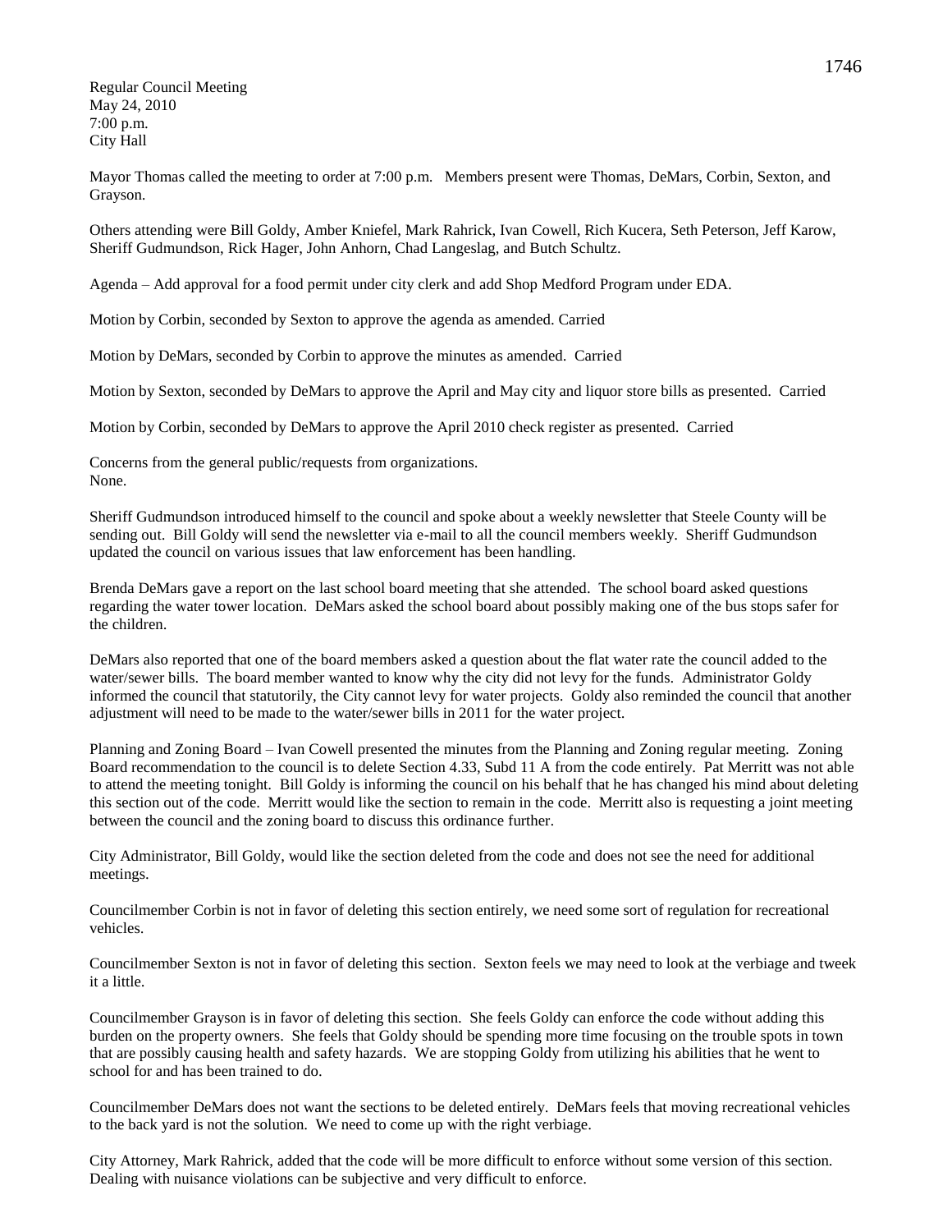Regular Council Meeting
May 24, 2010
7:00 p.m.
City Hall

Mayor Thomas called the meeting to order at 7:00 p.m. Members present were Thomas, DeMars, Corbin, Sexton, and Grayson.

Others attending were Bill Goldy, Amber Kniefel, Mark Rahrick, Ivan Cowell, Rich Kucera, Seth Peterson, Jeff Karow, Sheriff Gudmundson, Rick Hager, John Anhorn, Chad Langeslag, and Butch Schultz.

Agenda – Add approval for a food permit under city clerk and add Shop Medford Program under EDA.

Motion by Corbin, seconded by Sexton to approve the agenda as amended. Carried

Motion by DeMars, seconded by Corbin to approve the minutes as amended. Carried

Motion by Sexton, seconded by DeMars to approve the April and May city and liquor store bills as presented. Carried

Motion by Corbin, seconded by DeMars to approve the April 2010 check register as presented. Carried

Concerns from the general public/requests from organizations.
None.

Sheriff Gudmundson introduced himself to the council and spoke about a weekly newsletter that Steele County will be sending out. Bill Goldy will send the newsletter via e-mail to all the council members weekly. Sheriff Gudmundson updated the council on various issues that law enforcement has been handling.

Brenda DeMars gave a report on the last school board meeting that she attended. The school board asked questions regarding the water tower location. DeMars asked the school board about possibly making one of the bus stops safer for the children.

DeMars also reported that one of the board members asked a question about the flat water rate the council added to the water/sewer bills. The board member wanted to know why the city did not levy for the funds. Administrator Goldy informed the council that statutorily, the City cannot levy for water projects. Goldy also reminded the council that another adjustment will need to be made to the water/sewer bills in 2011 for the water project.

Planning and Zoning Board – Ivan Cowell presented the minutes from the Planning and Zoning regular meeting. Zoning Board recommendation to the council is to delete Section 4.33, Subd 11 A from the code entirely. Pat Merritt was not able to attend the meeting tonight. Bill Goldy is informing the council on his behalf that he has changed his mind about deleting this section out of the code. Merritt would like the section to remain in the code. Merritt also is requesting a joint meeting between the council and the zoning board to discuss this ordinance further.

City Administrator, Bill Goldy, would like the section deleted from the code and does not see the need for additional meetings.

Councilmember Corbin is not in favor of deleting this section entirely, we need some sort of regulation for recreational vehicles.

Councilmember Sexton is not in favor of deleting this section. Sexton feels we may need to look at the verbiage and tweek it a little.

Councilmember Grayson is in favor of deleting this section. She feels Goldy can enforce the code without adding this burden on the property owners. She feels that Goldy should be spending more time focusing on the trouble spots in town that are possibly causing health and safety hazards. We are stopping Goldy from utilizing his abilities that he went to school for and has been trained to do.

Councilmember DeMars does not want the sections to be deleted entirely. DeMars feels that moving recreational vehicles to the back yard is not the solution. We need to come up with the right verbiage.

City Attorney, Mark Rahrick, added that the code will be more difficult to enforce without some version of this section. Dealing with nuisance violations can be subjective and very difficult to enforce.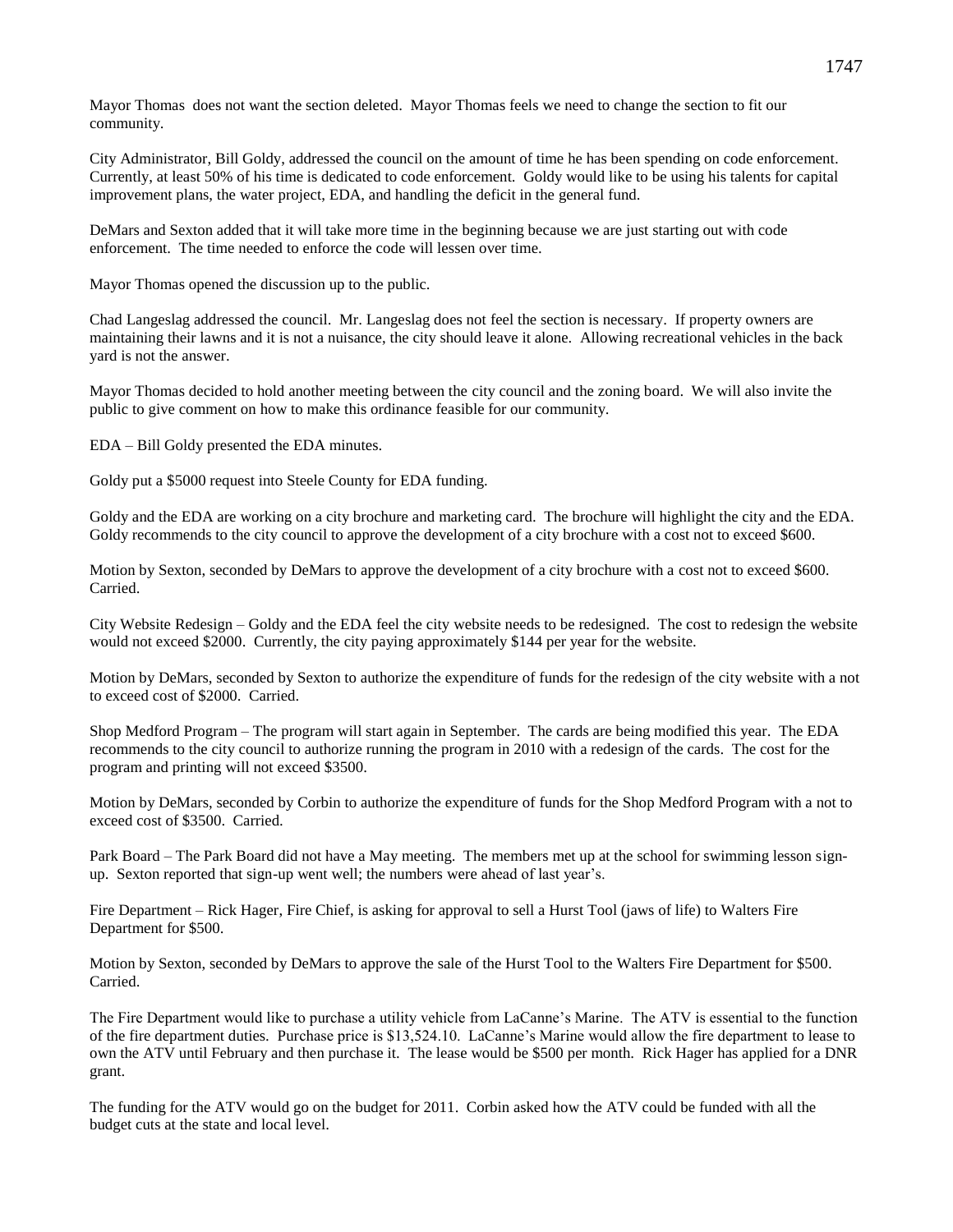Mayor Thomas does not want the section deleted. Mayor Thomas feels we need to change the section to fit our community.

City Administrator, Bill Goldy, addressed the council on the amount of time he has been spending on code enforcement. Currently, at least 50% of his time is dedicated to code enforcement. Goldy would like to be using his talents for capital improvement plans, the water project, EDA, and handling the deficit in the general fund.

DeMars and Sexton added that it will take more time in the beginning because we are just starting out with code enforcement. The time needed to enforce the code will lessen over time.

Mayor Thomas opened the discussion up to the public.

Chad Langeslag addressed the council. Mr. Langeslag does not feel the section is necessary. If property owners are maintaining their lawns and it is not a nuisance, the city should leave it alone. Allowing recreational vehicles in the back yard is not the answer.

Mayor Thomas decided to hold another meeting between the city council and the zoning board. We will also invite the public to give comment on how to make this ordinance feasible for our community.

EDA – Bill Goldy presented the EDA minutes.

Goldy put a $5000 request into Steele County for EDA funding.

Goldy and the EDA are working on a city brochure and marketing card. The brochure will highlight the city and the EDA. Goldy recommends to the city council to approve the development of a city brochure with a cost not to exceed $600.

Motion by Sexton, seconded by DeMars to approve the development of a city brochure with a cost not to exceed $600. Carried.

City Website Redesign – Goldy and the EDA feel the city website needs to be redesigned. The cost to redesign the website would not exceed $2000. Currently, the city paying approximately $144 per year for the website.

Motion by DeMars, seconded by Sexton to authorize the expenditure of funds for the redesign of the city website with a not to exceed cost of $2000. Carried.

Shop Medford Program – The program will start again in September. The cards are being modified this year. The EDA recommends to the city council to authorize running the program in 2010 with a redesign of the cards. The cost for the program and printing will not exceed $3500.

Motion by DeMars, seconded by Corbin to authorize the expenditure of funds for the Shop Medford Program with a not to exceed cost of $3500. Carried.

Park Board – The Park Board did not have a May meeting. The members met up at the school for swimming lesson sign-up. Sexton reported that sign-up went well; the numbers were ahead of last year's.

Fire Department – Rick Hager, Fire Chief, is asking for approval to sell a Hurst Tool (jaws of life) to Walters Fire Department for $500.

Motion by Sexton, seconded by DeMars to approve the sale of the Hurst Tool to the Walters Fire Department for $500. Carried.

The Fire Department would like to purchase a utility vehicle from LaCanne's Marine. The ATV is essential to the function of the fire department duties. Purchase price is $13,524.10. LaCanne's Marine would allow the fire department to lease to own the ATV until February and then purchase it. The lease would be $500 per month. Rick Hager has applied for a DNR grant.

The funding for the ATV would go on the budget for 2011. Corbin asked how the ATV could be funded with all the budget cuts at the state and local level.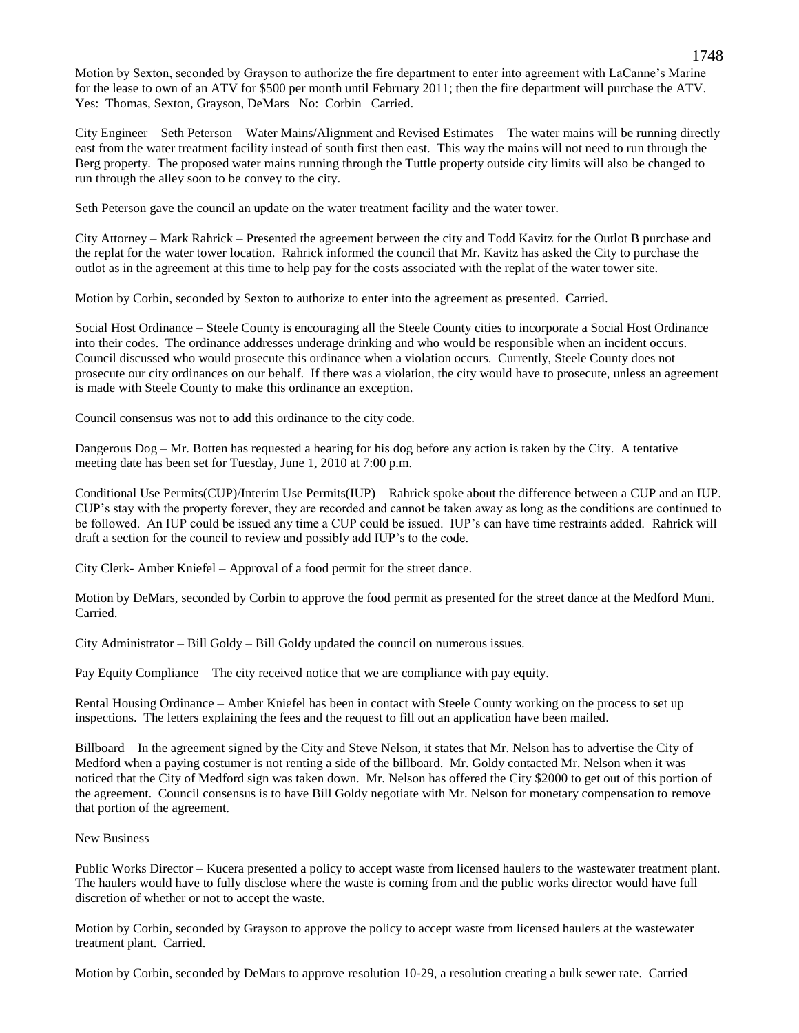Motion by Sexton, seconded by Grayson to authorize the fire department to enter into agreement with LaCanne's Marine for the lease to own of an ATV for $500 per month until February 2011; then the fire department will purchase the ATV. Yes: Thomas, Sexton, Grayson, DeMars No: Corbin Carried.

City Engineer – Seth Peterson – Water Mains/Alignment and Revised Estimates – The water mains will be running directly east from the water treatment facility instead of south first then east. This way the mains will not need to run through the Berg property. The proposed water mains running through the Tuttle property outside city limits will also be changed to run through the alley soon to be convey to the city.

Seth Peterson gave the council an update on the water treatment facility and the water tower.

City Attorney – Mark Rahrick – Presented the agreement between the city and Todd Kavitz for the Outlot B purchase and the replat for the water tower location. Rahrick informed the council that Mr. Kavitz has asked the City to purchase the outlot as in the agreement at this time to help pay for the costs associated with the replat of the water tower site.

Motion by Corbin, seconded by Sexton to authorize to enter into the agreement as presented. Carried.

Social Host Ordinance – Steele County is encouraging all the Steele County cities to incorporate a Social Host Ordinance into their codes. The ordinance addresses underage drinking and who would be responsible when an incident occurs. Council discussed who would prosecute this ordinance when a violation occurs. Currently, Steele County does not prosecute our city ordinances on our behalf. If there was a violation, the city would have to prosecute, unless an agreement is made with Steele County to make this ordinance an exception.

Council consensus was not to add this ordinance to the city code.

Dangerous Dog – Mr. Botten has requested a hearing for his dog before any action is taken by the City. A tentative meeting date has been set for Tuesday, June 1, 2010 at 7:00 p.m.

Conditional Use Permits(CUP)/Interim Use Permits(IUP) – Rahrick spoke about the difference between a CUP and an IUP. CUP's stay with the property forever, they are recorded and cannot be taken away as long as the conditions are continued to be followed. An IUP could be issued any time a CUP could be issued. IUP's can have time restraints added. Rahrick will draft a section for the council to review and possibly add IUP's to the code.

City Clerk- Amber Kniefel – Approval of a food permit for the street dance.

Motion by DeMars, seconded by Corbin to approve the food permit as presented for the street dance at the Medford Muni. Carried.

City Administrator – Bill Goldy – Bill Goldy updated the council on numerous issues.

Pay Equity Compliance – The city received notice that we are compliance with pay equity.

Rental Housing Ordinance – Amber Kniefel has been in contact with Steele County working on the process to set up inspections. The letters explaining the fees and the request to fill out an application have been mailed.

Billboard – In the agreement signed by the City and Steve Nelson, it states that Mr. Nelson has to advertise the City of Medford when a paying costumer is not renting a side of the billboard. Mr. Goldy contacted Mr. Nelson when it was noticed that the City of Medford sign was taken down. Mr. Nelson has offered the City $2000 to get out of this portion of the agreement. Council consensus is to have Bill Goldy negotiate with Mr. Nelson for monetary compensation to remove that portion of the agreement.

New Business

Public Works Director – Kucera presented a policy to accept waste from licensed haulers to the wastewater treatment plant. The haulers would have to fully disclose where the waste is coming from and the public works director would have full discretion of whether or not to accept the waste.

Motion by Corbin, seconded by Grayson to approve the policy to accept waste from licensed haulers at the wastewater treatment plant. Carried.

Motion by Corbin, seconded by DeMars to approve resolution 10-29, a resolution creating a bulk sewer rate. Carried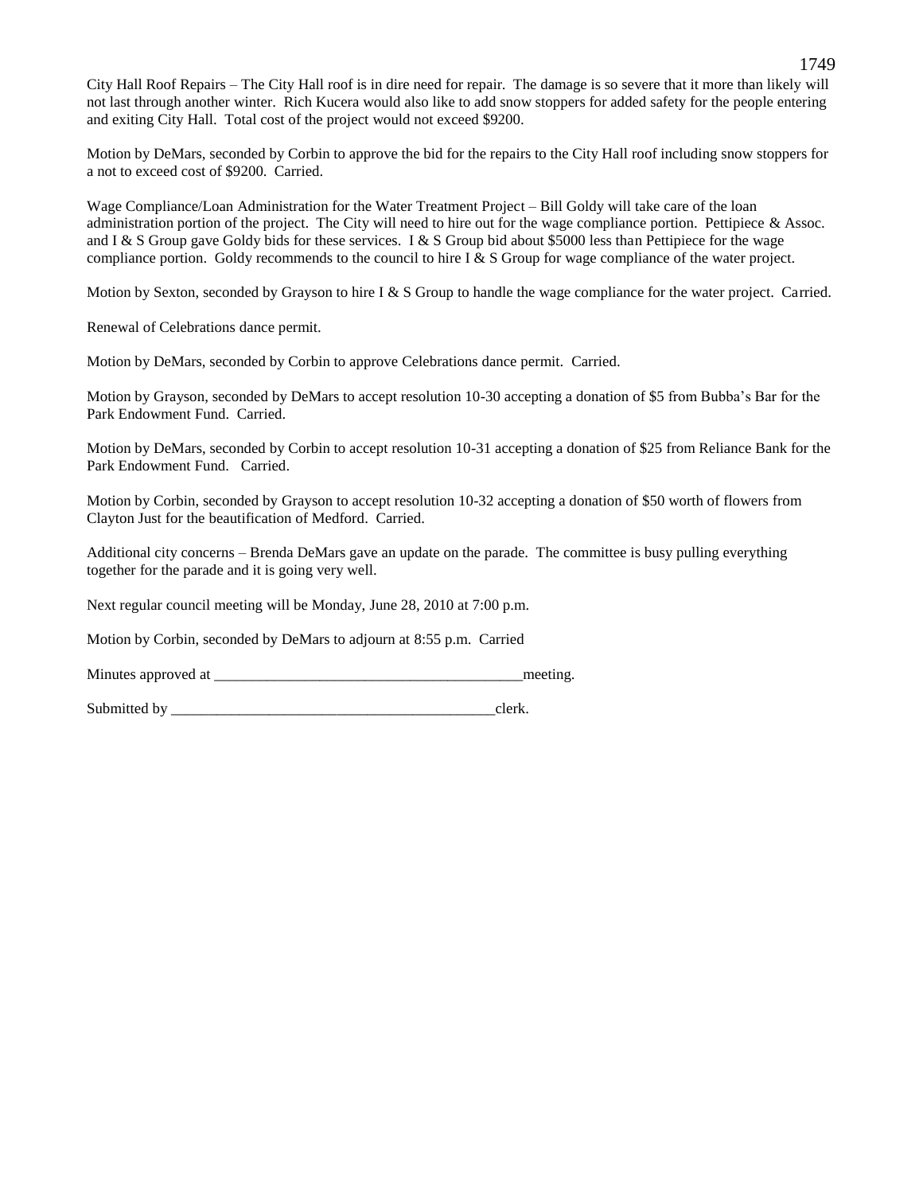City Hall Roof Repairs – The City Hall roof is in dire need for repair. The damage is so severe that it more than likely will not last through another winter. Rich Kucera would also like to add snow stoppers for added safety for the people entering and exiting City Hall. Total cost of the project would not exceed $9200.

Motion by DeMars, seconded by Corbin to approve the bid for the repairs to the City Hall roof including snow stoppers for a not to exceed cost of $9200. Carried.

Wage Compliance/Loan Administration for the Water Treatment Project – Bill Goldy will take care of the loan administration portion of the project. The City will need to hire out for the wage compliance portion. Pettipiece & Assoc. and I & S Group gave Goldy bids for these services. I & S Group bid about $5000 less than Pettipiece for the wage compliance portion. Goldy recommends to the council to hire I & S Group for wage compliance of the water project.

Motion by Sexton, seconded by Grayson to hire I & S Group to handle the wage compliance for the water project. Carried.

Renewal of Celebrations dance permit.

Motion by DeMars, seconded by Corbin to approve Celebrations dance permit. Carried.

Motion by Grayson, seconded by DeMars to accept resolution 10-30 accepting a donation of $5 from Bubba's Bar for the Park Endowment Fund. Carried.

Motion by DeMars, seconded by Corbin to accept resolution 10-31 accepting a donation of $25 from Reliance Bank for the Park Endowment Fund. Carried.

Motion by Corbin, seconded by Grayson to accept resolution 10-32 accepting a donation of $50 worth of flowers from Clayton Just for the beautification of Medford. Carried.

Additional city concerns – Brenda DeMars gave an update on the parade. The committee is busy pulling everything together for the parade and it is going very well.

Next regular council meeting will be Monday, June 28, 2010 at 7:00 p.m.

Motion by Corbin, seconded by DeMars to adjourn at 8:55 p.m. Carried

Minutes approved at ________________________________________meeting.

Submitted by ____________________________________________clerk.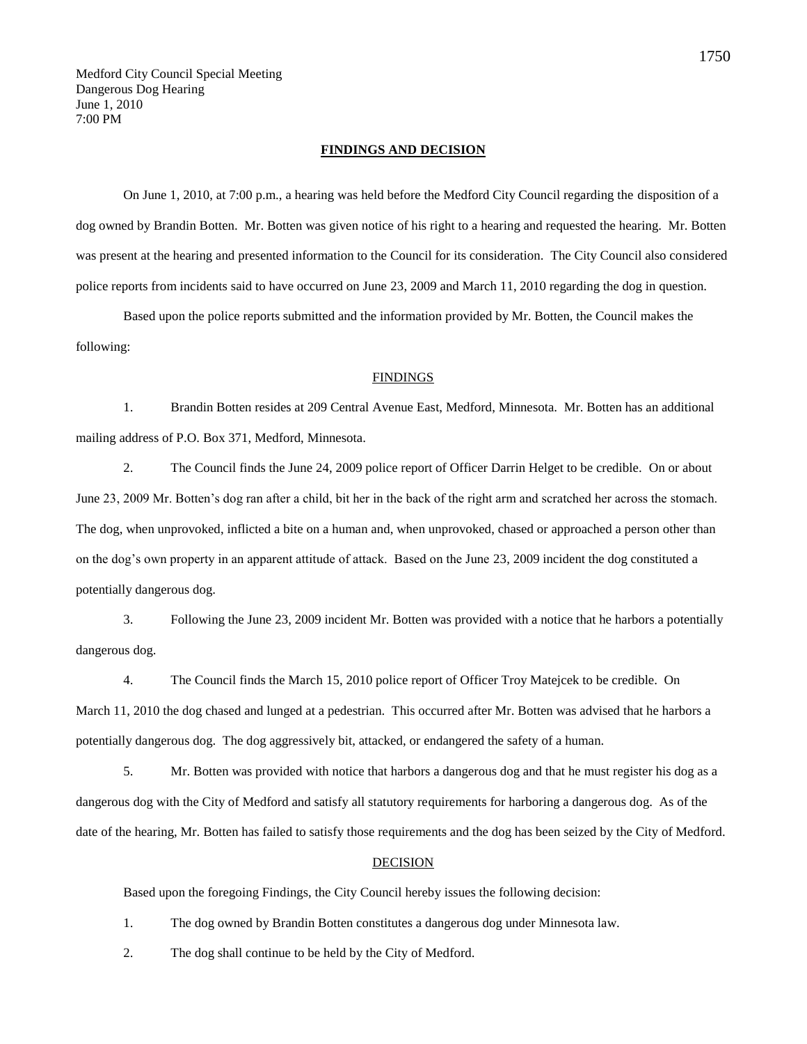Medford City Council Special Meeting
Dangerous Dog Hearing
June 1, 2010
7:00 PM

**FINDINGS AND DECISION**

On June 1, 2010, at 7:00 p.m., a hearing was held before the Medford City Council regarding the disposition of a dog owned by Brandin Botten. Mr. Botten was given notice of his right to a hearing and requested the hearing. Mr. Botten was present at the hearing and presented information to the Council for its consideration. The City Council also considered police reports from incidents said to have occurred on June 23, 2009 and March 11, 2010 regarding the dog in question.

Based upon the police reports submitted and the information provided by Mr. Botten, the Council makes the following:

FINDINGS

1. Brandin Botten resides at 209 Central Avenue East, Medford, Minnesota. Mr. Botten has an additional mailing address of P.O. Box 371, Medford, Minnesota.

2. The Council finds the June 24, 2009 police report of Officer Darrin Helget to be credible. On or about June 23, 2009 Mr. Botten's dog ran after a child, bit her in the back of the right arm and scratched her across the stomach. The dog, when unprovoked, inflicted a bite on a human and, when unprovoked, chased or approached a person other than on the dog's own property in an apparent attitude of attack. Based on the June 23, 2009 incident the dog constituted a potentially dangerous dog.

3. Following the June 23, 2009 incident Mr. Botten was provided with a notice that he harbors a potentially dangerous dog.

4. The Council finds the March 15, 2010 police report of Officer Troy Matejcek to be credible. On March 11, 2010 the dog chased and lunged at a pedestrian. This occurred after Mr. Botten was advised that he harbors a potentially dangerous dog. The dog aggressively bit, attacked, or endangered the safety of a human.

5. Mr. Botten was provided with notice that harbors a dangerous dog and that he must register his dog as a dangerous dog with the City of Medford and satisfy all statutory requirements for harboring a dangerous dog. As of the date of the hearing, Mr. Botten has failed to satisfy those requirements and the dog has been seized by the City of Medford.

DECISION

Based upon the foregoing Findings, the City Council hereby issues the following decision:

1. The dog owned by Brandin Botten constitutes a dangerous dog under Minnesota law.

2. The dog shall continue to be held by the City of Medford.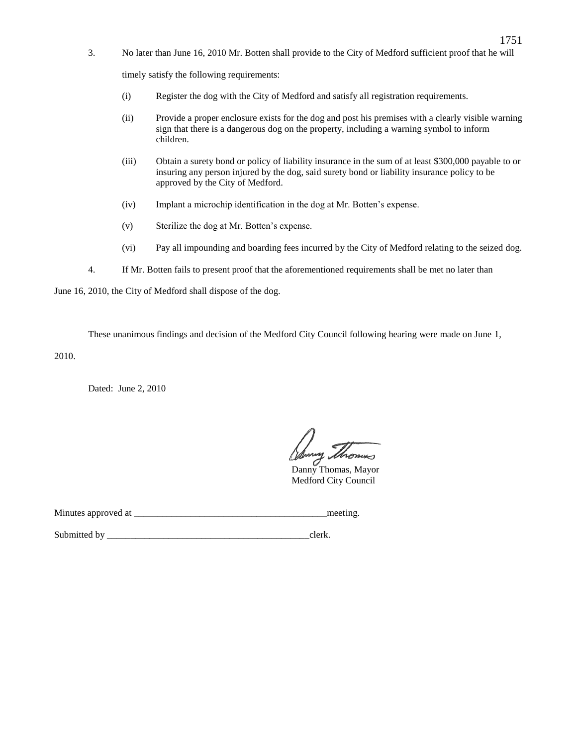3. No later than June 16, 2010 Mr. Botten shall provide to the City of Medford sufficient proof that he will timely satisfy the following requirements:

   (i) Register the dog with the City of Medford and satisfy all registration requirements.

   (ii) Provide a proper enclosure exists for the dog and post his premises with a clearly visible warning sign that there is a dangerous dog on the property, including a warning symbol to inform children.

   (iii) Obtain a surety bond or policy of liability insurance in the sum of at least $300,000 payable to or insuring any person injured by the dog, said surety bond or liability insurance policy to be approved by the City of Medford.

   (iv) Implant a microchip identification in the dog at Mr. Botten's expense.

   (v) Sterilize the dog at Mr. Botten's expense.

   (vi) Pay all impounding and boarding fees incurred by the City of Medford relating to the seized dog.

4. If Mr. Botten fails to present proof that the aforementioned requirements shall be met no later than June 16, 2010, the City of Medford shall dispose of the dog.

These unanimous findings and decision of the Medford City Council following hearing were made on June 1, 2010.

Dated: June 2, 2010

Danny Thomas, Mayor
Medford City Council

Minutes approved at _________________________________________meeting.

Submitted by ____________________________________________clerk.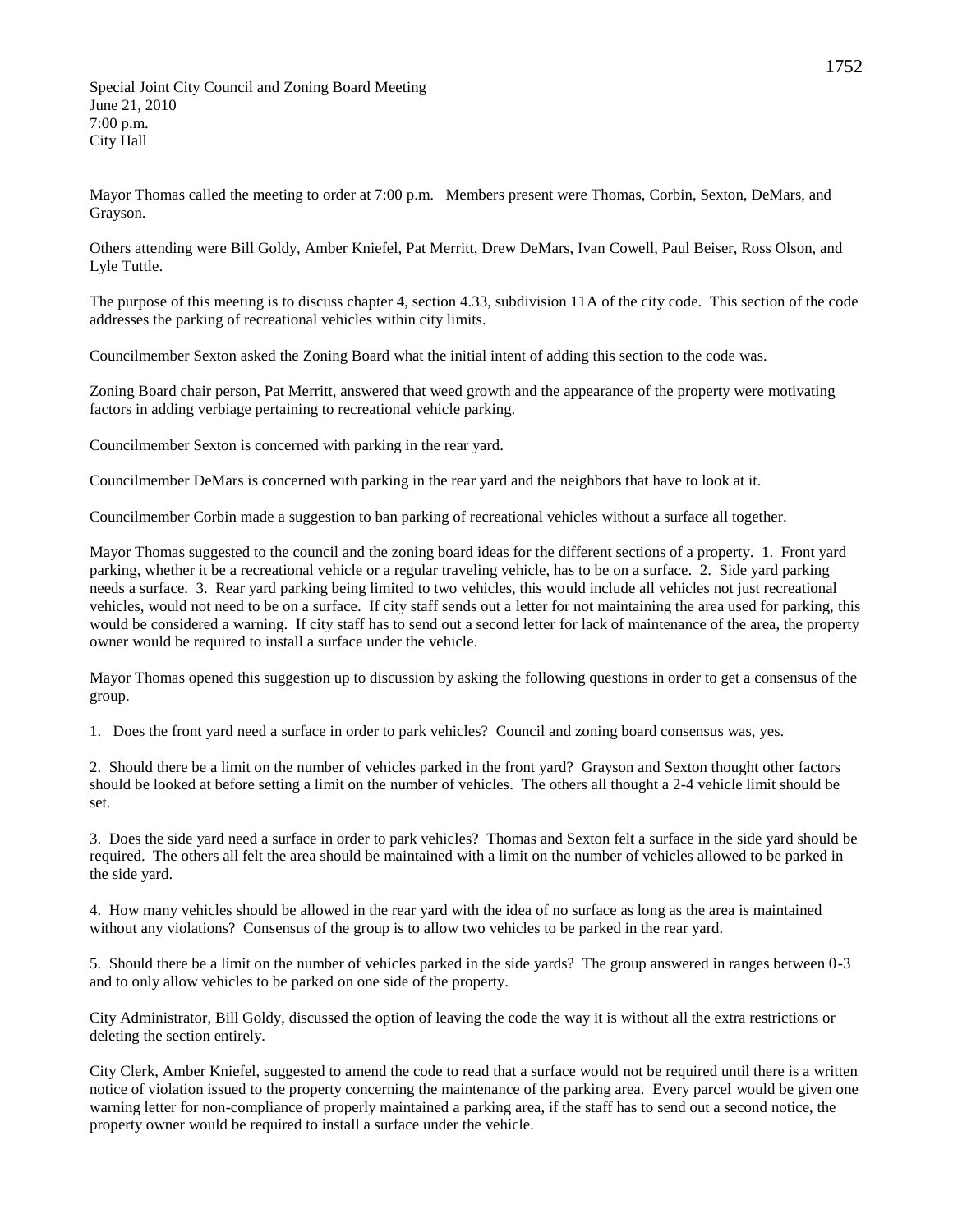Special Joint City Council and Zoning Board Meeting
June 21, 2010
7:00 p.m.
City Hall

Mayor Thomas called the meeting to order at 7:00 p.m. Members present were Thomas, Corbin, Sexton, DeMars, and Grayson.

Others attending were Bill Goldy, Amber Kniefel, Pat Merritt, Drew DeMars, Ivan Cowell, Paul Beiser, Ross Olson, and Lyle Tuttle.

The purpose of this meeting is to discuss chapter 4, section 4.33, subdivision 11A of the city code. This section of the code addresses the parking of recreational vehicles within city limits.

Councilmember Sexton asked the Zoning Board what the initial intent of adding this section to the code was.

Zoning Board chair person, Pat Merritt, answered that weed growth and the appearance of the property were motivating factors in adding verbiage pertaining to recreational vehicle parking.

Councilmember Sexton is concerned with parking in the rear yard.

Councilmember DeMars is concerned with parking in the rear yard and the neighbors that have to look at it.

Councilmember Corbin made a suggestion to ban parking of recreational vehicles without a surface all together.

Mayor Thomas suggested to the council and the zoning board ideas for the different sections of a property. 1. Front yard parking, whether it be a recreational vehicle or a regular traveling vehicle, has to be on a surface. 2. Side yard parking needs a surface. 3. Rear yard parking being limited to two vehicles, this would include all vehicles not just recreational vehicles, would not need to be on a surface. If city staff sends out a letter for not maintaining the area used for parking, this would be considered a warning. If city staff has to send out a second letter for lack of maintenance of the area, the property owner would be required to install a surface under the vehicle.

Mayor Thomas opened this suggestion up to discussion by asking the following questions in order to get a consensus of the group.

1. Does the front yard need a surface in order to park vehicles? Council and zoning board consensus was, yes.

2. Should there be a limit on the number of vehicles parked in the front yard? Grayson and Sexton thought other factors should be looked at before setting a limit on the number of vehicles. The others all thought a 2-4 vehicle limit should be set.

3. Does the side yard need a surface in order to park vehicles? Thomas and Sexton felt a surface in the side yard should be required. The others all felt the area should be maintained with a limit on the number of vehicles allowed to be parked in the side yard.

4. How many vehicles should be allowed in the rear yard with the idea of no surface as long as the area is maintained without any violations? Consensus of the group is to allow two vehicles to be parked in the rear yard.

5. Should there be a limit on the number of vehicles parked in the side yards? The group answered in ranges between 0-3 and to only allow vehicles to be parked on one side of the property.

City Administrator, Bill Goldy, discussed the option of leaving the code the way it is without all the extra restrictions or deleting the section entirely.

City Clerk, Amber Kniefel, suggested to amend the code to read that a surface would not be required until there is a written notice of violation issued to the property concerning the maintenance of the parking area. Every parcel would be given one warning letter for non-compliance of properly maintained a parking area, if the staff has to send out a second notice, the property owner would be required to install a surface under the vehicle.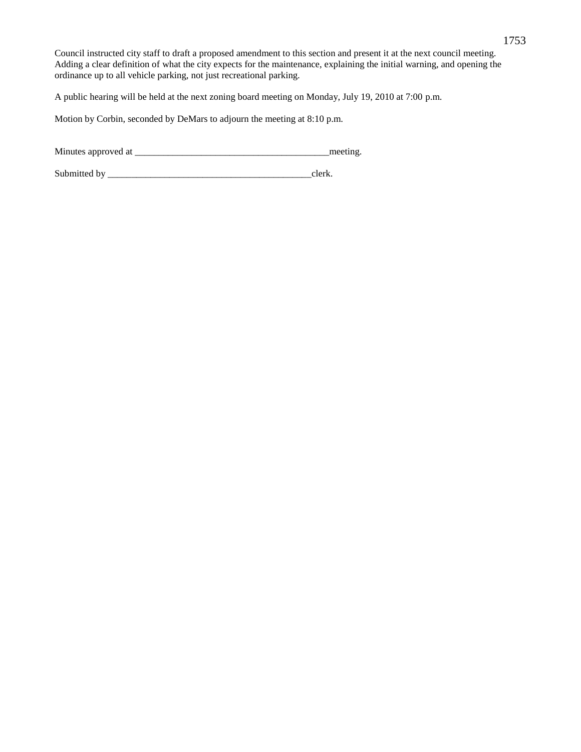Council instructed city staff to draft a proposed amendment to this section and present it at the next council meeting. Adding a clear definition of what the city expects for the maintenance, explaining the initial warning, and opening the ordinance up to all vehicle parking, not just recreational parking.

A public hearing will be held at the next zoning board meeting on Monday, July 19, 2010 at 7:00 p.m.

Motion by Corbin, seconded by DeMars to adjourn the meeting at 8:10 p.m.

Minutes approved at __________________________________________meeting.

Submitted by ____________________________________________clerk.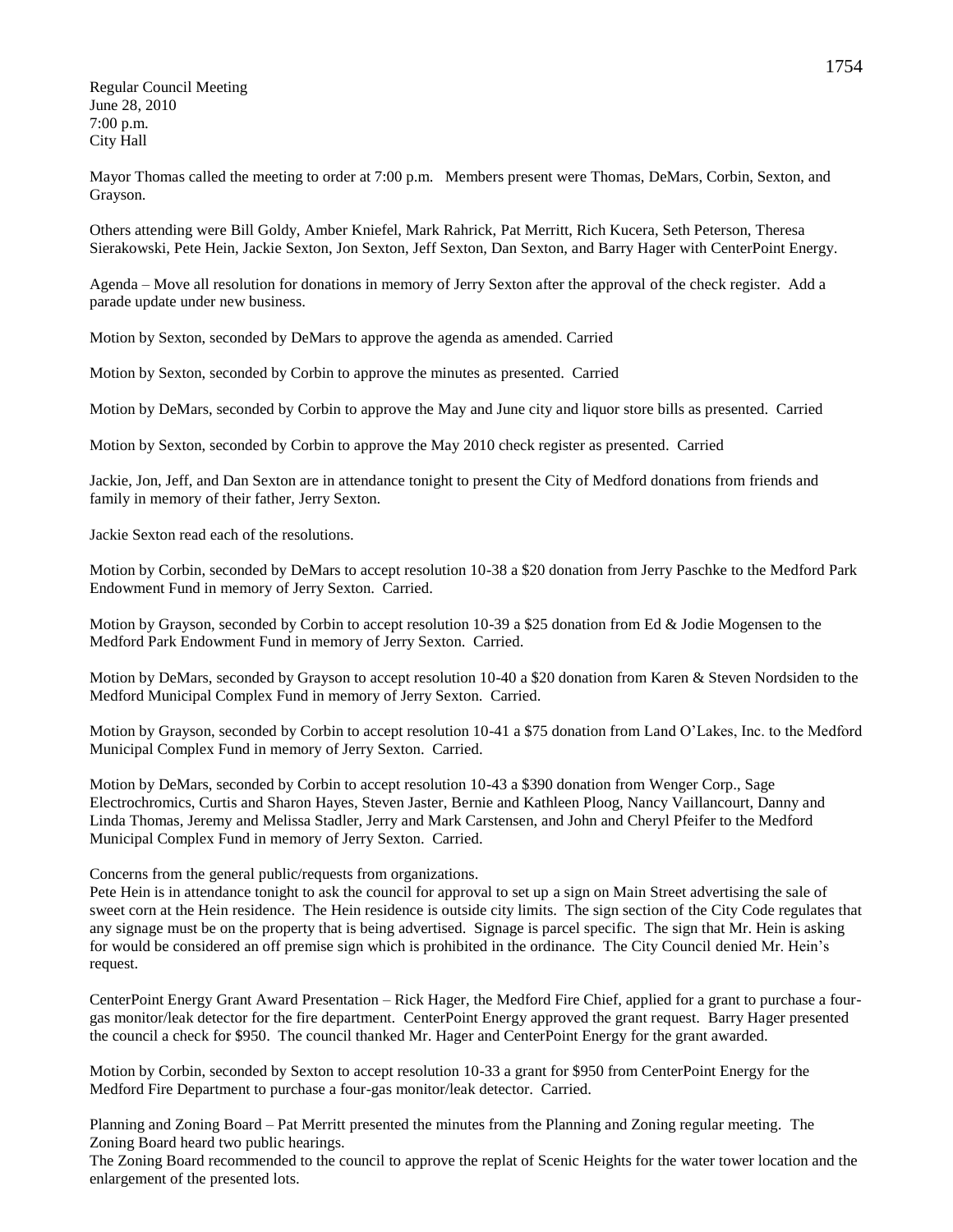Regular Council Meeting
June 28, 2010
7:00 p.m.
City Hall

Mayor Thomas called the meeting to order at 7:00 p.m. Members present were Thomas, DeMars, Corbin, Sexton, and Grayson.

Others attending were Bill Goldy, Amber Kniefel, Mark Rahrick, Pat Merritt, Rich Kucera, Seth Peterson, Theresa Sierakowski, Pete Hein, Jackie Sexton, Jon Sexton, Jeff Sexton, Dan Sexton, and Barry Hager with CenterPoint Energy.

Agenda – Move all resolution for donations in memory of Jerry Sexton after the approval of the check register. Add a parade update under new business.

Motion by Sexton, seconded by DeMars to approve the agenda as amended. Carried

Motion by Sexton, seconded by Corbin to approve the minutes as presented. Carried

Motion by DeMars, seconded by Corbin to approve the May and June city and liquor store bills as presented. Carried

Motion by Sexton, seconded by Corbin to approve the May 2010 check register as presented. Carried

Jackie, Jon, Jeff, and Dan Sexton are in attendance tonight to present the City of Medford donations from friends and family in memory of their father, Jerry Sexton.

Jackie Sexton read each of the resolutions.

Motion by Corbin, seconded by DeMars to accept resolution 10-38 a $20 donation from Jerry Paschke to the Medford Park Endowment Fund in memory of Jerry Sexton. Carried.

Motion by Grayson, seconded by Corbin to accept resolution 10-39 a $25 donation from Ed & Jodie Mogensen to the Medford Park Endowment Fund in memory of Jerry Sexton. Carried.

Motion by DeMars, seconded by Grayson to accept resolution 10-40 a $20 donation from Karen & Steven Nordsiden to the Medford Municipal Complex Fund in memory of Jerry Sexton. Carried.

Motion by Grayson, seconded by Corbin to accept resolution 10-41 a $75 donation from Land O'Lakes, Inc. to the Medford Municipal Complex Fund in memory of Jerry Sexton. Carried.

Motion by DeMars, seconded by Corbin to accept resolution 10-43 a $390 donation from Wenger Corp., Sage Electrochromics, Curtis and Sharon Hayes, Steven Jaster, Bernie and Kathleen Ploog, Nancy Vaillancourt, Danny and Linda Thomas, Jeremy and Melissa Stadler, Jerry and Mark Carstensen, and John and Cheryl Pfeifer to the Medford Municipal Complex Fund in memory of Jerry Sexton. Carried.

Concerns from the general public/requests from organizations.
Pete Hein is in attendance tonight to ask the council for approval to set up a sign on Main Street advertising the sale of sweet corn at the Hein residence. The Hein residence is outside city limits. The sign section of the City Code regulates that any signage must be on the property that is being advertised. Signage is parcel specific. The sign that Mr. Hein is asking for would be considered an off premise sign which is prohibited in the ordinance. The City Council denied Mr. Hein's request.

CenterPoint Energy Grant Award Presentation – Rick Hager, the Medford Fire Chief, applied for a grant to purchase a four-gas monitor/leak detector for the fire department. CenterPoint Energy approved the grant request. Barry Hager presented the council a check for $950. The council thanked Mr. Hager and CenterPoint Energy for the grant awarded.

Motion by Corbin, seconded by Sexton to accept resolution 10-33 a grant for $950 from CenterPoint Energy for the Medford Fire Department to purchase a four-gas monitor/leak detector. Carried.

Planning and Zoning Board – Pat Merritt presented the minutes from the Planning and Zoning regular meeting. The Zoning Board heard two public hearings.
The Zoning Board recommended to the council to approve the replat of Scenic Heights for the water tower location and the enlargement of the presented lots.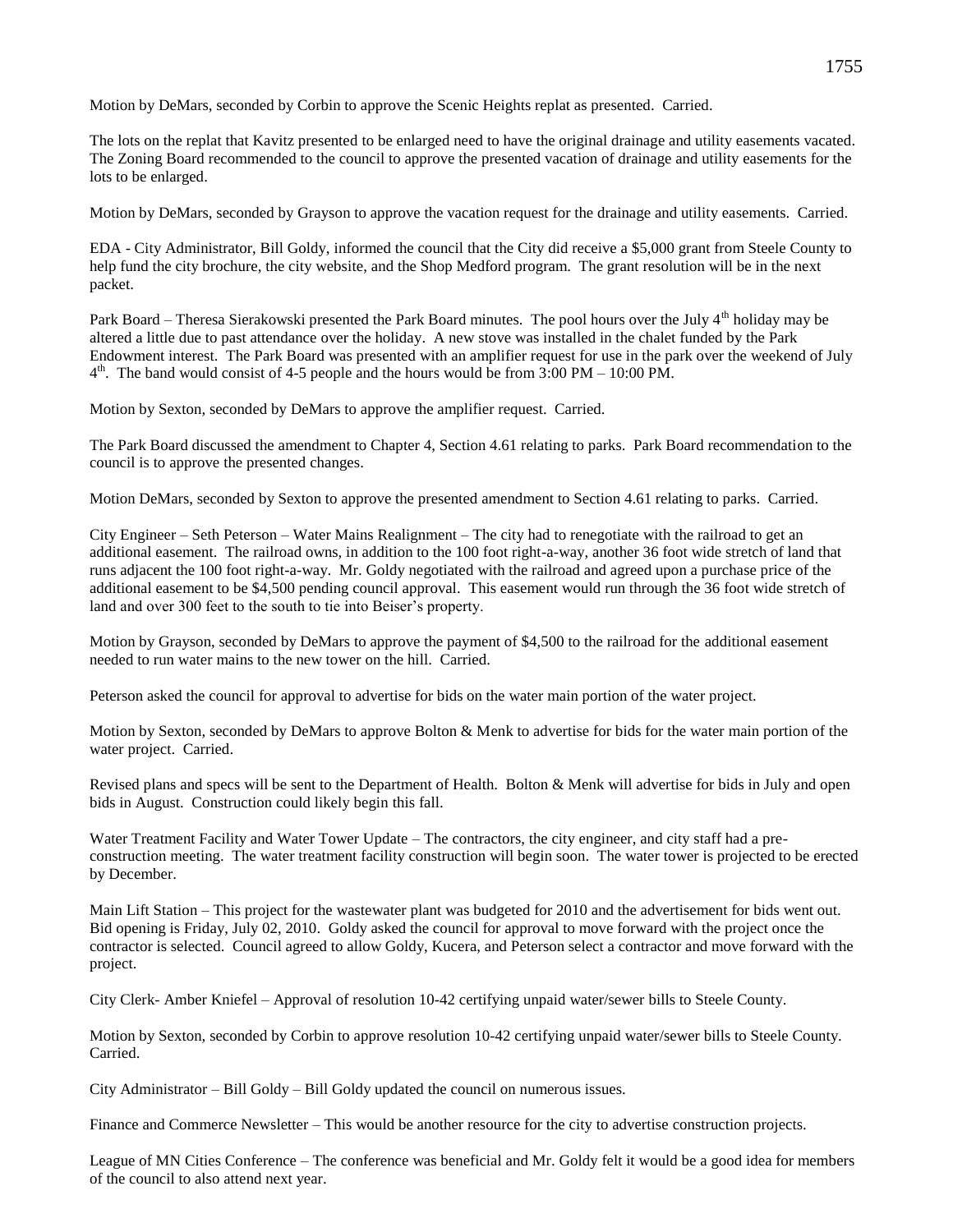Motion by DeMars, seconded by Corbin to approve the Scenic Heights replat as presented. Carried.

The lots on the replat that Kavitz presented to be enlarged need to have the original drainage and utility easements vacated. The Zoning Board recommended to the council to approve the presented vacation of drainage and utility easements for the lots to be enlarged.

Motion by DeMars, seconded by Grayson to approve the vacation request for the drainage and utility easements. Carried.

EDA - City Administrator, Bill Goldy, informed the council that the City did receive a $5,000 grant from Steele County to help fund the city brochure, the city website, and the Shop Medford program. The grant resolution will be in the next packet.

Park Board – Theresa Sierakowski presented the Park Board minutes. The pool hours over the July 4th holiday may be altered a little due to past attendance over the holiday. A new stove was installed in the chalet funded by the Park Endowment interest. The Park Board was presented with an amplifier request for use in the park over the weekend of July 4th. The band would consist of 4-5 people and the hours would be from 3:00 PM – 10:00 PM.

Motion by Sexton, seconded by DeMars to approve the amplifier request. Carried.

The Park Board discussed the amendment to Chapter 4, Section 4.61 relating to parks. Park Board recommendation to the council is to approve the presented changes.

Motion DeMars, seconded by Sexton to approve the presented amendment to Section 4.61 relating to parks. Carried.

City Engineer – Seth Peterson – Water Mains Realignment – The city had to renegotiate with the railroad to get an additional easement. The railroad owns, in addition to the 100 foot right-a-way, another 36 foot wide stretch of land that runs adjacent the 100 foot right-a-way. Mr. Goldy negotiated with the railroad and agreed upon a purchase price of the additional easement to be $4,500 pending council approval. This easement would run through the 36 foot wide stretch of land and over 300 feet to the south to tie into Beiser's property.

Motion by Grayson, seconded by DeMars to approve the payment of $4,500 to the railroad for the additional easement needed to run water mains to the new tower on the hill. Carried.

Peterson asked the council for approval to advertise for bids on the water main portion of the water project.

Motion by Sexton, seconded by DeMars to approve Bolton & Menk to advertise for bids for the water main portion of the water project. Carried.

Revised plans and specs will be sent to the Department of Health. Bolton & Menk will advertise for bids in July and open bids in August. Construction could likely begin this fall.

Water Treatment Facility and Water Tower Update – The contractors, the city engineer, and city staff had a pre-construction meeting. The water treatment facility construction will begin soon. The water tower is projected to be erected by December.

Main Lift Station – This project for the wastewater plant was budgeted for 2010 and the advertisement for bids went out. Bid opening is Friday, July 02, 2010. Goldy asked the council for approval to move forward with the project once the contractor is selected. Council agreed to allow Goldy, Kucera, and Peterson select a contractor and move forward with the project.

City Clerk- Amber Kniefel – Approval of resolution 10-42 certifying unpaid water/sewer bills to Steele County.

Motion by Sexton, seconded by Corbin to approve resolution 10-42 certifying unpaid water/sewer bills to Steele County. Carried.

City Administrator – Bill Goldy – Bill Goldy updated the council on numerous issues.

Finance and Commerce Newsletter – This would be another resource for the city to advertise construction projects.

League of MN Cities Conference – The conference was beneficial and Mr. Goldy felt it would be a good idea for members of the council to also attend next year.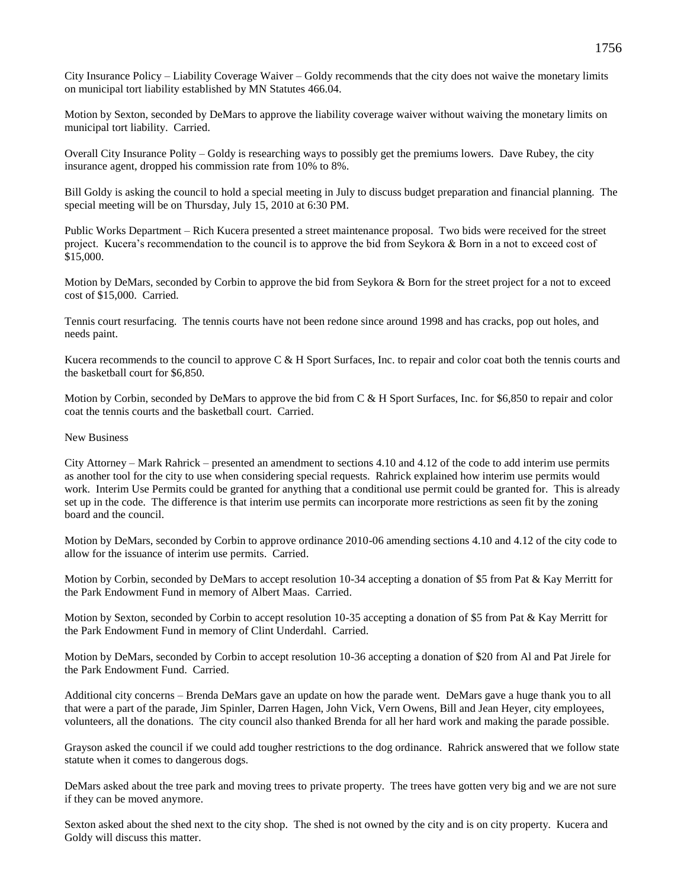City Insurance Policy – Liability Coverage Waiver – Goldy recommends that the city does not waive the monetary limits on municipal tort liability established by MN Statutes 466.04.

Motion by Sexton, seconded by DeMars to approve the liability coverage waiver without waiving the monetary limits on municipal tort liability. Carried.

Overall City Insurance Polity – Goldy is researching ways to possibly get the premiums lowers. Dave Rubey, the city insurance agent, dropped his commission rate from 10% to 8%.

Bill Goldy is asking the council to hold a special meeting in July to discuss budget preparation and financial planning. The special meeting will be on Thursday, July 15, 2010 at 6:30 PM.

Public Works Department – Rich Kucera presented a street maintenance proposal. Two bids were received for the street project. Kucera's recommendation to the council is to approve the bid from Seykora & Born in a not to exceed cost of $15,000.

Motion by DeMars, seconded by Corbin to approve the bid from Seykora & Born for the street project for a not to exceed cost of $15,000. Carried.

Tennis court resurfacing. The tennis courts have not been redone since around 1998 and has cracks, pop out holes, and needs paint.

Kucera recommends to the council to approve C & H Sport Surfaces, Inc. to repair and color coat both the tennis courts and the basketball court for $6,850.

Motion by Corbin, seconded by DeMars to approve the bid from C & H Sport Surfaces, Inc. for $6,850 to repair and color coat the tennis courts and the basketball court. Carried.

New Business

City Attorney – Mark Rahrick – presented an amendment to sections 4.10 and 4.12 of the code to add interim use permits as another tool for the city to use when considering special requests. Rahrick explained how interim use permits would work. Interim Use Permits could be granted for anything that a conditional use permit could be granted for. This is already set up in the code. The difference is that interim use permits can incorporate more restrictions as seen fit by the zoning board and the council.

Motion by DeMars, seconded by Corbin to approve ordinance 2010-06 amending sections 4.10 and 4.12 of the city code to allow for the issuance of interim use permits. Carried.

Motion by Corbin, seconded by DeMars to accept resolution 10-34 accepting a donation of $5 from Pat & Kay Merritt for the Park Endowment Fund in memory of Albert Maas. Carried.

Motion by Sexton, seconded by Corbin to accept resolution 10-35 accepting a donation of $5 from Pat & Kay Merritt for the Park Endowment Fund in memory of Clint Underdahl. Carried.

Motion by DeMars, seconded by Corbin to accept resolution 10-36 accepting a donation of $20 from Al and Pat Jirele for the Park Endowment Fund. Carried.

Additional city concerns – Brenda DeMars gave an update on how the parade went. DeMars gave a huge thank you to all that were a part of the parade, Jim Spinler, Darren Hagen, John Vick, Vern Owens, Bill and Jean Heyer, city employees, volunteers, all the donations. The city council also thanked Brenda for all her hard work and making the parade possible.

Grayson asked the council if we could add tougher restrictions to the dog ordinance. Rahrick answered that we follow state statute when it comes to dangerous dogs.

DeMars asked about the tree park and moving trees to private property. The trees have gotten very big and we are not sure if they can be moved anymore.

Sexton asked about the shed next to the city shop. The shed is not owned by the city and is on city property. Kucera and Goldy will discuss this matter.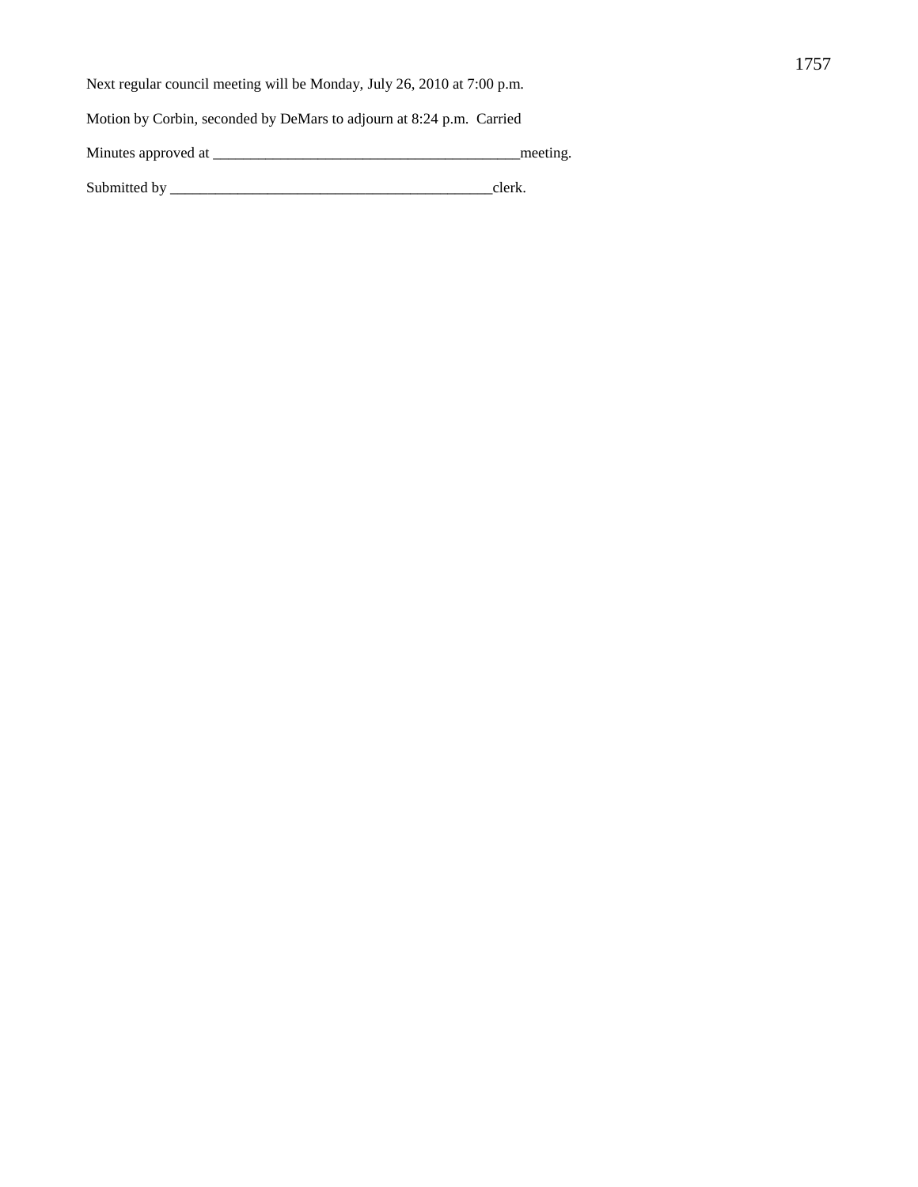Next regular council meeting will be Monday, July 26, 2010 at 7:00 p.m.

Motion by Corbin, seconded by DeMars to adjourn at 8:24 p.m. Carried

Minutes approved at __________________________________________meeting.

Submitted by ____________________________________________clerk.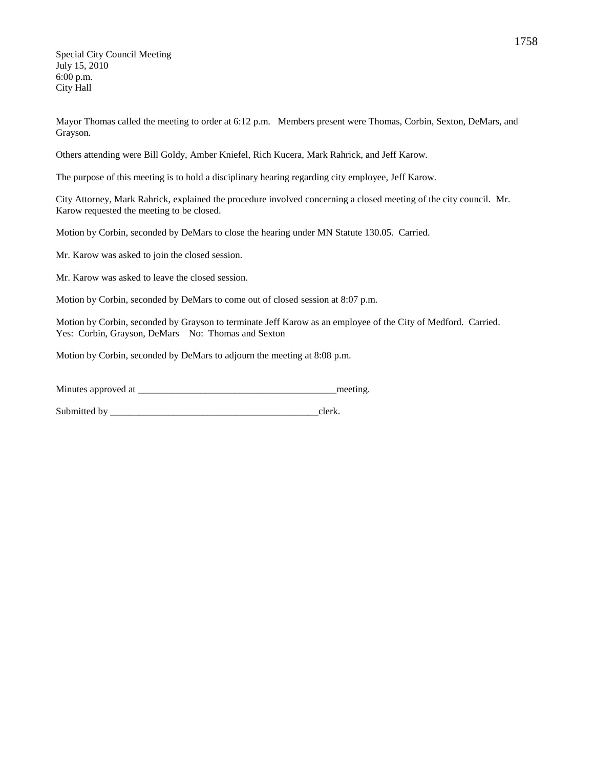Special City Council Meeting
July 15, 2010
6:00 p.m.
City Hall

Mayor Thomas called the meeting to order at 6:12 p.m. Members present were Thomas, Corbin, Sexton, DeMars, and Grayson.

Others attending were Bill Goldy, Amber Kniefel, Rich Kucera, Mark Rahrick, and Jeff Karow.

The purpose of this meeting is to hold a disciplinary hearing regarding city employee, Jeff Karow.

City Attorney, Mark Rahrick, explained the procedure involved concerning a closed meeting of the city council. Mr. Karow requested the meeting to be closed.

Motion by Corbin, seconded by DeMars to close the hearing under MN Statute 130.05. Carried.

Mr. Karow was asked to join the closed session.

Mr. Karow was asked to leave the closed session.

Motion by Corbin, seconded by DeMars to come out of closed session at 8:07 p.m.

Motion by Corbin, seconded by Grayson to terminate Jeff Karow as an employee of the City of Medford. Carried.
Yes: Corbin, Grayson, DeMars No: Thomas and Sexton

Motion by Corbin, seconded by DeMars to adjourn the meeting at 8:08 p.m.

Minutes approved at _________________________________________meeting.

Submitted by ____________________________________________clerk.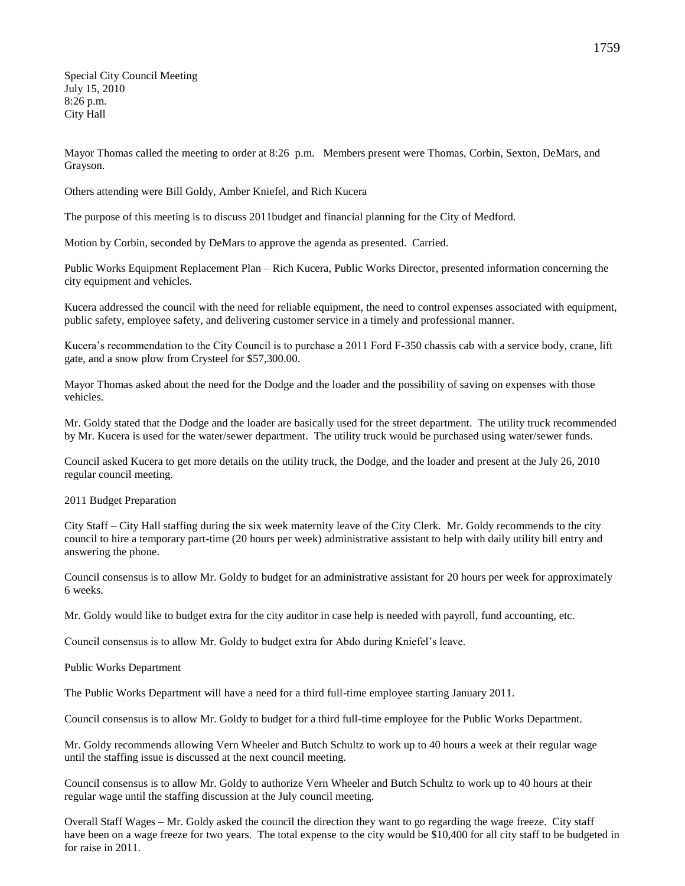Special City Council Meeting
July 15, 2010
8:26 p.m.
City Hall

Mayor Thomas called the meeting to order at 8:26 p.m. Members present were Thomas, Corbin, Sexton, DeMars, and Grayson.

Others attending were Bill Goldy, Amber Kniefel, and Rich Kucera

The purpose of this meeting is to discuss 2011budget and financial planning for the City of Medford.

Motion by Corbin, seconded by DeMars to approve the agenda as presented. Carried.

Public Works Equipment Replacement Plan – Rich Kucera, Public Works Director, presented information concerning the city equipment and vehicles.

Kucera addressed the council with the need for reliable equipment, the need to control expenses associated with equipment, public safety, employee safety, and delivering customer service in a timely and professional manner.

Kucera's recommendation to the City Council is to purchase a 2011 Ford F-350 chassis cab with a service body, crane, lift gate, and a snow plow from Crysteel for $57,300.00.

Mayor Thomas asked about the need for the Dodge and the loader and the possibility of saving on expenses with those vehicles.

Mr. Goldy stated that the Dodge and the loader are basically used for the street department. The utility truck recommended by Mr. Kucera is used for the water/sewer department. The utility truck would be purchased using water/sewer funds.

Council asked Kucera to get more details on the utility truck, the Dodge, and the loader and present at the July 26, 2010 regular council meeting.

2011 Budget Preparation

City Staff – City Hall staffing during the six week maternity leave of the City Clerk. Mr. Goldy recommends to the city council to hire a temporary part-time (20 hours per week) administrative assistant to help with daily utility bill entry and answering the phone.

Council consensus is to allow Mr. Goldy to budget for an administrative assistant for 20 hours per week for approximately 6 weeks.

Mr. Goldy would like to budget extra for the city auditor in case help is needed with payroll, fund accounting, etc.

Council consensus is to allow Mr. Goldy to budget extra for Abdo during Kniefel's leave.

Public Works Department

The Public Works Department will have a need for a third full-time employee starting January 2011.

Council consensus is to allow Mr. Goldy to budget for a third full-time employee for the Public Works Department.

Mr. Goldy recommends allowing Vern Wheeler and Butch Schultz to work up to 40 hours a week at their regular wage until the staffing issue is discussed at the next council meeting.

Council consensus is to allow Mr. Goldy to authorize Vern Wheeler and Butch Schultz to work up to 40 hours at their regular wage until the staffing discussion at the July council meeting.

Overall Staff Wages – Mr. Goldy asked the council the direction they want to go regarding the wage freeze. City staff have been on a wage freeze for two years. The total expense to the city would be $10,400 for all city staff to be budgeted in for raise in 2011.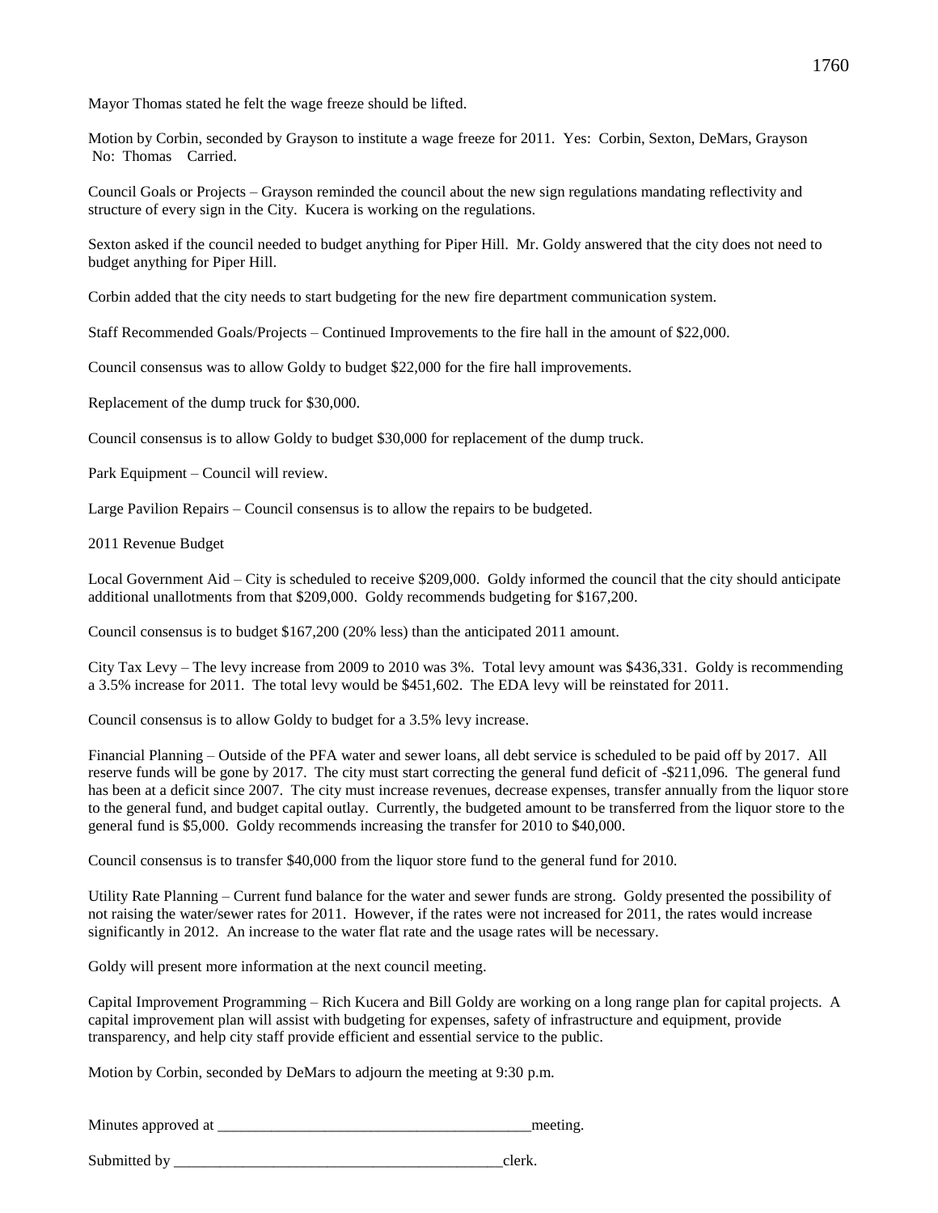Mayor Thomas stated he felt the wage freeze should be lifted.

Motion by Corbin, seconded by Grayson to institute a wage freeze for 2011. Yes: Corbin, Sexton, DeMars, Grayson No: Thomas Carried.

Council Goals or Projects – Grayson reminded the council about the new sign regulations mandating reflectivity and structure of every sign in the City. Kucera is working on the regulations.

Sexton asked if the council needed to budget anything for Piper Hill. Mr. Goldy answered that the city does not need to budget anything for Piper Hill.

Corbin added that the city needs to start budgeting for the new fire department communication system.

Staff Recommended Goals/Projects – Continued Improvements to the fire hall in the amount of $22,000.

Council consensus was to allow Goldy to budget $22,000 for the fire hall improvements.

Replacement of the dump truck for $30,000.

Council consensus is to allow Goldy to budget $30,000 for replacement of the dump truck.

Park Equipment – Council will review.

Large Pavilion Repairs – Council consensus is to allow the repairs to be budgeted.

2011 Revenue Budget

Local Government Aid – City is scheduled to receive $209,000. Goldy informed the council that the city should anticipate additional unallotments from that $209,000. Goldy recommends budgeting for $167,200.

Council consensus is to budget $167,200 (20% less) than the anticipated 2011 amount.

City Tax Levy – The levy increase from 2009 to 2010 was 3%. Total levy amount was $436,331. Goldy is recommending a 3.5% increase for 2011. The total levy would be $451,602. The EDA levy will be reinstated for 2011.

Council consensus is to allow Goldy to budget for a 3.5% levy increase.

Financial Planning – Outside of the PFA water and sewer loans, all debt service is scheduled to be paid off by 2017. All reserve funds will be gone by 2017. The city must start correcting the general fund deficit of -$211,096. The general fund has been at a deficit since 2007. The city must increase revenues, decrease expenses, transfer annually from the liquor store to the general fund, and budget capital outlay. Currently, the budgeted amount to be transferred from the liquor store to the general fund is $5,000. Goldy recommends increasing the transfer for 2010 to $40,000.

Council consensus is to transfer $40,000 from the liquor store fund to the general fund for 2010.

Utility Rate Planning – Current fund balance for the water and sewer funds are strong. Goldy presented the possibility of not raising the water/sewer rates for 2011. However, if the rates were not increased for 2011, the rates would increase significantly in 2012. An increase to the water flat rate and the usage rates will be necessary.

Goldy will present more information at the next council meeting.

Capital Improvement Programming – Rich Kucera and Bill Goldy are working on a long range plan for capital projects. A capital improvement plan will assist with budgeting for expenses, safety of infrastructure and equipment, provide transparency, and help city staff provide efficient and essential service to the public.

Motion by Corbin, seconded by DeMars to adjourn the meeting at 9:30 p.m.

Minutes approved at \_\_\_\_\_\_\_\_\_\_\_\_\_\_\_\_\_\_\_\_\_\_\_\_\_\_\_\_\_\_\_\_\_\_\_\_\_\_\_\_\_meeting.

Submitted by \_\_\_\_\_\_\_\_\_\_\_\_\_\_\_\_\_\_\_\_\_\_\_\_\_\_\_\_\_\_\_\_\_\_\_\_\_\_\_\_\_\_\_\_clerk.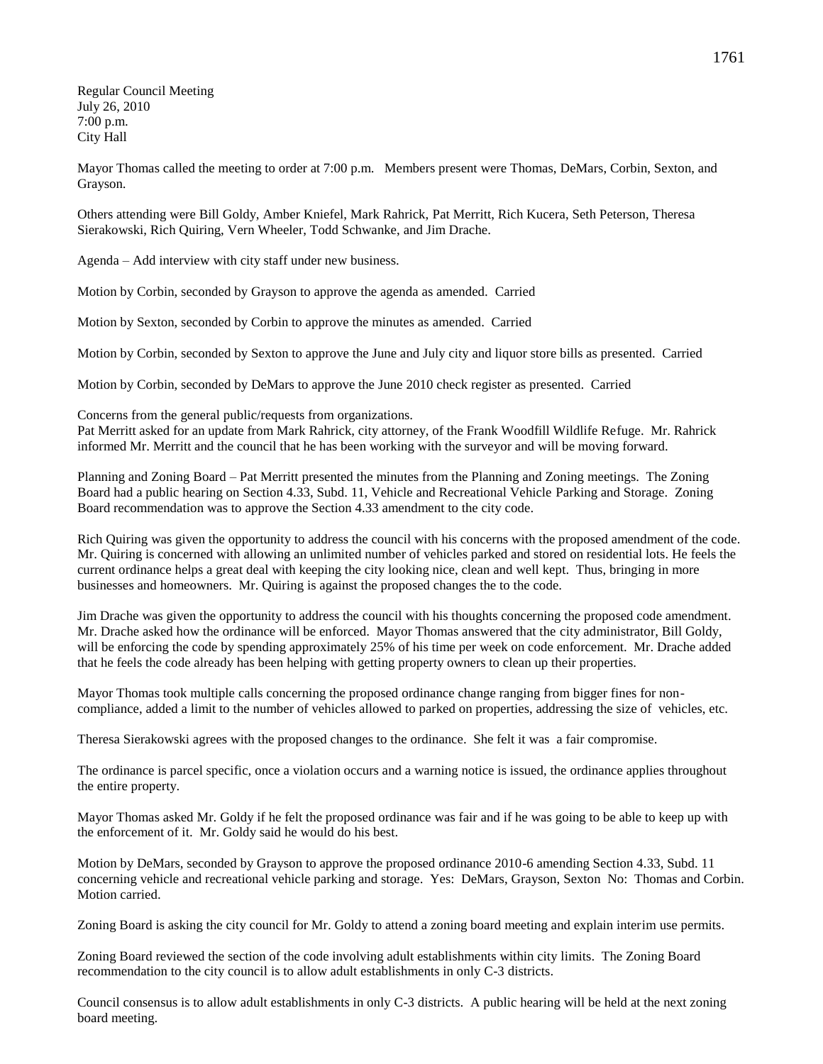Regular Council Meeting
July 26, 2010
7:00 p.m.
City Hall

Mayor Thomas called the meeting to order at 7:00 p.m. Members present were Thomas, DeMars, Corbin, Sexton, and Grayson.

Others attending were Bill Goldy, Amber Kniefel, Mark Rahrick, Pat Merritt, Rich Kucera, Seth Peterson, Theresa Sierakowski, Rich Quiring, Vern Wheeler, Todd Schwanke, and Jim Drache.

Agenda – Add interview with city staff under new business.

Motion by Corbin, seconded by Grayson to approve the agenda as amended. Carried

Motion by Sexton, seconded by Corbin to approve the minutes as amended. Carried

Motion by Corbin, seconded by Sexton to approve the June and July city and liquor store bills as presented. Carried

Motion by Corbin, seconded by DeMars to approve the June 2010 check register as presented. Carried

Concerns from the general public/requests from organizations.
Pat Merritt asked for an update from Mark Rahrick, city attorney, of the Frank Woodfill Wildlife Refuge. Mr. Rahrick informed Mr. Merritt and the council that he has been working with the surveyor and will be moving forward.

Planning and Zoning Board – Pat Merritt presented the minutes from the Planning and Zoning meetings. The Zoning Board had a public hearing on Section 4.33, Subd. 11, Vehicle and Recreational Vehicle Parking and Storage. Zoning Board recommendation was to approve the Section 4.33 amendment to the city code.

Rich Quiring was given the opportunity to address the council with his concerns with the proposed amendment of the code. Mr. Quiring is concerned with allowing an unlimited number of vehicles parked and stored on residential lots. He feels the current ordinance helps a great deal with keeping the city looking nice, clean and well kept. Thus, bringing in more businesses and homeowners. Mr. Quiring is against the proposed changes the to the code.

Jim Drache was given the opportunity to address the council with his thoughts concerning the proposed code amendment. Mr. Drache asked how the ordinance will be enforced. Mayor Thomas answered that the city administrator, Bill Goldy, will be enforcing the code by spending approximately 25% of his time per week on code enforcement. Mr. Drache added that he feels the code already has been helping with getting property owners to clean up their properties.

Mayor Thomas took multiple calls concerning the proposed ordinance change ranging from bigger fines for non-compliance, added a limit to the number of vehicles allowed to parked on properties, addressing the size of vehicles, etc.

Theresa Sierakowski agrees with the proposed changes to the ordinance. She felt it was a fair compromise.

The ordinance is parcel specific, once a violation occurs and a warning notice is issued, the ordinance applies throughout the entire property.

Mayor Thomas asked Mr. Goldy if he felt the proposed ordinance was fair and if he was going to be able to keep up with the enforcement of it. Mr. Goldy said he would do his best.

Motion by DeMars, seconded by Grayson to approve the proposed ordinance 2010-6 amending Section 4.33, Subd. 11 concerning vehicle and recreational vehicle parking and storage. Yes: DeMars, Grayson, Sexton No: Thomas and Corbin. Motion carried.

Zoning Board is asking the city council for Mr. Goldy to attend a zoning board meeting and explain interim use permits.

Zoning Board reviewed the section of the code involving adult establishments within city limits. The Zoning Board recommendation to the city council is to allow adult establishments in only C-3 districts.

Council consensus is to allow adult establishments in only C-3 districts. A public hearing will be held at the next zoning board meeting.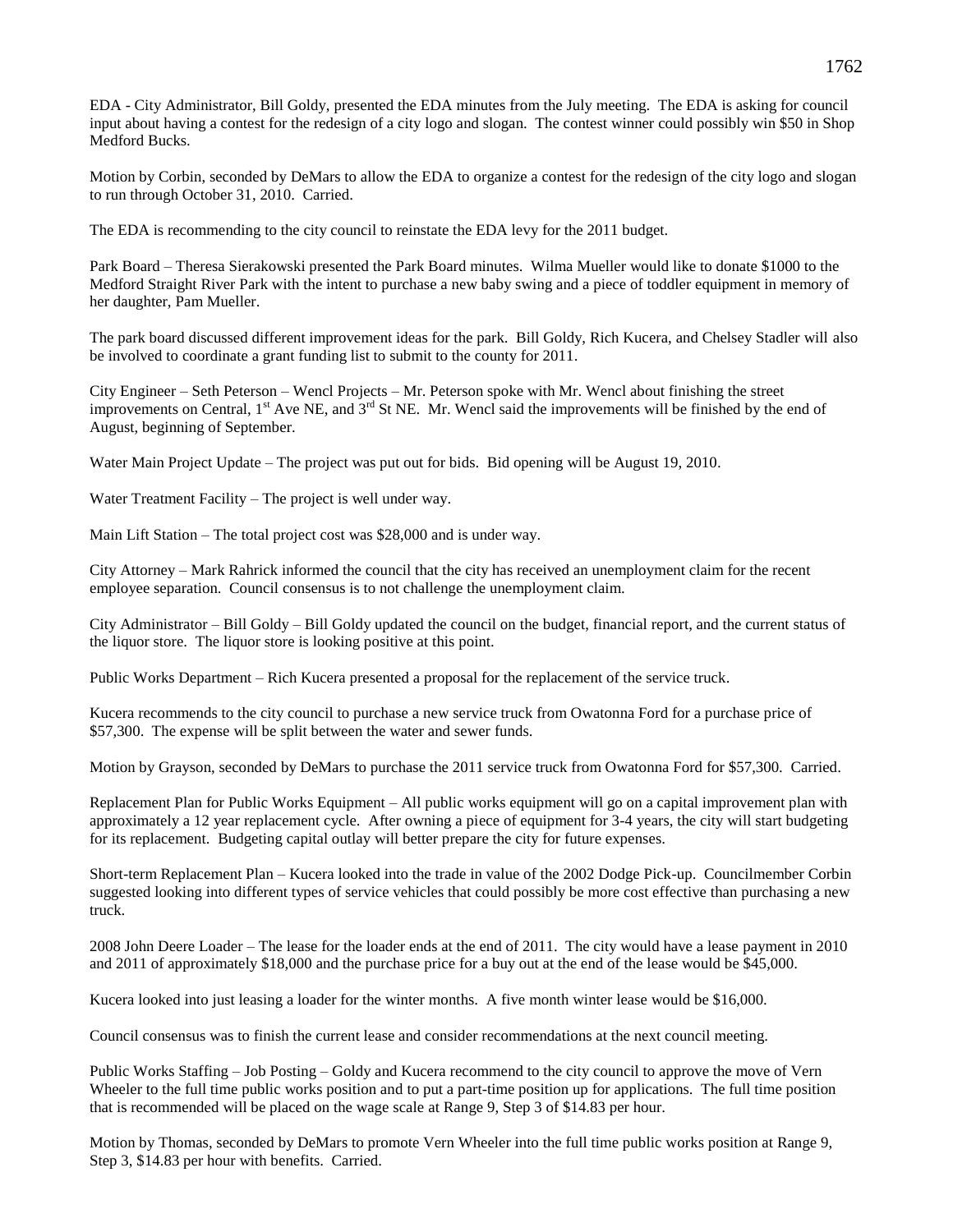EDA - City Administrator, Bill Goldy, presented the EDA minutes from the July meeting. The EDA is asking for council input about having a contest for the redesign of a city logo and slogan. The contest winner could possibly win $50 in Shop Medford Bucks.

Motion by Corbin, seconded by DeMars to allow the EDA to organize a contest for the redesign of the city logo and slogan to run through October 31, 2010. Carried.

The EDA is recommending to the city council to reinstate the EDA levy for the 2011 budget.

Park Board – Theresa Sierakowski presented the Park Board minutes. Wilma Mueller would like to donate $1000 to the Medford Straight River Park with the intent to purchase a new baby swing and a piece of toddler equipment in memory of her daughter, Pam Mueller.

The park board discussed different improvement ideas for the park. Bill Goldy, Rich Kucera, and Chelsey Stadler will also be involved to coordinate a grant funding list to submit to the county for 2011.

City Engineer – Seth Peterson – Wencl Projects – Mr. Peterson spoke with Mr. Wencl about finishing the street improvements on Central, 1st Ave NE, and 3rd St NE. Mr. Wencl said the improvements will be finished by the end of August, beginning of September.

Water Main Project Update – The project was put out for bids. Bid opening will be August 19, 2010.

Water Treatment Facility – The project is well under way.

Main Lift Station – The total project cost was $28,000 and is under way.

City Attorney – Mark Rahrick informed the council that the city has received an unemployment claim for the recent employee separation. Council consensus is to not challenge the unemployment claim.

City Administrator – Bill Goldy – Bill Goldy updated the council on the budget, financial report, and the current status of the liquor store. The liquor store is looking positive at this point.

Public Works Department – Rich Kucera presented a proposal for the replacement of the service truck.

Kucera recommends to the city council to purchase a new service truck from Owatonna Ford for a purchase price of $57,300. The expense will be split between the water and sewer funds.

Motion by Grayson, seconded by DeMars to purchase the 2011 service truck from Owatonna Ford for $57,300. Carried.

Replacement Plan for Public Works Equipment – All public works equipment will go on a capital improvement plan with approximately a 12 year replacement cycle. After owning a piece of equipment for 3-4 years, the city will start budgeting for its replacement. Budgeting capital outlay will better prepare the city for future expenses.

Short-term Replacement Plan – Kucera looked into the trade in value of the 2002 Dodge Pick-up. Councilmember Corbin suggested looking into different types of service vehicles that could possibly be more cost effective than purchasing a new truck.

2008 John Deere Loader – The lease for the loader ends at the end of 2011. The city would have a lease payment in 2010 and 2011 of approximately $18,000 and the purchase price for a buy out at the end of the lease would be $45,000.

Kucera looked into just leasing a loader for the winter months. A five month winter lease would be $16,000.

Council consensus was to finish the current lease and consider recommendations at the next council meeting.

Public Works Staffing – Job Posting – Goldy and Kucera recommend to the city council to approve the move of Vern Wheeler to the full time public works position and to put a part-time position up for applications. The full time position that is recommended will be placed on the wage scale at Range 9, Step 3 of $14.83 per hour.

Motion by Thomas, seconded by DeMars to promote Vern Wheeler into the full time public works position at Range 9, Step 3, $14.83 per hour with benefits. Carried.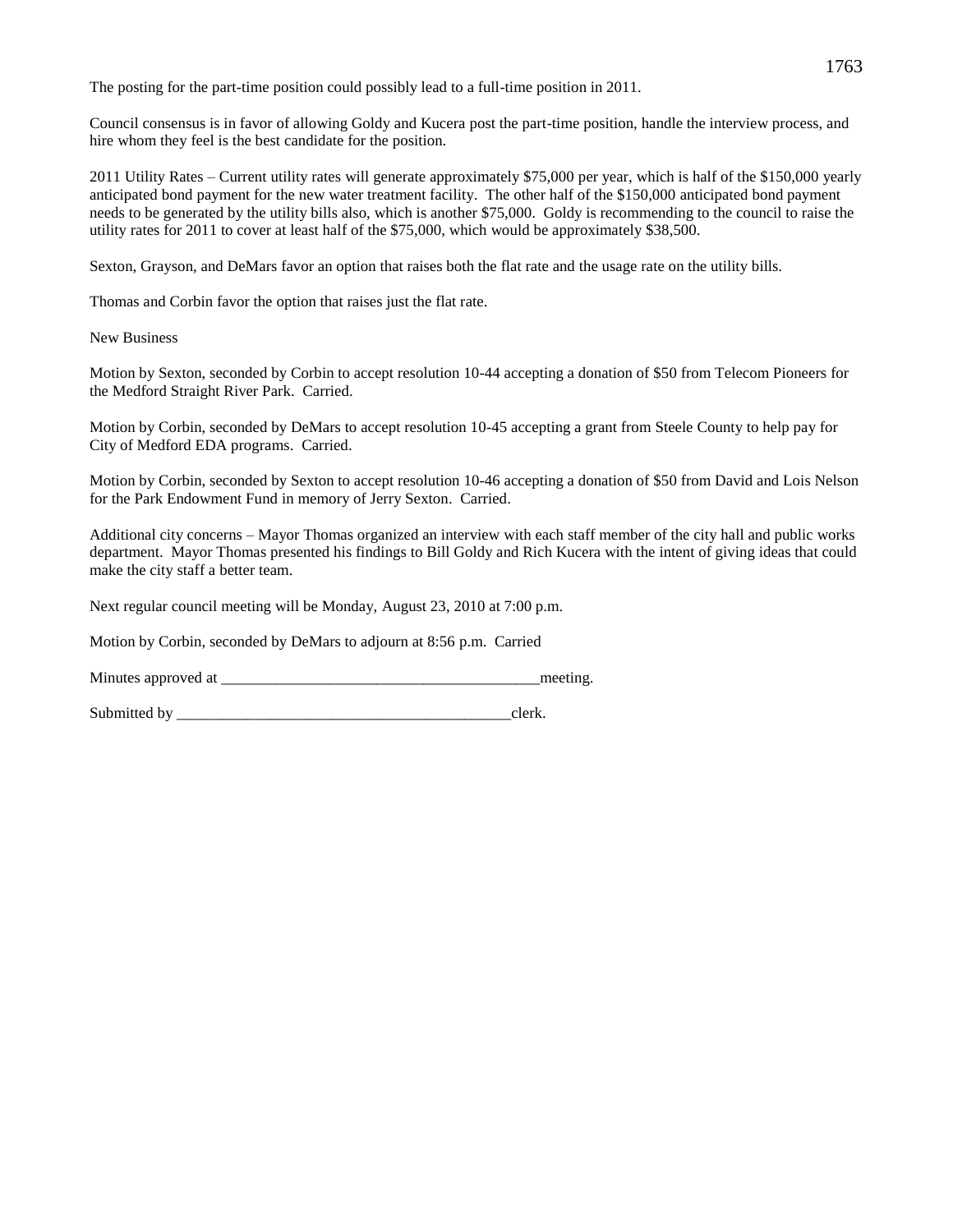The posting for the part-time position could possibly lead to a full-time position in 2011.

Council consensus is in favor of allowing Goldy and Kucera post the part-time position, handle the interview process, and hire whom they feel is the best candidate for the position.

2011 Utility Rates – Current utility rates will generate approximately $75,000 per year, which is half of the $150,000 yearly anticipated bond payment for the new water treatment facility. The other half of the $150,000 anticipated bond payment needs to be generated by the utility bills also, which is another $75,000. Goldy is recommending to the council to raise the utility rates for 2011 to cover at least half of the $75,000, which would be approximately $38,500.

Sexton, Grayson, and DeMars favor an option that raises both the flat rate and the usage rate on the utility bills.

Thomas and Corbin favor the option that raises just the flat rate.

New Business

Motion by Sexton, seconded by Corbin to accept resolution 10-44 accepting a donation of $50 from Telecom Pioneers for the Medford Straight River Park. Carried.

Motion by Corbin, seconded by DeMars to accept resolution 10-45 accepting a grant from Steele County to help pay for City of Medford EDA programs. Carried.

Motion by Corbin, seconded by Sexton to accept resolution 10-46 accepting a donation of $50 from David and Lois Nelson for the Park Endowment Fund in memory of Jerry Sexton. Carried.

Additional city concerns – Mayor Thomas organized an interview with each staff member of the city hall and public works department. Mayor Thomas presented his findings to Bill Goldy and Rich Kucera with the intent of giving ideas that could make the city staff a better team.

Next regular council meeting will be Monday, August 23, 2010 at 7:00 p.m.

Motion by Corbin, seconded by DeMars to adjourn at 8:56 p.m. Carried

Minutes approved at __________________________________________meeting.

Submitted by ____________________________________________clerk.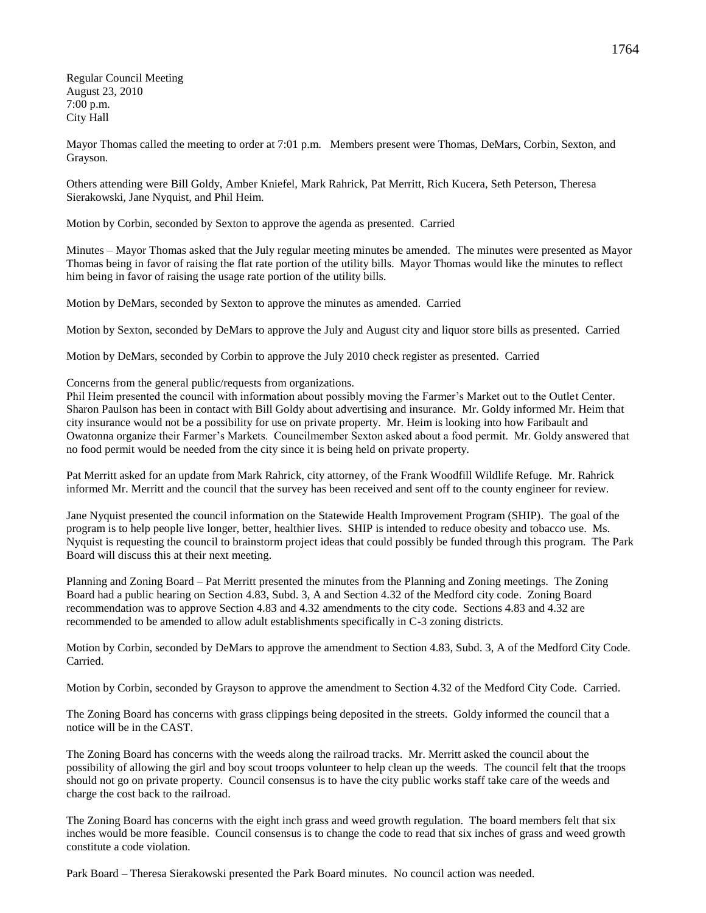Regular Council Meeting
August 23, 2010
7:00 p.m.
City Hall

Mayor Thomas called the meeting to order at 7:01 p.m. Members present were Thomas, DeMars, Corbin, Sexton, and Grayson.

Others attending were Bill Goldy, Amber Kniefel, Mark Rahrick, Pat Merritt, Rich Kucera, Seth Peterson, Theresa Sierakowski, Jane Nyquist, and Phil Heim.

Motion by Corbin, seconded by Sexton to approve the agenda as presented. Carried

Minutes – Mayor Thomas asked that the July regular meeting minutes be amended. The minutes were presented as Mayor Thomas being in favor of raising the flat rate portion of the utility bills. Mayor Thomas would like the minutes to reflect him being in favor of raising the usage rate portion of the utility bills.

Motion by DeMars, seconded by Sexton to approve the minutes as amended. Carried

Motion by Sexton, seconded by DeMars to approve the July and August city and liquor store bills as presented. Carried

Motion by DeMars, seconded by Corbin to approve the July 2010 check register as presented. Carried

Concerns from the general public/requests from organizations.

Phil Heim presented the council with information about possibly moving the Farmer's Market out to the Outlet Center. Sharon Paulson has been in contact with Bill Goldy about advertising and insurance. Mr. Goldy informed Mr. Heim that city insurance would not be a possibility for use on private property. Mr. Heim is looking into how Faribault and Owatonna organize their Farmer's Markets. Councilmember Sexton asked about a food permit. Mr. Goldy answered that no food permit would be needed from the city since it is being held on private property.

Pat Merritt asked for an update from Mark Rahrick, city attorney, of the Frank Woodfill Wildlife Refuge. Mr. Rahrick informed Mr. Merritt and the council that the survey has been received and sent off to the county engineer for review.

Jane Nyquist presented the council information on the Statewide Health Improvement Program (SHIP). The goal of the program is to help people live longer, better, healthier lives. SHIP is intended to reduce obesity and tobacco use. Ms. Nyquist is requesting the council to brainstorm project ideas that could possibly be funded through this program. The Park Board will discuss this at their next meeting.

Planning and Zoning Board – Pat Merritt presented the minutes from the Planning and Zoning meetings. The Zoning Board had a public hearing on Section 4.83, Subd. 3, A and Section 4.32 of the Medford city code. Zoning Board recommendation was to approve Section 4.83 and 4.32 amendments to the city code. Sections 4.83 and 4.32 are recommended to be amended to allow adult establishments specifically in C-3 zoning districts.

Motion by Corbin, seconded by DeMars to approve the amendment to Section 4.83, Subd. 3, A of the Medford City Code. Carried.

Motion by Corbin, seconded by Grayson to approve the amendment to Section 4.32 of the Medford City Code. Carried.

The Zoning Board has concerns with grass clippings being deposited in the streets. Goldy informed the council that a notice will be in the CAST.

The Zoning Board has concerns with the weeds along the railroad tracks. Mr. Merritt asked the council about the possibility of allowing the girl and boy scout troops volunteer to help clean up the weeds. The council felt that the troops should not go on private property. Council consensus is to have the city public works staff take care of the weeds and charge the cost back to the railroad.

The Zoning Board has concerns with the eight inch grass and weed growth regulation. The board members felt that six inches would be more feasible. Council consensus is to change the code to read that six inches of grass and weed growth constitute a code violation.

Park Board – Theresa Sierakowski presented the Park Board minutes. No council action was needed.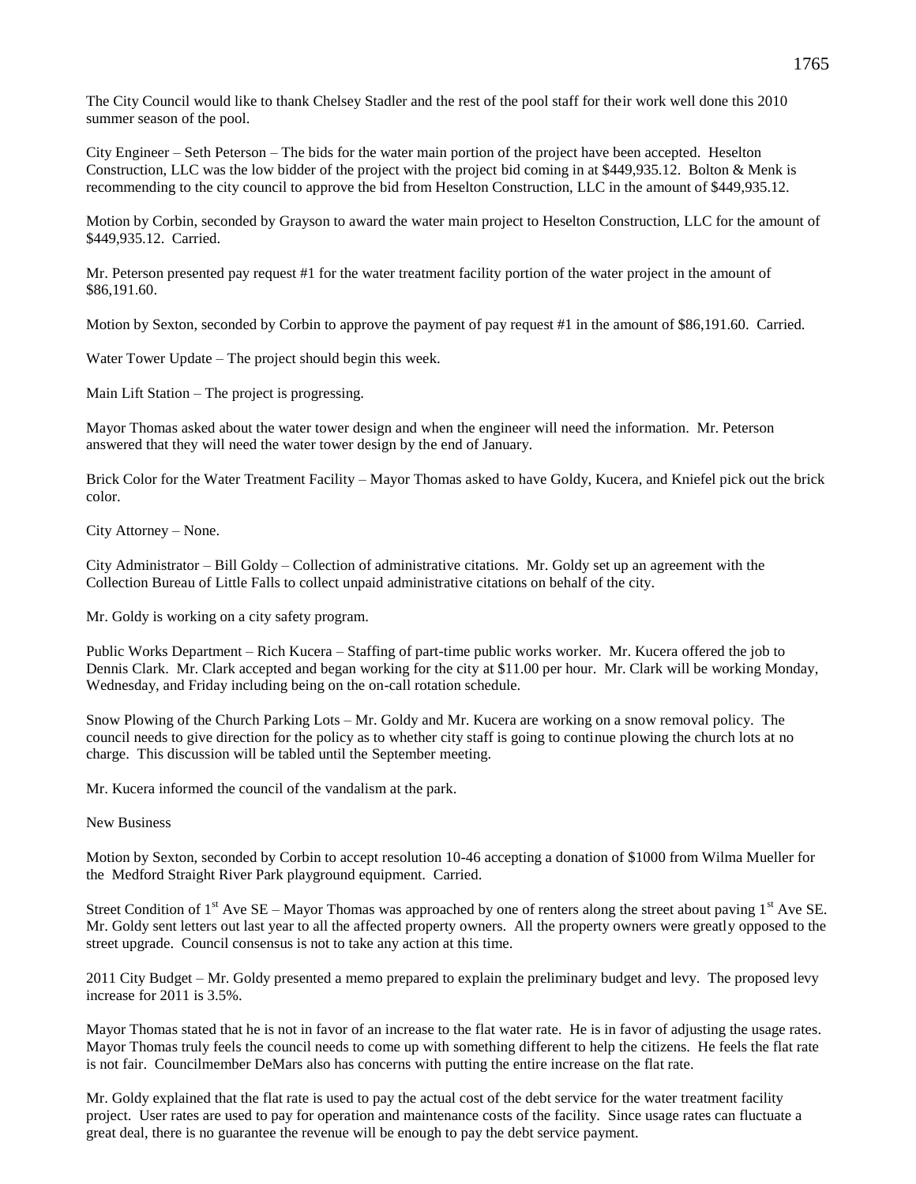The City Council would like to thank Chelsey Stadler and the rest of the pool staff for their work well done this 2010 summer season of the pool.

City Engineer – Seth Peterson – The bids for the water main portion of the project have been accepted. Heselton Construction, LLC was the low bidder of the project with the project bid coming in at $449,935.12. Bolton & Menk is recommending to the city council to approve the bid from Heselton Construction, LLC in the amount of $449,935.12.

Motion by Corbin, seconded by Grayson to award the water main project to Heselton Construction, LLC for the amount of $449,935.12. Carried.

Mr. Peterson presented pay request #1 for the water treatment facility portion of the water project in the amount of $86,191.60.

Motion by Sexton, seconded by Corbin to approve the payment of pay request #1 in the amount of $86,191.60. Carried.

Water Tower Update – The project should begin this week.

Main Lift Station – The project is progressing.

Mayor Thomas asked about the water tower design and when the engineer will need the information. Mr. Peterson answered that they will need the water tower design by the end of January.

Brick Color for the Water Treatment Facility – Mayor Thomas asked to have Goldy, Kucera, and Kniefel pick out the brick color.

City Attorney – None.

City Administrator – Bill Goldy – Collection of administrative citations. Mr. Goldy set up an agreement with the Collection Bureau of Little Falls to collect unpaid administrative citations on behalf of the city.

Mr. Goldy is working on a city safety program.

Public Works Department – Rich Kucera – Staffing of part-time public works worker. Mr. Kucera offered the job to Dennis Clark. Mr. Clark accepted and began working for the city at $11.00 per hour. Mr. Clark will be working Monday, Wednesday, and Friday including being on the on-call rotation schedule.

Snow Plowing of the Church Parking Lots – Mr. Goldy and Mr. Kucera are working on a snow removal policy. The council needs to give direction for the policy as to whether city staff is going to continue plowing the church lots at no charge. This discussion will be tabled until the September meeting.

Mr. Kucera informed the council of the vandalism at the park.

New Business

Motion by Sexton, seconded by Corbin to accept resolution 10-46 accepting a donation of $1000 from Wilma Mueller for the Medford Straight River Park playground equipment. Carried.

Street Condition of 1st Ave SE – Mayor Thomas was approached by one of renters along the street about paving 1st Ave SE. Mr. Goldy sent letters out last year to all the affected property owners. All the property owners were greatly opposed to the street upgrade. Council consensus is not to take any action at this time.

2011 City Budget – Mr. Goldy presented a memo prepared to explain the preliminary budget and levy. The proposed levy increase for 2011 is 3.5%.

Mayor Thomas stated that he is not in favor of an increase to the flat water rate. He is in favor of adjusting the usage rates. Mayor Thomas truly feels the council needs to come up with something different to help the citizens. He feels the flat rate is not fair. Councilmember DeMars also has concerns with putting the entire increase on the flat rate.

Mr. Goldy explained that the flat rate is used to pay the actual cost of the debt service for the water treatment facility project. User rates are used to pay for operation and maintenance costs of the facility. Since usage rates can fluctuate a great deal, there is no guarantee the revenue will be enough to pay the debt service payment.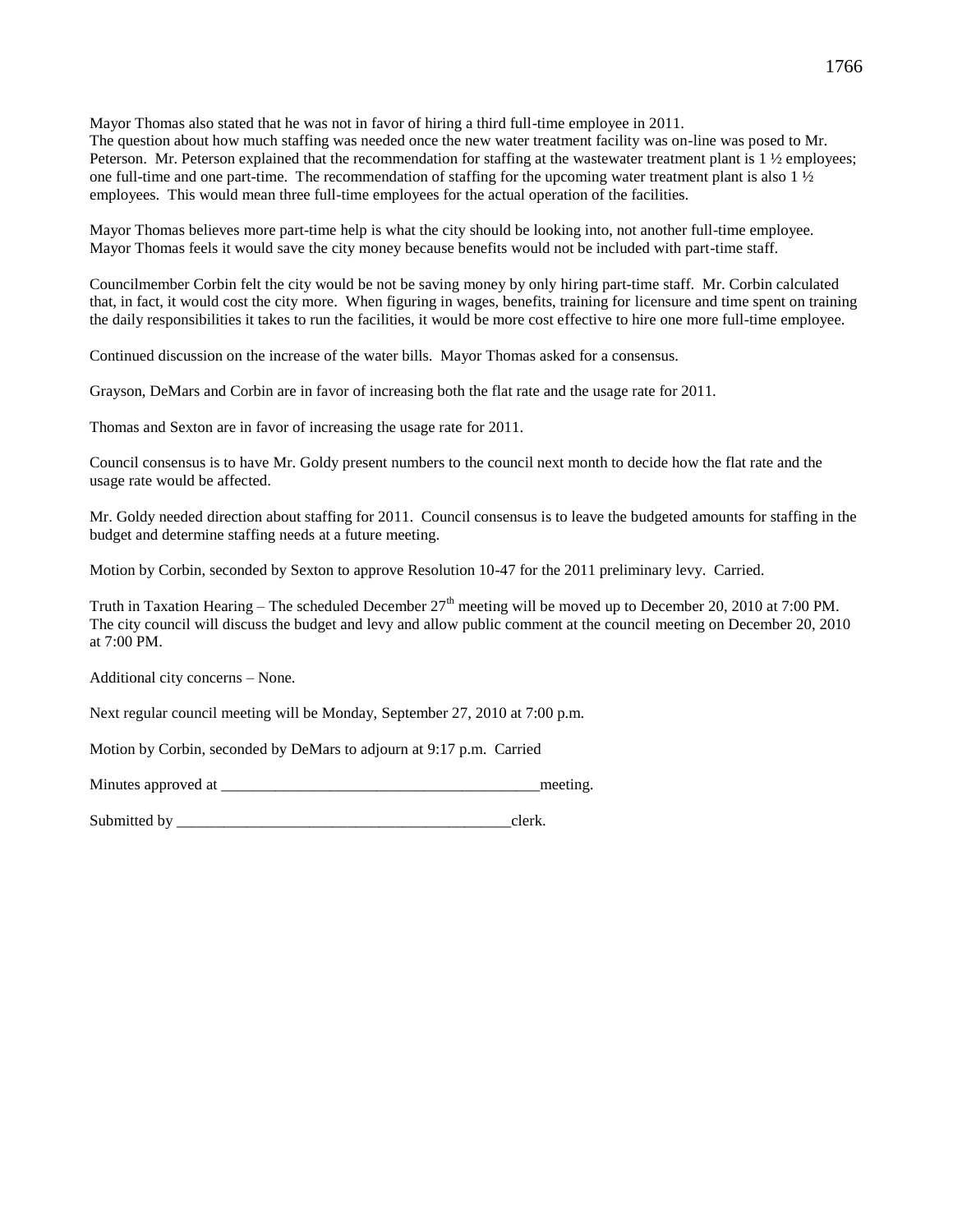Mayor Thomas also stated that he was not in favor of hiring a third full-time employee in 2011.
The question about how much staffing was needed once the new water treatment facility was on-line was posed to Mr. Peterson. Mr. Peterson explained that the recommendation for staffing at the wastewater treatment plant is 1 ½ employees; one full-time and one part-time. The recommendation of staffing for the upcoming water treatment plant is also 1 ½ employees. This would mean three full-time employees for the actual operation of the facilities.

Mayor Thomas believes more part-time help is what the city should be looking into, not another full-time employee. Mayor Thomas feels it would save the city money because benefits would not be included with part-time staff.

Councilmember Corbin felt the city would be not be saving money by only hiring part-time staff. Mr. Corbin calculated that, in fact, it would cost the city more. When figuring in wages, benefits, training for licensure and time spent on training the daily responsibilities it takes to run the facilities, it would be more cost effective to hire one more full-time employee.

Continued discussion on the increase of the water bills. Mayor Thomas asked for a consensus.

Grayson, DeMars and Corbin are in favor of increasing both the flat rate and the usage rate for 2011.

Thomas and Sexton are in favor of increasing the usage rate for 2011.

Council consensus is to have Mr. Goldy present numbers to the council next month to decide how the flat rate and the usage rate would be affected.

Mr. Goldy needed direction about staffing for 2011. Council consensus is to leave the budgeted amounts for staffing in the budget and determine staffing needs at a future meeting.

Motion by Corbin, seconded by Sexton to approve Resolution 10-47 for the 2011 preliminary levy. Carried.

Truth in Taxation Hearing – The scheduled December 27th meeting will be moved up to December 20, 2010 at 7:00 PM. The city council will discuss the budget and levy and allow public comment at the council meeting on December 20, 2010 at 7:00 PM.

Additional city concerns – None.

Next regular council meeting will be Monday, September 27, 2010 at 7:00 p.m.

Motion by Corbin, seconded by DeMars to adjourn at 9:17 p.m. Carried

Minutes approved at \_\_\_\_\_\_\_\_\_\_\_\_\_\_\_\_\_\_\_\_\_\_\_\_\_\_\_\_\_\_\_\_\_\_\_\_\_\_\_\_\_\_meeting.

Submitted by \_\_\_\_\_\_\_\_\_\_\_\_\_\_\_\_\_\_\_\_\_\_\_\_\_\_\_\_\_\_\_\_\_\_\_\_\_\_\_\_\_\_\_\_\_clerk.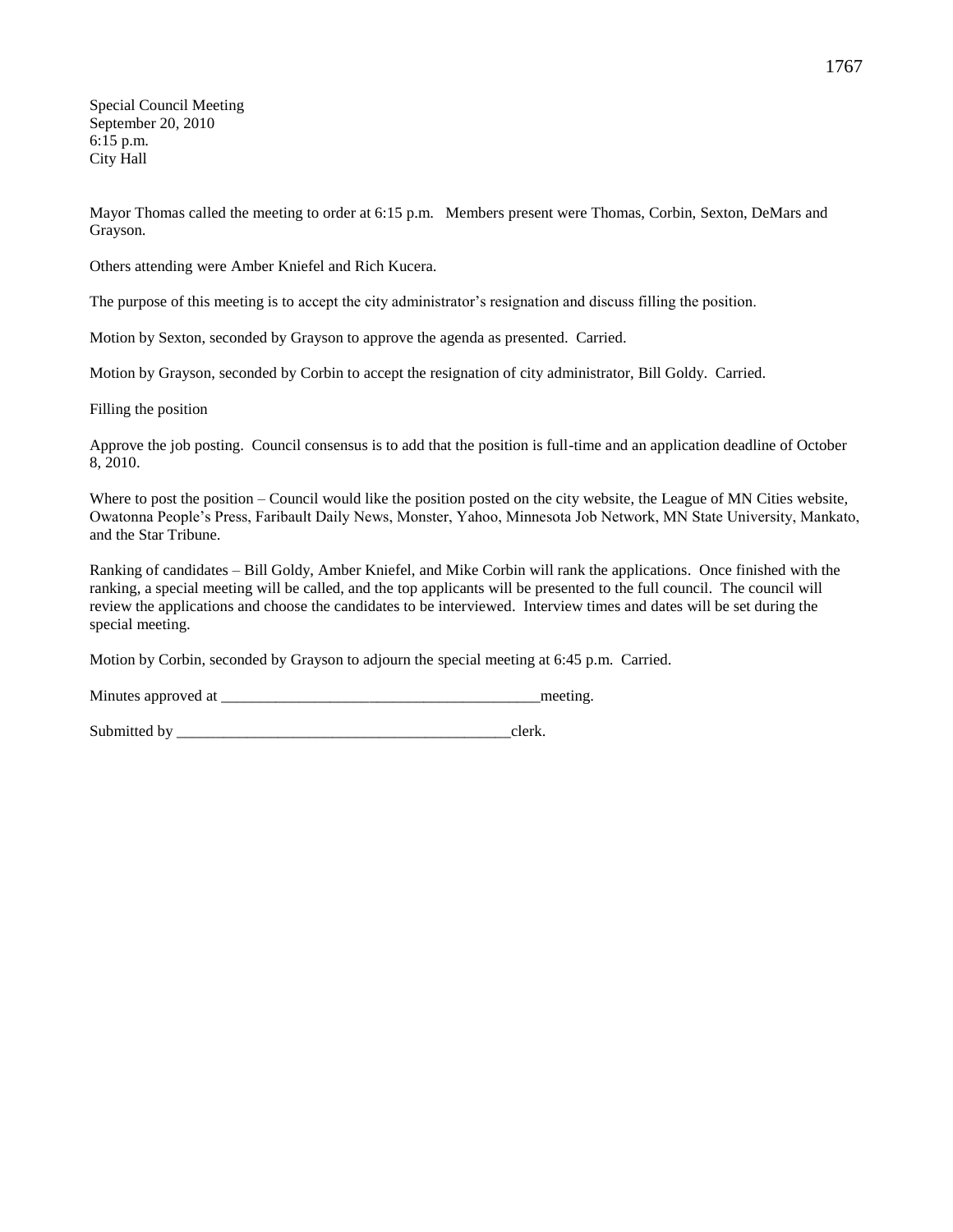Special Council Meeting
September 20, 2010
6:15 p.m.
City Hall

Mayor Thomas called the meeting to order at 6:15 p.m. Members present were Thomas, Corbin, Sexton, DeMars and Grayson.

Others attending were Amber Kniefel and Rich Kucera.

The purpose of this meeting is to accept the city administrator's resignation and discuss filling the position.

Motion by Sexton, seconded by Grayson to approve the agenda as presented. Carried.

Motion by Grayson, seconded by Corbin to accept the resignation of city administrator, Bill Goldy. Carried.

Filling the position

Approve the job posting. Council consensus is to add that the position is full-time and an application deadline of October 8, 2010.

Where to post the position – Council would like the position posted on the city website, the League of MN Cities website, Owatonna People's Press, Faribault Daily News, Monster, Yahoo, Minnesota Job Network, MN State University, Mankato, and the Star Tribune.

Ranking of candidates – Bill Goldy, Amber Kniefel, and Mike Corbin will rank the applications. Once finished with the ranking, a special meeting will be called, and the top applicants will be presented to the full council. The council will review the applications and choose the candidates to be interviewed. Interview times and dates will be set during the special meeting.

Motion by Corbin, seconded by Grayson to adjourn the special meeting at 6:45 p.m. Carried.

Minutes approved at _________________________________________meeting.

Submitted by ____________________________________________clerk.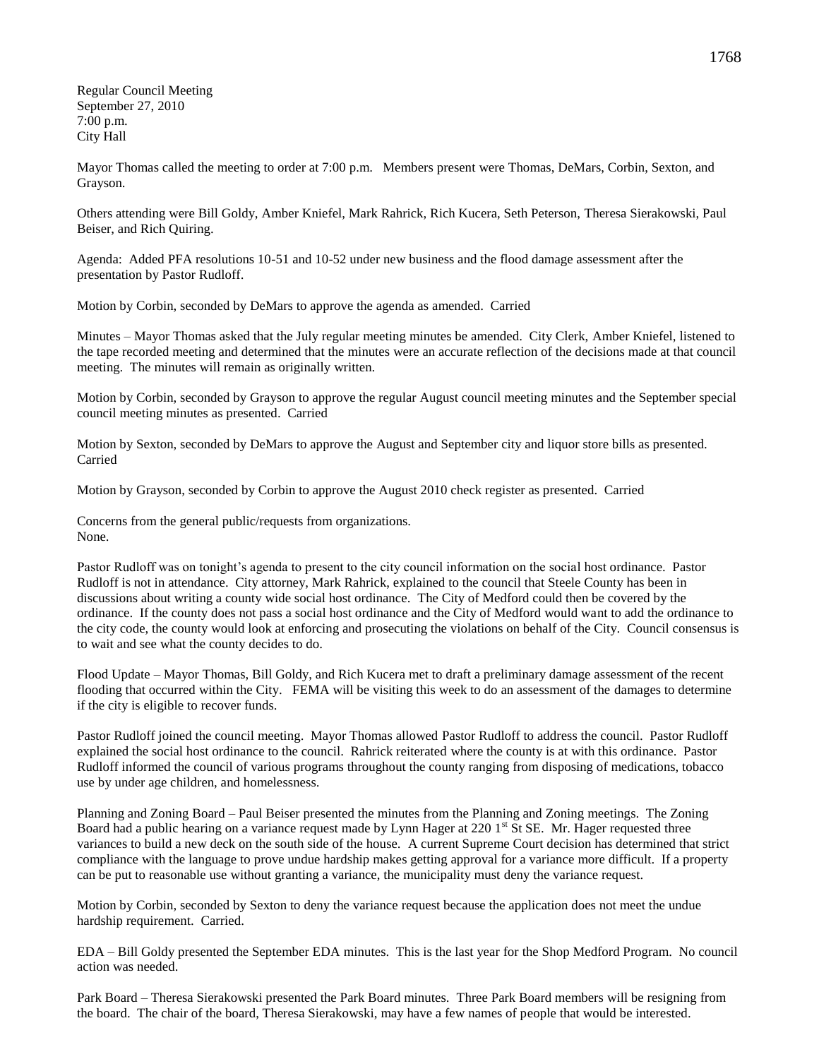Regular Council Meeting
September 27, 2010
7:00 p.m.
City Hall

Mayor Thomas called the meeting to order at 7:00 p.m. Members present were Thomas, DeMars, Corbin, Sexton, and Grayson.

Others attending were Bill Goldy, Amber Kniefel, Mark Rahrick, Rich Kucera, Seth Peterson, Theresa Sierakowski, Paul Beiser, and Rich Quiring.

Agenda: Added PFA resolutions 10-51 and 10-52 under new business and the flood damage assessment after the presentation by Pastor Rudloff.

Motion by Corbin, seconded by DeMars to approve the agenda as amended. Carried

Minutes – Mayor Thomas asked that the July regular meeting minutes be amended. City Clerk, Amber Kniefel, listened to the tape recorded meeting and determined that the minutes were an accurate reflection of the decisions made at that council meeting. The minutes will remain as originally written.

Motion by Corbin, seconded by Grayson to approve the regular August council meeting minutes and the September special council meeting minutes as presented. Carried

Motion by Sexton, seconded by DeMars to approve the August and September city and liquor store bills as presented. Carried

Motion by Grayson, seconded by Corbin to approve the August 2010 check register as presented. Carried

Concerns from the general public/requests from organizations.
None.

Pastor Rudloff was on tonight's agenda to present to the city council information on the social host ordinance. Pastor Rudloff is not in attendance. City attorney, Mark Rahrick, explained to the council that Steele County has been in discussions about writing a county wide social host ordinance. The City of Medford could then be covered by the ordinance. If the county does not pass a social host ordinance and the City of Medford would want to add the ordinance to the city code, the county would look at enforcing and prosecuting the violations on behalf of the City. Council consensus is to wait and see what the county decides to do.

Flood Update – Mayor Thomas, Bill Goldy, and Rich Kucera met to draft a preliminary damage assessment of the recent flooding that occurred within the City. FEMA will be visiting this week to do an assessment of the damages to determine if the city is eligible to recover funds.

Pastor Rudloff joined the council meeting. Mayor Thomas allowed Pastor Rudloff to address the council. Pastor Rudloff explained the social host ordinance to the council. Rahrick reiterated where the county is at with this ordinance. Pastor Rudloff informed the council of various programs throughout the county ranging from disposing of medications, tobacco use by under age children, and homelessness.

Planning and Zoning Board – Paul Beiser presented the minutes from the Planning and Zoning meetings. The Zoning Board had a public hearing on a variance request made by Lynn Hager at 220 1st St SE. Mr. Hager requested three variances to build a new deck on the south side of the house. A current Supreme Court decision has determined that strict compliance with the language to prove undue hardship makes getting approval for a variance more difficult. If a property can be put to reasonable use without granting a variance, the municipality must deny the variance request.

Motion by Corbin, seconded by Sexton to deny the variance request because the application does not meet the undue hardship requirement. Carried.

EDA – Bill Goldy presented the September EDA minutes. This is the last year for the Shop Medford Program. No council action was needed.

Park Board – Theresa Sierakowski presented the Park Board minutes. Three Park Board members will be resigning from the board. The chair of the board, Theresa Sierakowski, may have a few names of people that would be interested.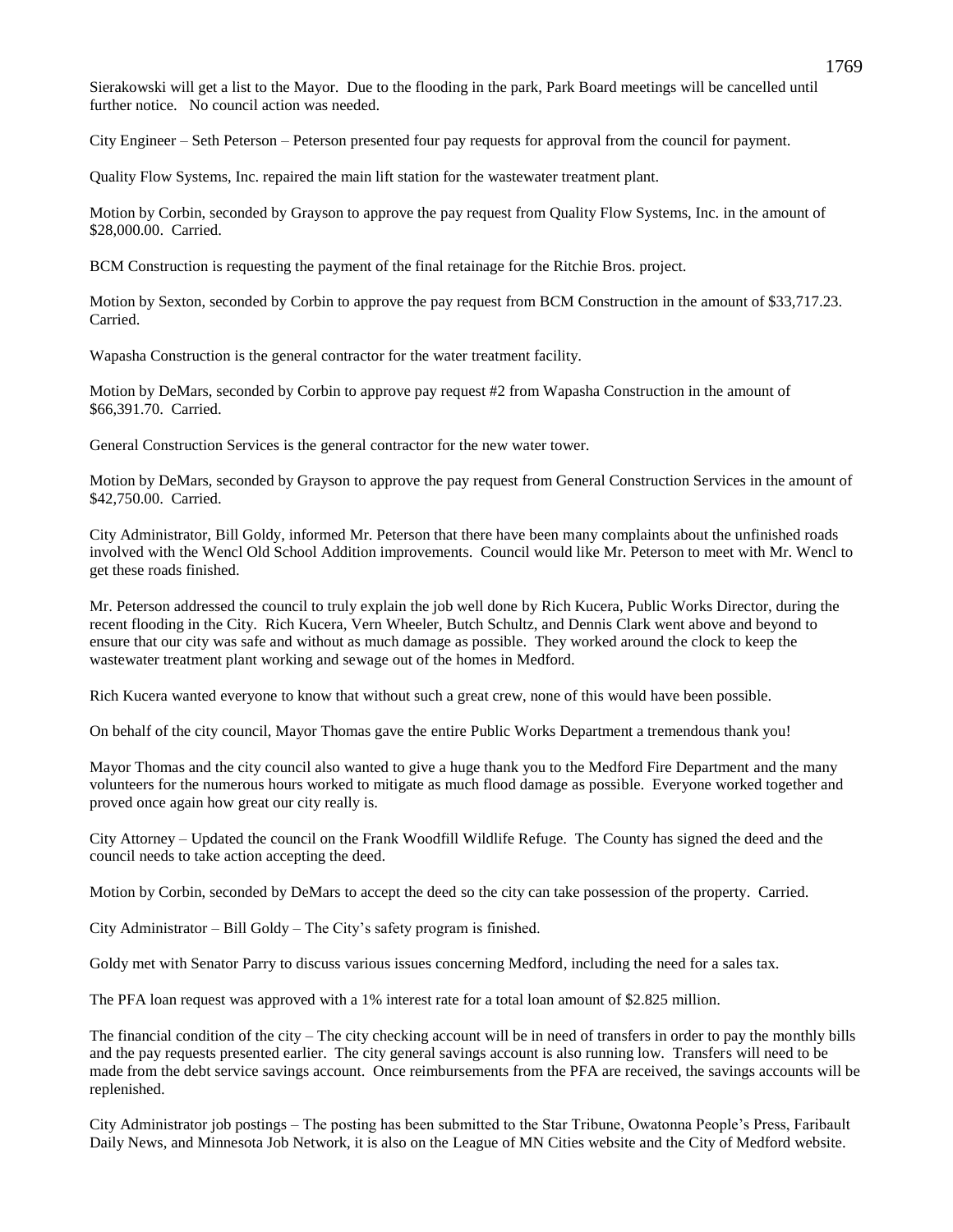Sierakowski will get a list to the Mayor. Due to the flooding in the park, Park Board meetings will be cancelled until further notice. No council action was needed.

City Engineer – Seth Peterson – Peterson presented four pay requests for approval from the council for payment.

Quality Flow Systems, Inc. repaired the main lift station for the wastewater treatment plant.

Motion by Corbin, seconded by Grayson to approve the pay request from Quality Flow Systems, Inc. in the amount of $28,000.00. Carried.

BCM Construction is requesting the payment of the final retainage for the Ritchie Bros. project.

Motion by Sexton, seconded by Corbin to approve the pay request from BCM Construction in the amount of $33,717.23. Carried.

Wapasha Construction is the general contractor for the water treatment facility.

Motion by DeMars, seconded by Corbin to approve pay request #2 from Wapasha Construction in the amount of $66,391.70. Carried.

General Construction Services is the general contractor for the new water tower.

Motion by DeMars, seconded by Grayson to approve the pay request from General Construction Services in the amount of $42,750.00. Carried.

City Administrator, Bill Goldy, informed Mr. Peterson that there have been many complaints about the unfinished roads involved with the Wencl Old School Addition improvements. Council would like Mr. Peterson to meet with Mr. Wencl to get these roads finished.

Mr. Peterson addressed the council to truly explain the job well done by Rich Kucera, Public Works Director, during the recent flooding in the City. Rich Kucera, Vern Wheeler, Butch Schultz, and Dennis Clark went above and beyond to ensure that our city was safe and without as much damage as possible. They worked around the clock to keep the wastewater treatment plant working and sewage out of the homes in Medford.

Rich Kucera wanted everyone to know that without such a great crew, none of this would have been possible.

On behalf of the city council, Mayor Thomas gave the entire Public Works Department a tremendous thank you!

Mayor Thomas and the city council also wanted to give a huge thank you to the Medford Fire Department and the many volunteers for the numerous hours worked to mitigate as much flood damage as possible. Everyone worked together and proved once again how great our city really is.

City Attorney – Updated the council on the Frank Woodfill Wildlife Refuge. The County has signed the deed and the council needs to take action accepting the deed.

Motion by Corbin, seconded by DeMars to accept the deed so the city can take possession of the property. Carried.

City Administrator – Bill Goldy – The City's safety program is finished.

Goldy met with Senator Parry to discuss various issues concerning Medford, including the need for a sales tax.

The PFA loan request was approved with a 1% interest rate for a total loan amount of $2.825 million.

The financial condition of the city – The city checking account will be in need of transfers in order to pay the monthly bills and the pay requests presented earlier. The city general savings account is also running low. Transfers will need to be made from the debt service savings account. Once reimbursements from the PFA are received, the savings accounts will be replenished.

City Administrator job postings – The posting has been submitted to the Star Tribune, Owatonna People's Press, Faribault Daily News, and Minnesota Job Network, it is also on the League of MN Cities website and the City of Medford website.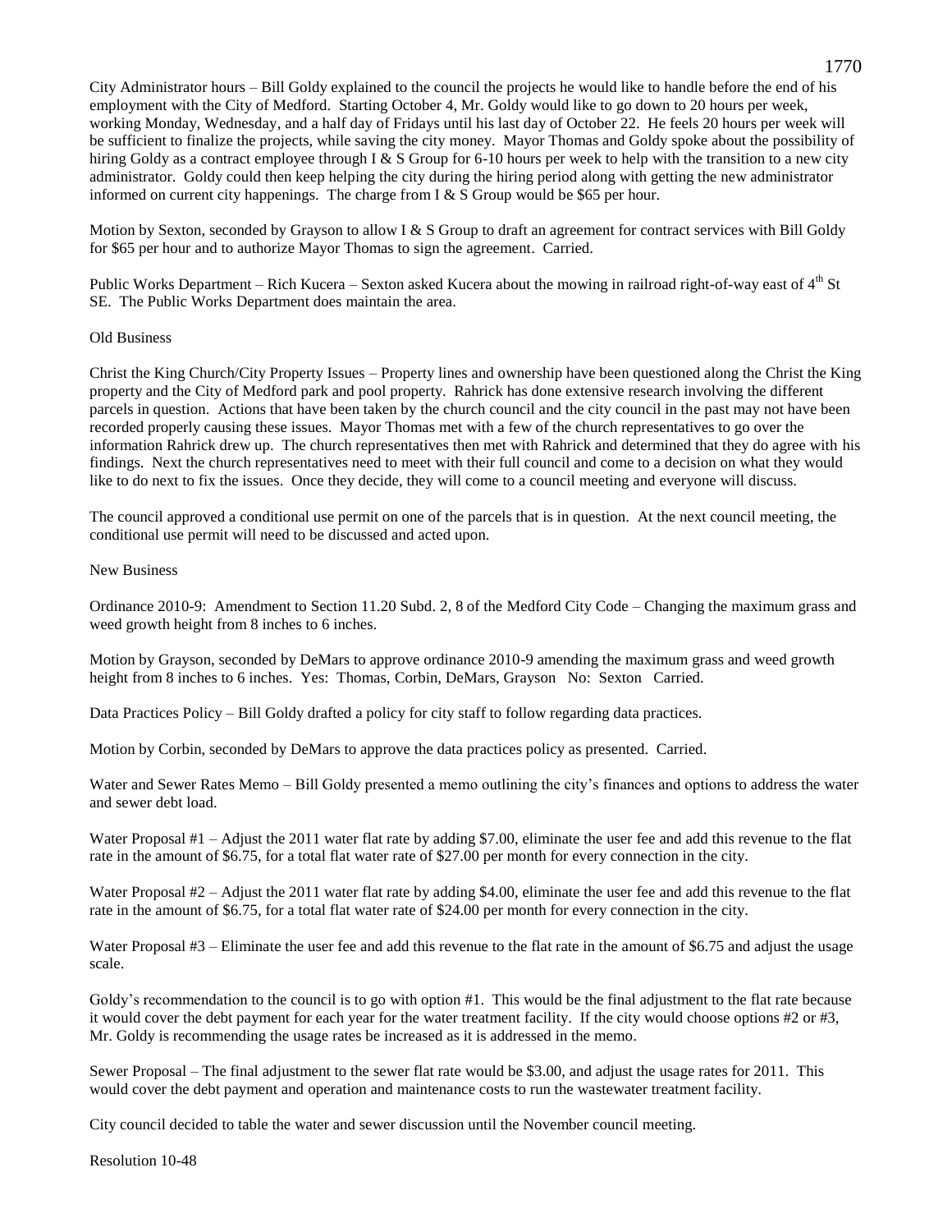City Administrator hours – Bill Goldy explained to the council the projects he would like to handle before the end of his employment with the City of Medford. Starting October 4, Mr. Goldy would like to go down to 20 hours per week, working Monday, Wednesday, and a half day of Fridays until his last day of October 22. He feels 20 hours per week will be sufficient to finalize the projects, while saving the city money. Mayor Thomas and Goldy spoke about the possibility of hiring Goldy as a contract employee through I & S Group for 6-10 hours per week to help with the transition to a new city administrator. Goldy could then keep helping the city during the hiring period along with getting the new administrator informed on current city happenings. The charge from I & S Group would be $65 per hour.

Motion by Sexton, seconded by Grayson to allow I & S Group to draft an agreement for contract services with Bill Goldy for $65 per hour and to authorize Mayor Thomas to sign the agreement. Carried.

Public Works Department – Rich Kucera – Sexton asked Kucera about the mowing in railroad right-of-way east of 4th St SE. The Public Works Department does maintain the area.

Old Business

Christ the King Church/City Property Issues – Property lines and ownership have been questioned along the Christ the King property and the City of Medford park and pool property. Rahrick has done extensive research involving the different parcels in question. Actions that have been taken by the church council and the city council in the past may not have been recorded properly causing these issues. Mayor Thomas met with a few of the church representatives to go over the information Rahrick drew up. The church representatives then met with Rahrick and determined that they do agree with his findings. Next the church representatives need to meet with their full council and come to a decision on what they would like to do next to fix the issues. Once they decide, they will come to a council meeting and everyone will discuss.

The council approved a conditional use permit on one of the parcels that is in question. At the next council meeting, the conditional use permit will need to be discussed and acted upon.

New Business

Ordinance 2010-9: Amendment to Section 11.20 Subd. 2, 8 of the Medford City Code – Changing the maximum grass and weed growth height from 8 inches to 6 inches.

Motion by Grayson, seconded by DeMars to approve ordinance 2010-9 amending the maximum grass and weed growth height from 8 inches to 6 inches. Yes: Thomas, Corbin, DeMars, Grayson No: Sexton Carried.

Data Practices Policy – Bill Goldy drafted a policy for city staff to follow regarding data practices.

Motion by Corbin, seconded by DeMars to approve the data practices policy as presented. Carried.

Water and Sewer Rates Memo – Bill Goldy presented a memo outlining the city's finances and options to address the water and sewer debt load.

Water Proposal #1 – Adjust the 2011 water flat rate by adding $7.00, eliminate the user fee and add this revenue to the flat rate in the amount of $6.75, for a total flat water rate of $27.00 per month for every connection in the city.

Water Proposal #2 – Adjust the 2011 water flat rate by adding $4.00, eliminate the user fee and add this revenue to the flat rate in the amount of $6.75, for a total flat water rate of $24.00 per month for every connection in the city.

Water Proposal #3 – Eliminate the user fee and add this revenue to the flat rate in the amount of $6.75 and adjust the usage scale.

Goldy's recommendation to the council is to go with option #1. This would be the final adjustment to the flat rate because it would cover the debt payment for each year for the water treatment facility. If the city would choose options #2 or #3, Mr. Goldy is recommending the usage rates be increased as it is addressed in the memo.

Sewer Proposal – The final adjustment to the sewer flat rate would be $3.00, and adjust the usage rates for 2011. This would cover the debt payment and operation and maintenance costs to run the wastewater treatment facility.

City council decided to table the water and sewer discussion until the November council meeting.

Resolution 10-48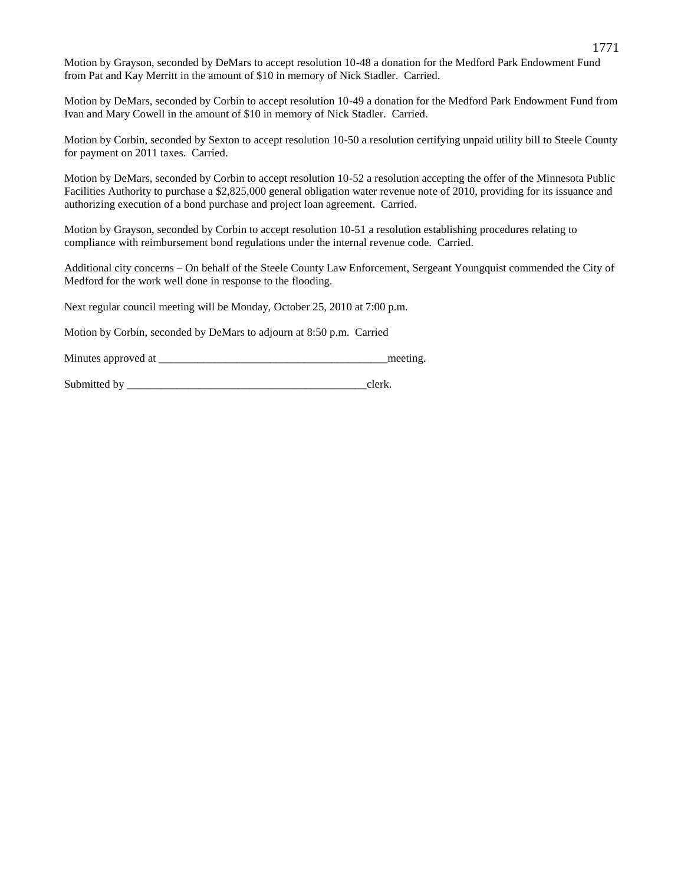Motion by Grayson, seconded by DeMars to accept resolution 10-48 a donation for the Medford Park Endowment Fund from Pat and Kay Merritt in the amount of $10 in memory of Nick Stadler. Carried.

Motion by DeMars, seconded by Corbin to accept resolution 10-49 a donation for the Medford Park Endowment Fund from Ivan and Mary Cowell in the amount of $10 in memory of Nick Stadler. Carried.

Motion by Corbin, seconded by Sexton to accept resolution 10-50 a resolution certifying unpaid utility bill to Steele County for payment on 2011 taxes. Carried.

Motion by DeMars, seconded by Corbin to accept resolution 10-52 a resolution accepting the offer of the Minnesota Public Facilities Authority to purchase a $2,825,000 general obligation water revenue note of 2010, providing for its issuance and authorizing execution of a bond purchase and project loan agreement. Carried.

Motion by Grayson, seconded by Corbin to accept resolution 10-51 a resolution establishing procedures relating to compliance with reimbursement bond regulations under the internal revenue code. Carried.

Additional city concerns – On behalf of the Steele County Law Enforcement, Sergeant Youngquist commended the City of Medford for the work well done in response to the flooding.

Next regular council meeting will be Monday, October 25, 2010 at 7:00 p.m.

Motion by Corbin, seconded by DeMars to adjourn at 8:50 p.m. Carried

Minutes approved at ________________________________________meeting.

Submitted by ___________________________________________clerk.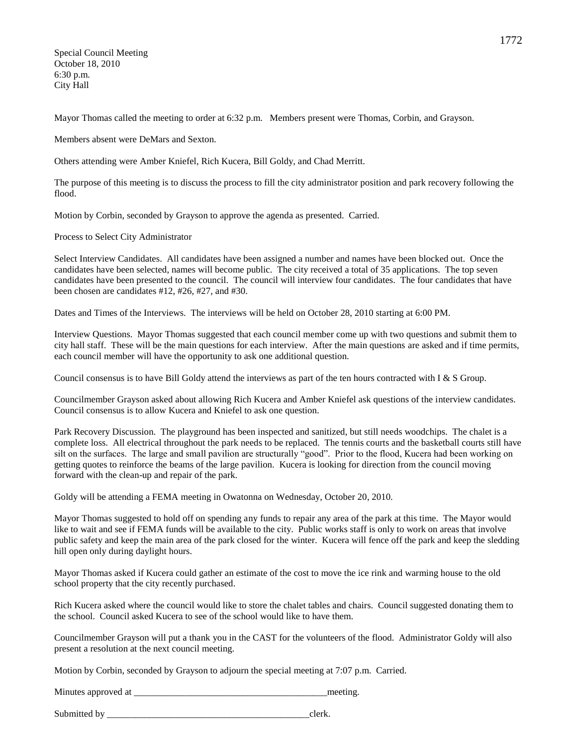Special Council Meeting
October 18, 2010
6:30 p.m.
City Hall

Mayor Thomas called the meeting to order at 6:32 p.m. Members present were Thomas, Corbin, and Grayson.

Members absent were DeMars and Sexton.

Others attending were Amber Kniefel, Rich Kucera, Bill Goldy, and Chad Merritt.

The purpose of this meeting is to discuss the process to fill the city administrator position and park recovery following the flood.

Motion by Corbin, seconded by Grayson to approve the agenda as presented. Carried.

Process to Select City Administrator

Select Interview Candidates. All candidates have been assigned a number and names have been blocked out. Once the candidates have been selected, names will become public. The city received a total of 35 applications. The top seven candidates have been presented to the council. The council will interview four candidates. The four candidates that have been chosen are candidates #12, #26, #27, and #30.

Dates and Times of the Interviews. The interviews will be held on October 28, 2010 starting at 6:00 PM.

Interview Questions. Mayor Thomas suggested that each council member come up with two questions and submit them to city hall staff. These will be the main questions for each interview. After the main questions are asked and if time permits, each council member will have the opportunity to ask one additional question.

Council consensus is to have Bill Goldy attend the interviews as part of the ten hours contracted with I & S Group.

Councilmember Grayson asked about allowing Rich Kucera and Amber Kniefel ask questions of the interview candidates. Council consensus is to allow Kucera and Kniefel to ask one question.

Park Recovery Discussion. The playground has been inspected and sanitized, but still needs woodchips. The chalet is a complete loss. All electrical throughout the park needs to be replaced. The tennis courts and the basketball courts still have silt on the surfaces. The large and small pavilion are structurally "good". Prior to the flood, Kucera had been working on getting quotes to reinforce the beams of the large pavilion. Kucera is looking for direction from the council moving forward with the clean-up and repair of the park.

Goldy will be attending a FEMA meeting in Owatonna on Wednesday, October 20, 2010.

Mayor Thomas suggested to hold off on spending any funds to repair any area of the park at this time. The Mayor would like to wait and see if FEMA funds will be available to the city. Public works staff is only to work on areas that involve public safety and keep the main area of the park closed for the winter. Kucera will fence off the park and keep the sledding hill open only during daylight hours.

Mayor Thomas asked if Kucera could gather an estimate of the cost to move the ice rink and warming house to the old school property that the city recently purchased.

Rich Kucera asked where the council would like to store the chalet tables and chairs. Council suggested donating them to the school. Council asked Kucera to see of the school would like to have them.

Councilmember Grayson will put a thank you in the CAST for the volunteers of the flood. Administrator Goldy will also present a resolution at the next council meeting.

Motion by Corbin, seconded by Grayson to adjourn the special meeting at 7:07 p.m. Carried.

Minutes approved at \_\_\_\_\_\_\_\_\_\_\_\_\_\_\_\_\_\_\_\_\_\_\_\_\_\_\_\_\_\_\_\_\_\_\_\_\_\_\_\_meeting.

Submitted by \_\_\_\_\_\_\_\_\_\_\_\_\_\_\_\_\_\_\_\_\_\_\_\_\_\_\_\_\_\_\_\_\_\_\_\_\_\_\_\_\_\_\_clerk.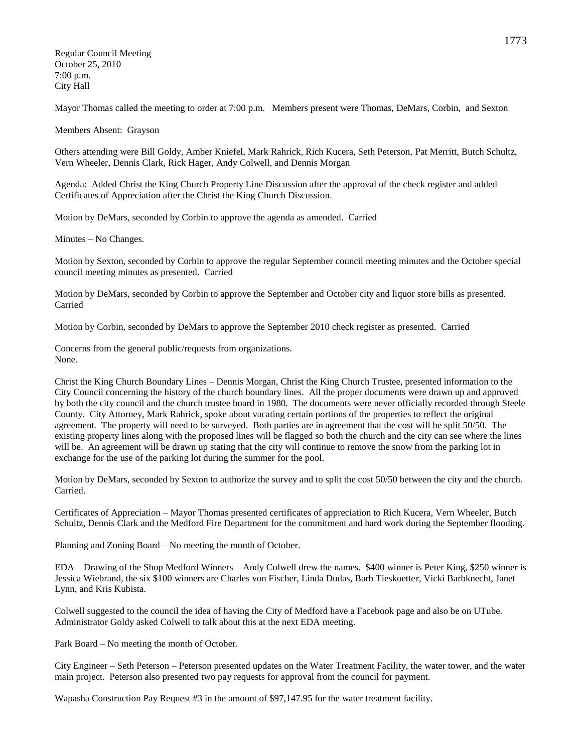Regular Council Meeting
October 25, 2010
7:00 p.m.
City Hall

Mayor Thomas called the meeting to order at 7:00 p.m. Members present were Thomas, DeMars, Corbin, and Sexton

Members Absent: Grayson

Others attending were Bill Goldy, Amber Kniefel, Mark Rahrick, Rich Kucera, Seth Peterson, Pat Merritt, Butch Schultz, Vern Wheeler, Dennis Clark, Rick Hager, Andy Colwell, and Dennis Morgan

Agenda: Added Christ the King Church Property Line Discussion after the approval of the check register and added Certificates of Appreciation after the Christ the King Church Discussion.

Motion by DeMars, seconded by Corbin to approve the agenda as amended. Carried

Minutes – No Changes.

Motion by Sexton, seconded by Corbin to approve the regular September council meeting minutes and the October special council meeting minutes as presented. Carried

Motion by DeMars, seconded by Corbin to approve the September and October city and liquor store bills as presented. Carried

Motion by Corbin, seconded by DeMars to approve the September 2010 check register as presented. Carried

Concerns from the general public/requests from organizations.
None.

Christ the King Church Boundary Lines – Dennis Morgan, Christ the King Church Trustee, presented information to the City Council concerning the history of the church boundary lines. All the proper documents were drawn up and approved by both the city council and the church trustee board in 1980. The documents were never officially recorded through Steele County. City Attorney, Mark Rahrick, spoke about vacating certain portions of the properties to reflect the original agreement. The property will need to be surveyed. Both parties are in agreement that the cost will be split 50/50. The existing property lines along with the proposed lines will be flagged so both the church and the city can see where the lines will be. An agreement will be drawn up stating that the city will continue to remove the snow from the parking lot in exchange for the use of the parking lot during the summer for the pool.

Motion by DeMars, seconded by Sexton to authorize the survey and to split the cost 50/50 between the city and the church. Carried.

Certificates of Appreciation – Mayor Thomas presented certificates of appreciation to Rich Kucera, Vern Wheeler, Butch Schultz, Dennis Clark and the Medford Fire Department for the commitment and hard work during the September flooding.

Planning and Zoning Board – No meeting the month of October.

EDA – Drawing of the Shop Medford Winners – Andy Colwell drew the names. $400 winner is Peter King, $250 winner is Jessica Wiebrand, the six $100 winners are Charles von Fischer, Linda Dudas, Barb Tieskoetter, Vicki Barbknecht, Janet Lynn, and Kris Kubista.

Colwell suggested to the council the idea of having the City of Medford have a Facebook page and also be on UTube. Administrator Goldy asked Colwell to talk about this at the next EDA meeting.

Park Board – No meeting the month of October.

City Engineer – Seth Peterson – Peterson presented updates on the Water Treatment Facility, the water tower, and the water main project. Peterson also presented two pay requests for approval from the council for payment.

Wapasha Construction Pay Request #3 in the amount of $97,147.95 for the water treatment facility.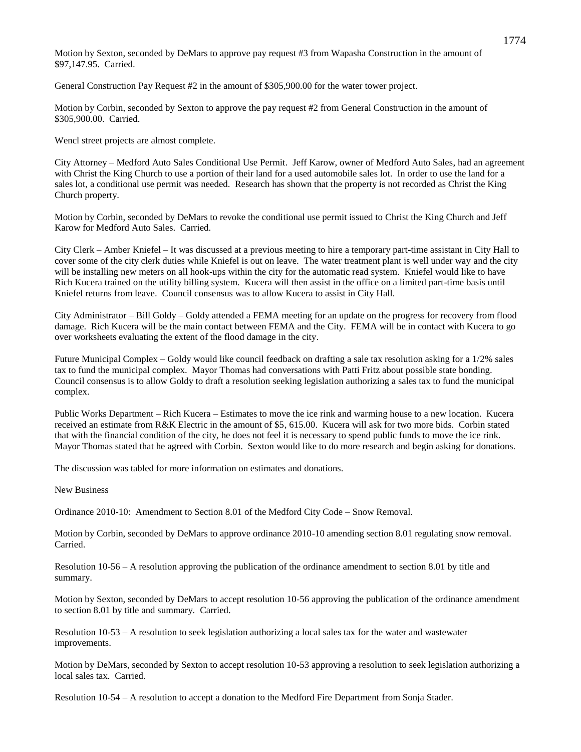Motion by Sexton, seconded by DeMars to approve pay request #3 from Wapasha Construction in the amount of $97,147.95. Carried.

General Construction Pay Request #2 in the amount of $305,900.00 for the water tower project.

Motion by Corbin, seconded by Sexton to approve the pay request #2 from General Construction in the amount of $305,900.00. Carried.

Wencl street projects are almost complete.

City Attorney – Medford Auto Sales Conditional Use Permit. Jeff Karow, owner of Medford Auto Sales, had an agreement with Christ the King Church to use a portion of their land for a used automobile sales lot. In order to use the land for a sales lot, a conditional use permit was needed. Research has shown that the property is not recorded as Christ the King Church property.

Motion by Corbin, seconded by DeMars to revoke the conditional use permit issued to Christ the King Church and Jeff Karow for Medford Auto Sales. Carried.

City Clerk – Amber Kniefel – It was discussed at a previous meeting to hire a temporary part-time assistant in City Hall to cover some of the city clerk duties while Kniefel is out on leave. The water treatment plant is well under way and the city will be installing new meters on all hook-ups within the city for the automatic read system. Kniefel would like to have Rich Kucera trained on the utility billing system. Kucera will then assist in the office on a limited part-time basis until Kniefel returns from leave. Council consensus was to allow Kucera to assist in City Hall.

City Administrator – Bill Goldy – Goldy attended a FEMA meeting for an update on the progress for recovery from flood damage. Rich Kucera will be the main contact between FEMA and the City. FEMA will be in contact with Kucera to go over worksheets evaluating the extent of the flood damage in the city.

Future Municipal Complex – Goldy would like council feedback on drafting a sale tax resolution asking for a 1/2% sales tax to fund the municipal complex. Mayor Thomas had conversations with Patti Fritz about possible state bonding. Council consensus is to allow Goldy to draft a resolution seeking legislation authorizing a sales tax to fund the municipal complex.

Public Works Department – Rich Kucera – Estimates to move the ice rink and warming house to a new location. Kucera received an estimate from R&K Electric in the amount of $5, 615.00. Kucera will ask for two more bids. Corbin stated that with the financial condition of the city, he does not feel it is necessary to spend public funds to move the ice rink. Mayor Thomas stated that he agreed with Corbin. Sexton would like to do more research and begin asking for donations.

The discussion was tabled for more information on estimates and donations.

New Business

Ordinance 2010-10: Amendment to Section 8.01 of the Medford City Code – Snow Removal.

Motion by Corbin, seconded by DeMars to approve ordinance 2010-10 amending section 8.01 regulating snow removal. Carried.

Resolution 10-56 – A resolution approving the publication of the ordinance amendment to section 8.01 by title and summary.

Motion by Sexton, seconded by DeMars to accept resolution 10-56 approving the publication of the ordinance amendment to section 8.01 by title and summary. Carried.

Resolution 10-53 – A resolution to seek legislation authorizing a local sales tax for the water and wastewater improvements.

Motion by DeMars, seconded by Sexton to accept resolution 10-53 approving a resolution to seek legislation authorizing a local sales tax. Carried.

Resolution 10-54 – A resolution to accept a donation to the Medford Fire Department from Sonja Stader.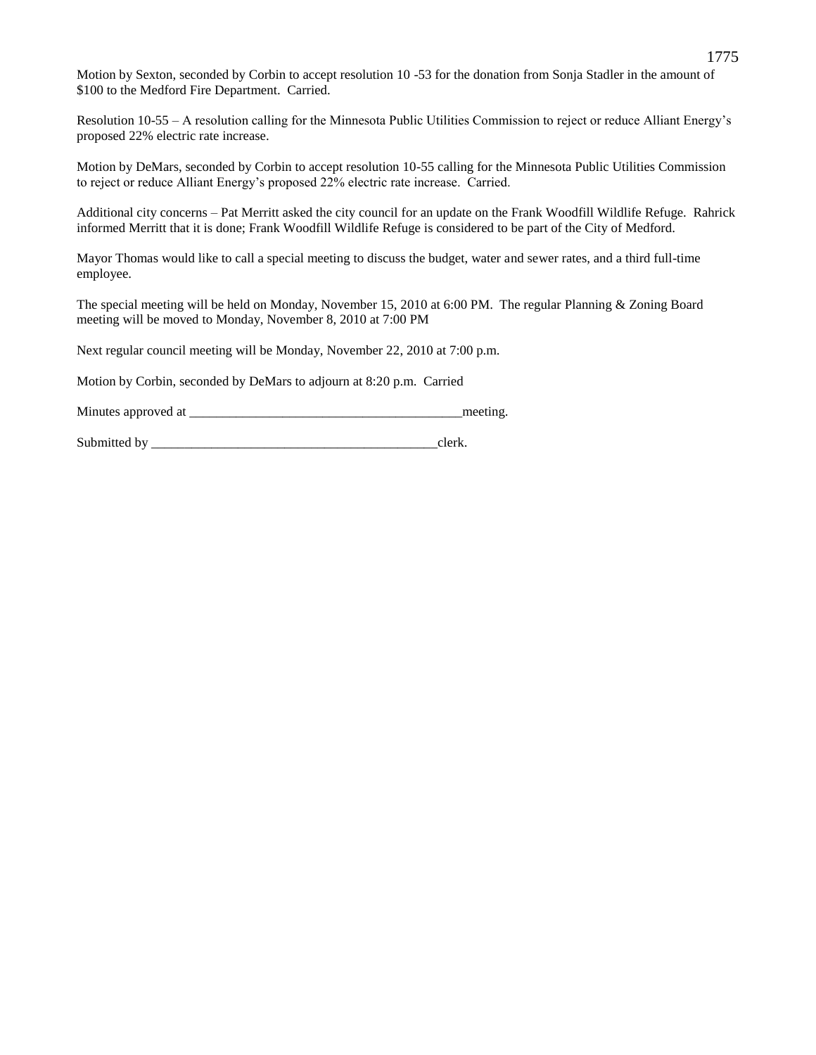Motion by Sexton, seconded by Corbin to accept resolution 10 -53 for the donation from Sonja Stadler in the amount of $100 to the Medford Fire Department. Carried.

Resolution 10-55 – A resolution calling for the Minnesota Public Utilities Commission to reject or reduce Alliant Energy's proposed 22% electric rate increase.

Motion by DeMars, seconded by Corbin to accept resolution 10-55 calling for the Minnesota Public Utilities Commission to reject or reduce Alliant Energy's proposed 22% electric rate increase. Carried.

Additional city concerns – Pat Merritt asked the city council for an update on the Frank Woodfill Wildlife Refuge. Rahrick informed Merritt that it is done; Frank Woodfill Wildlife Refuge is considered to be part of the City of Medford.

Mayor Thomas would like to call a special meeting to discuss the budget, water and sewer rates, and a third full-time employee.

The special meeting will be held on Monday, November 15, 2010 at 6:00 PM. The regular Planning & Zoning Board meeting will be moved to Monday, November 8, 2010 at 7:00 PM

Next regular council meeting will be Monday, November 22, 2010 at 7:00 p.m.

Motion by Corbin, seconded by DeMars to adjourn at 8:20 p.m. Carried

Minutes approved at __________________________________________meeting.

Submitted by ____________________________________________clerk.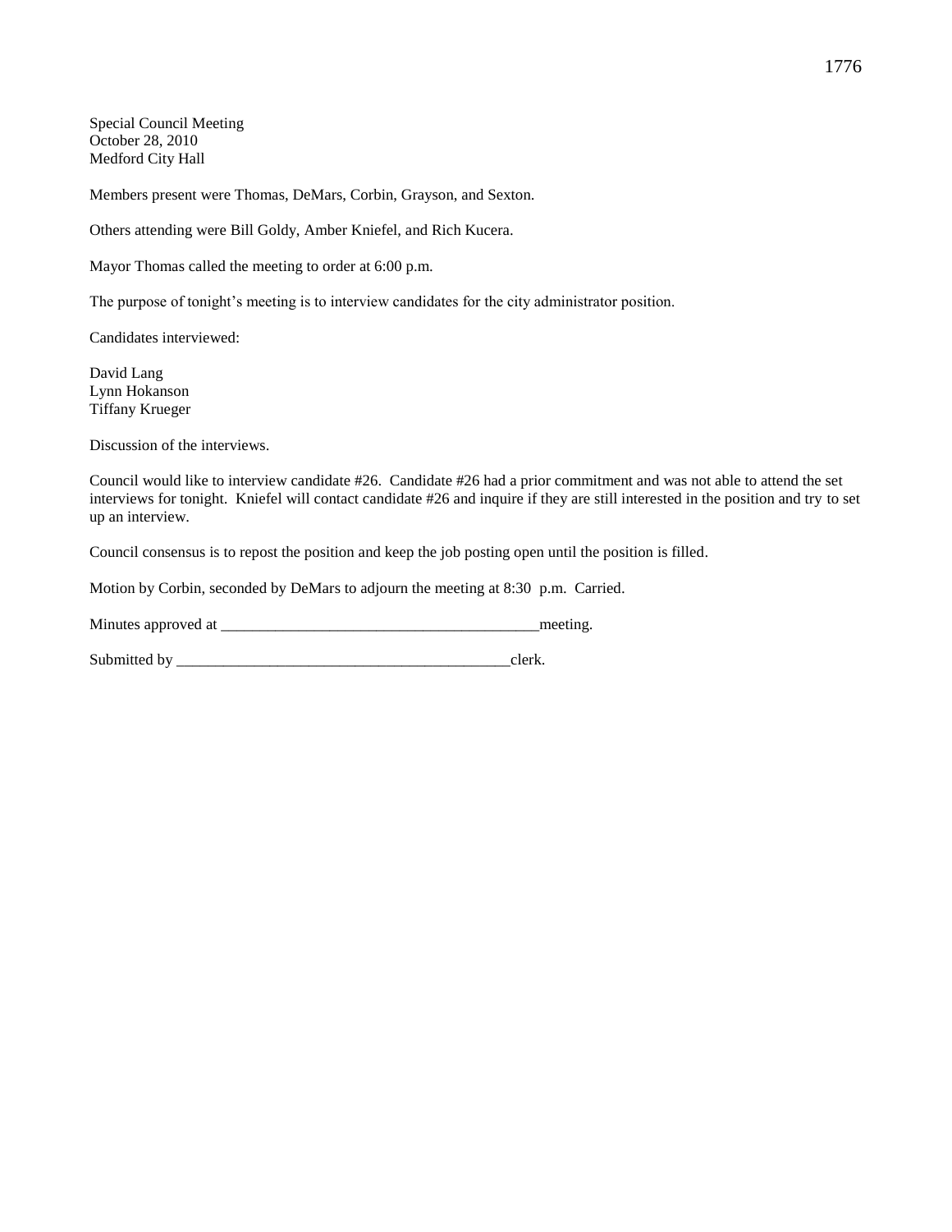Special Council Meeting
October 28, 2010
Medford City Hall

Members present were Thomas, DeMars, Corbin, Grayson, and Sexton.

Others attending were Bill Goldy, Amber Kniefel, and Rich Kucera.

Mayor Thomas called the meeting to order at 6:00 p.m.

The purpose of tonight's meeting is to interview candidates for the city administrator position.

Candidates interviewed:

David Lang
Lynn Hokanson
Tiffany Krueger

Discussion of the interviews.

Council would like to interview candidate #26. Candidate #26 had a prior commitment and was not able to attend the set interviews for tonight. Kniefel will contact candidate #26 and inquire if they are still interested in the position and try to set up an interview.

Council consensus is to repost the position and keep the job posting open until the position is filled.

Motion by Corbin, seconded by DeMars to adjourn the meeting at 8:30 p.m. Carried.

Minutes approved at _________________________________________meeting.

Submitted by ____________________________________________clerk.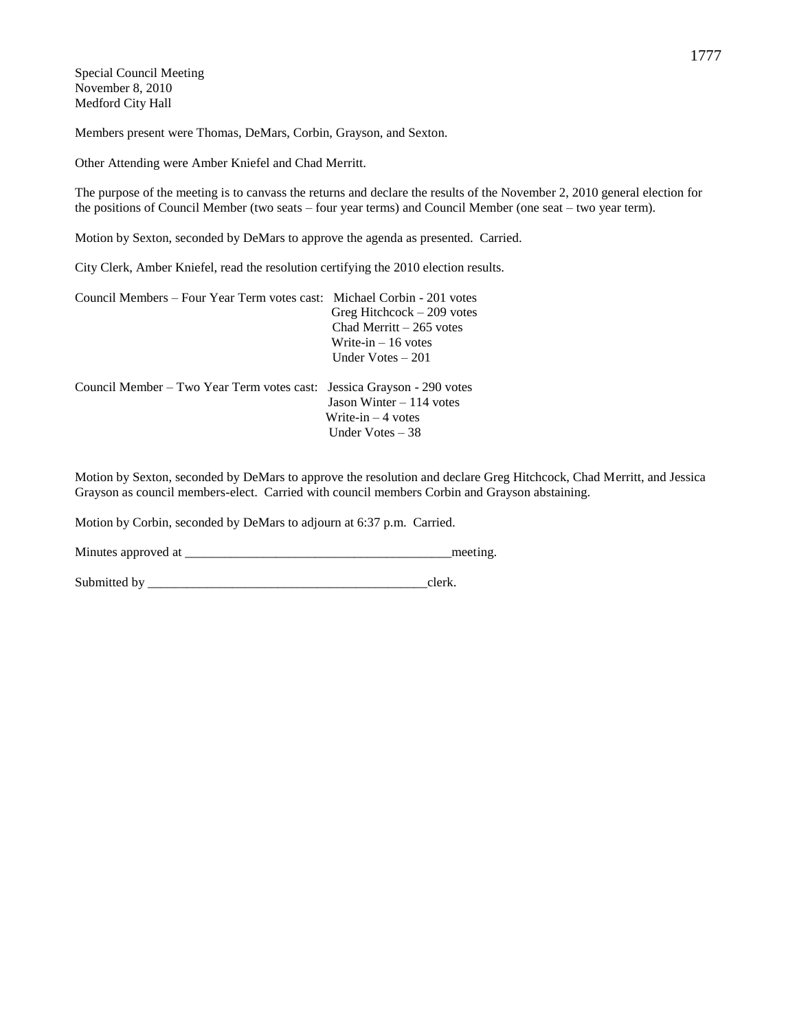Special Council Meeting
November 8, 2010
Medford City Hall

Members present were Thomas, DeMars, Corbin, Grayson, and Sexton.

Other Attending were Amber Kniefel and Chad Merritt.

The purpose of the meeting is to canvass the returns and declare the results of the November 2, 2010 general election for the positions of Council Member (two seats – four year terms) and Council Member (one seat – two year term).

Motion by Sexton, seconded by DeMars to approve the agenda as presented. Carried.

City Clerk, Amber Kniefel, read the resolution certifying the 2010 election results.

Council Members – Four Year Term votes cast: Michael Corbin - 201 votes
Greg Hitchcock – 209 votes
Chad Merritt – 265 votes
Write-in – 16 votes
Under Votes – 201

Council Member – Two Year Term votes cast: Jessica Grayson - 290 votes
Jason Winter – 114 votes
Write-in – 4 votes
Under Votes – 38

Motion by Sexton, seconded by DeMars to approve the resolution and declare Greg Hitchcock, Chad Merritt, and Jessica Grayson as council members-elect. Carried with council members Corbin and Grayson abstaining.

Motion by Corbin, seconded by DeMars to adjourn at 6:37 p.m. Carried.

Minutes approved at __________________________________________meeting.

Submitted by ____________________________________________clerk.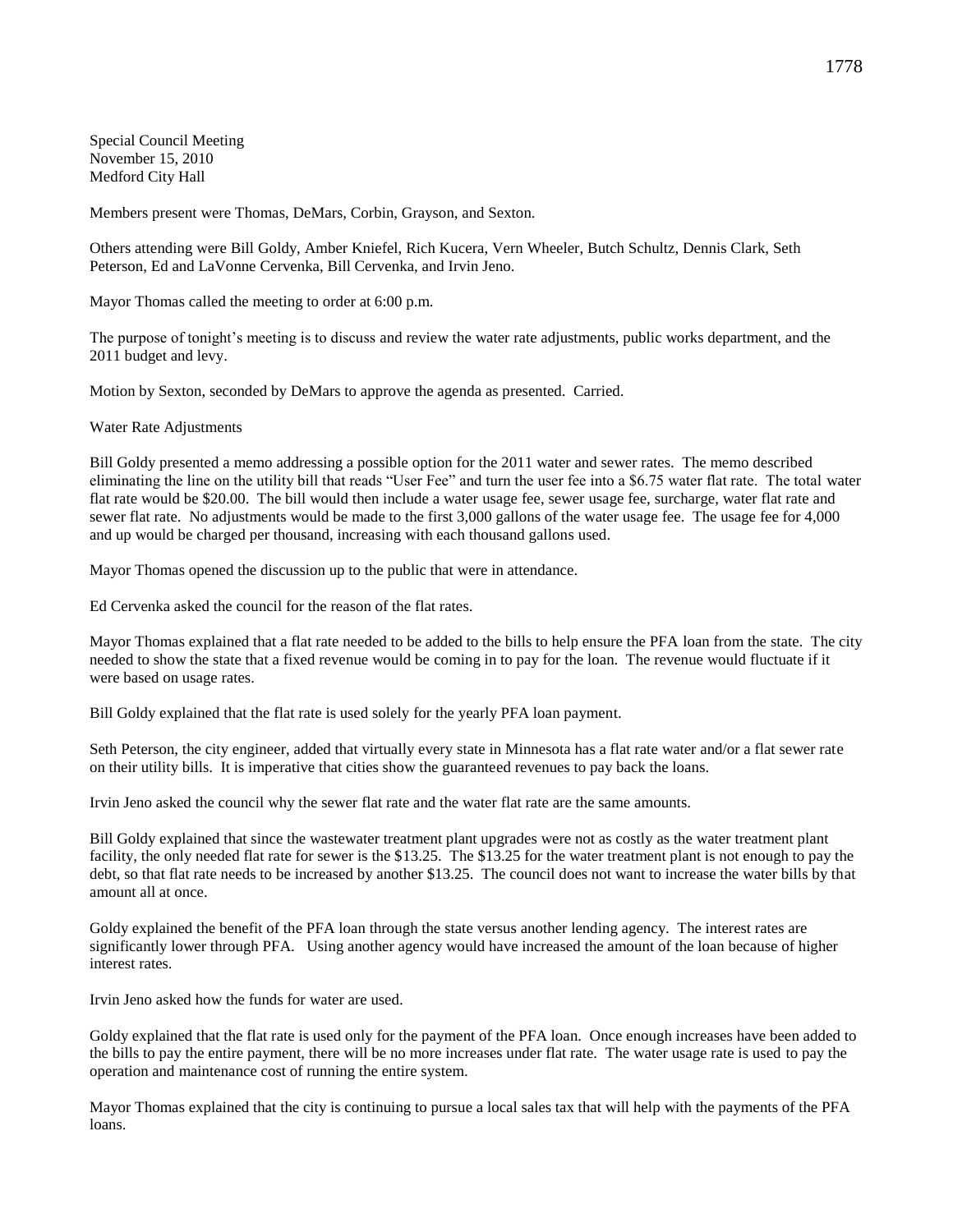Special Council Meeting
November 15, 2010
Medford City Hall

Members present were Thomas, DeMars, Corbin, Grayson, and Sexton.

Others attending were Bill Goldy, Amber Kniefel, Rich Kucera, Vern Wheeler, Butch Schultz, Dennis Clark, Seth Peterson, Ed and LaVonne Cervenka, Bill Cervenka, and Irvin Jeno.

Mayor Thomas called the meeting to order at 6:00 p.m.

The purpose of tonight's meeting is to discuss and review the water rate adjustments, public works department, and the 2011 budget and levy.

Motion by Sexton, seconded by DeMars to approve the agenda as presented. Carried.

Water Rate Adjustments

Bill Goldy presented a memo addressing a possible option for the 2011 water and sewer rates. The memo described eliminating the line on the utility bill that reads "User Fee" and turn the user fee into a $6.75 water flat rate. The total water flat rate would be $20.00. The bill would then include a water usage fee, sewer usage fee, surcharge, water flat rate and sewer flat rate. No adjustments would be made to the first 3,000 gallons of the water usage fee. The usage fee for 4,000 and up would be charged per thousand, increasing with each thousand gallons used.

Mayor Thomas opened the discussion up to the public that were in attendance.

Ed Cervenka asked the council for the reason of the flat rates.

Mayor Thomas explained that a flat rate needed to be added to the bills to help ensure the PFA loan from the state. The city needed to show the state that a fixed revenue would be coming in to pay for the loan. The revenue would fluctuate if it were based on usage rates.

Bill Goldy explained that the flat rate is used solely for the yearly PFA loan payment.

Seth Peterson, the city engineer, added that virtually every state in Minnesota has a flat rate water and/or a flat sewer rate on their utility bills. It is imperative that cities show the guaranteed revenues to pay back the loans.

Irvin Jeno asked the council why the sewer flat rate and the water flat rate are the same amounts.

Bill Goldy explained that since the wastewater treatment plant upgrades were not as costly as the water treatment plant facility, the only needed flat rate for sewer is the $13.25. The $13.25 for the water treatment plant is not enough to pay the debt, so that flat rate needs to be increased by another $13.25. The council does not want to increase the water bills by that amount all at once.

Goldy explained the benefit of the PFA loan through the state versus another lending agency. The interest rates are significantly lower through PFA. Using another agency would have increased the amount of the loan because of higher interest rates.

Irvin Jeno asked how the funds for water are used.

Goldy explained that the flat rate is used only for the payment of the PFA loan. Once enough increases have been added to the bills to pay the entire payment, there will be no more increases under flat rate. The water usage rate is used to pay the operation and maintenance cost of running the entire system.

Mayor Thomas explained that the city is continuing to pursue a local sales tax that will help with the payments of the PFA loans.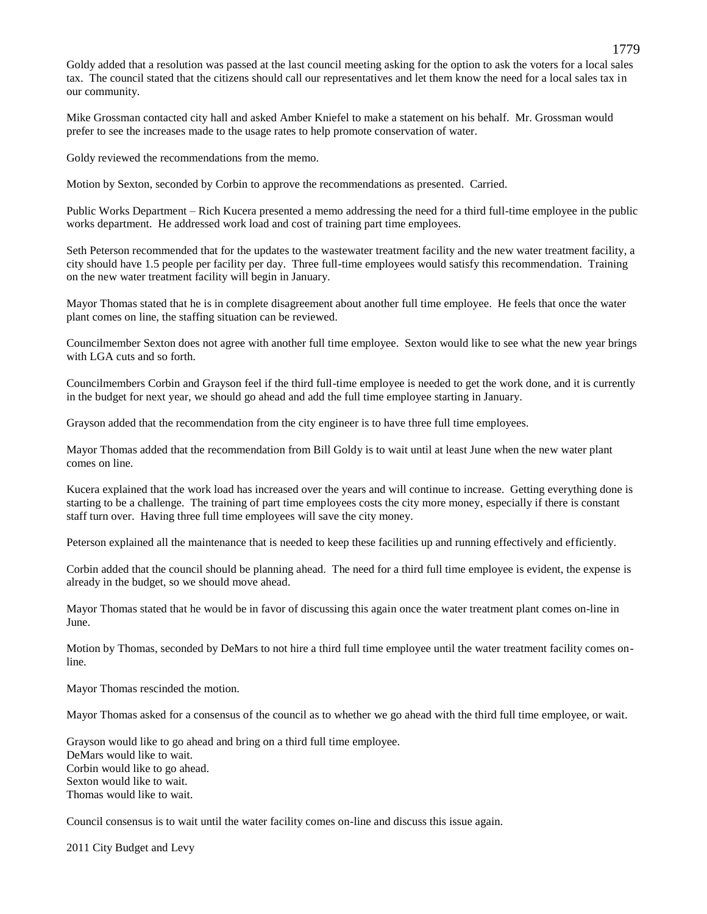Goldy added that a resolution was passed at the last council meeting asking for the option to ask the voters for a local sales tax. The council stated that the citizens should call our representatives and let them know the need for a local sales tax in our community.

Mike Grossman contacted city hall and asked Amber Kniefel to make a statement on his behalf. Mr. Grossman would prefer to see the increases made to the usage rates to help promote conservation of water.

Goldy reviewed the recommendations from the memo.

Motion by Sexton, seconded by Corbin to approve the recommendations as presented. Carried.

Public Works Department – Rich Kucera presented a memo addressing the need for a third full-time employee in the public works department. He addressed work load and cost of training part time employees.

Seth Peterson recommended that for the updates to the wastewater treatment facility and the new water treatment facility, a city should have 1.5 people per facility per day. Three full-time employees would satisfy this recommendation. Training on the new water treatment facility will begin in January.

Mayor Thomas stated that he is in complete disagreement about another full time employee. He feels that once the water plant comes on line, the staffing situation can be reviewed.

Councilmember Sexton does not agree with another full time employee. Sexton would like to see what the new year brings with LGA cuts and so forth.

Councilmembers Corbin and Grayson feel if the third full-time employee is needed to get the work done, and it is currently in the budget for next year, we should go ahead and add the full time employee starting in January.

Grayson added that the recommendation from the city engineer is to have three full time employees.

Mayor Thomas added that the recommendation from Bill Goldy is to wait until at least June when the new water plant comes on line.

Kucera explained that the work load has increased over the years and will continue to increase. Getting everything done is starting to be a challenge. The training of part time employees costs the city more money, especially if there is constant staff turn over. Having three full time employees will save the city money.

Peterson explained all the maintenance that is needed to keep these facilities up and running effectively and efficiently.

Corbin added that the council should be planning ahead. The need for a third full time employee is evident, the expense is already in the budget, so we should move ahead.

Mayor Thomas stated that he would be in favor of discussing this again once the water treatment plant comes on-line in June.

Motion by Thomas, seconded by DeMars to not hire a third full time employee until the water treatment facility comes on-line.

Mayor Thomas rescinded the motion.

Mayor Thomas asked for a consensus of the council as to whether we go ahead with the third full time employee, or wait.

Grayson would like to go ahead and bring on a third full time employee.
DeMars would like to wait.
Corbin would like to go ahead.
Sexton would like to wait.
Thomas would like to wait.

Council consensus is to wait until the water facility comes on-line and discuss this issue again.

2011 City Budget and Levy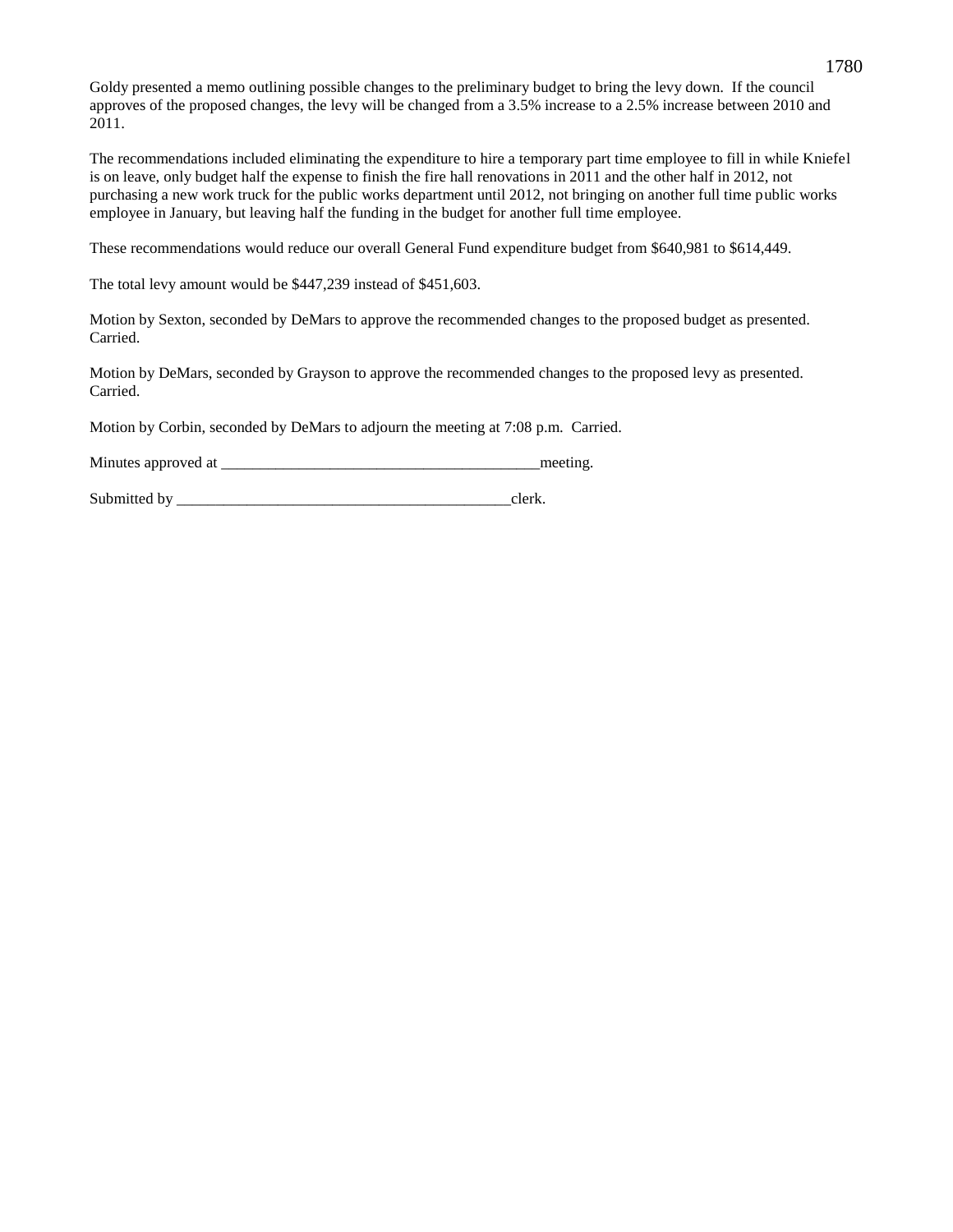Goldy presented a memo outlining possible changes to the preliminary budget to bring the levy down. If the council approves of the proposed changes, the levy will be changed from a 3.5% increase to a 2.5% increase between 2010 and 2011.

The recommendations included eliminating the expenditure to hire a temporary part time employee to fill in while Kniefel is on leave, only budget half the expense to finish the fire hall renovations in 2011 and the other half in 2012, not purchasing a new work truck for the public works department until 2012, not bringing on another full time public works employee in January, but leaving half the funding in the budget for another full time employee.

These recommendations would reduce our overall General Fund expenditure budget from $640,981 to $614,449.

The total levy amount would be $447,239 instead of $451,603.

Motion by Sexton, seconded by DeMars to approve the recommended changes to the proposed budget as presented. Carried.

Motion by DeMars, seconded by Grayson to approve the recommended changes to the proposed levy as presented. Carried.

Motion by Corbin, seconded by DeMars to adjourn the meeting at 7:08 p.m. Carried.

Minutes approved at _________________________________________meeting.

Submitted by ____________________________________________clerk.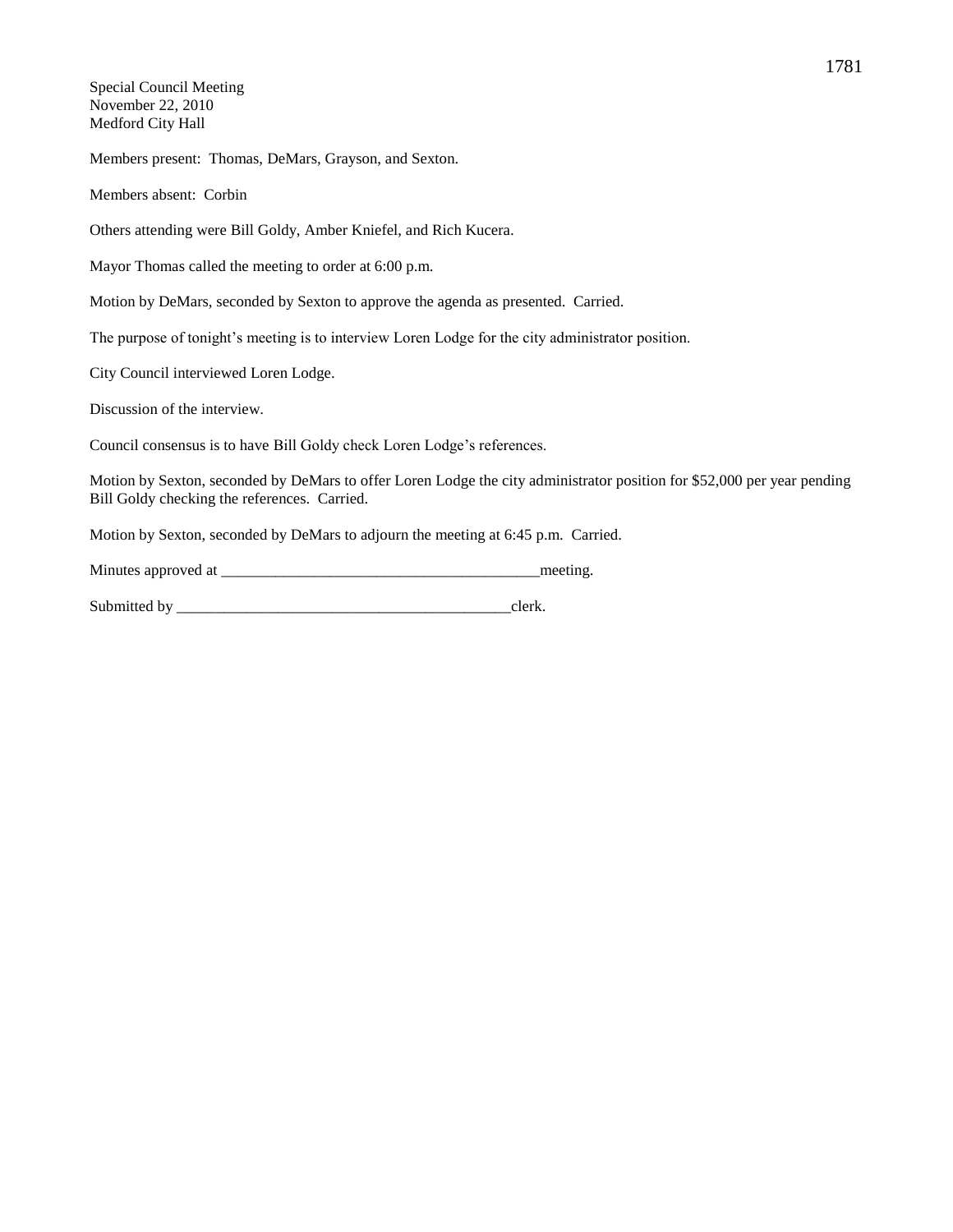Special Council Meeting
November 22, 2010
Medford City Hall

Members present: Thomas, DeMars, Grayson, and Sexton.

Members absent: Corbin

Others attending were Bill Goldy, Amber Kniefel, and Rich Kucera.

Mayor Thomas called the meeting to order at 6:00 p.m.

Motion by DeMars, seconded by Sexton to approve the agenda as presented. Carried.

The purpose of tonight's meeting is to interview Loren Lodge for the city administrator position.

City Council interviewed Loren Lodge.

Discussion of the interview.

Council consensus is to have Bill Goldy check Loren Lodge's references.

Motion by Sexton, seconded by DeMars to offer Loren Lodge the city administrator position for $52,000 per year pending Bill Goldy checking the references. Carried.

Motion by Sexton, seconded by DeMars to adjourn the meeting at 6:45 p.m. Carried.

Minutes approved at _________________________________________meeting.

Submitted by ____________________________________________clerk.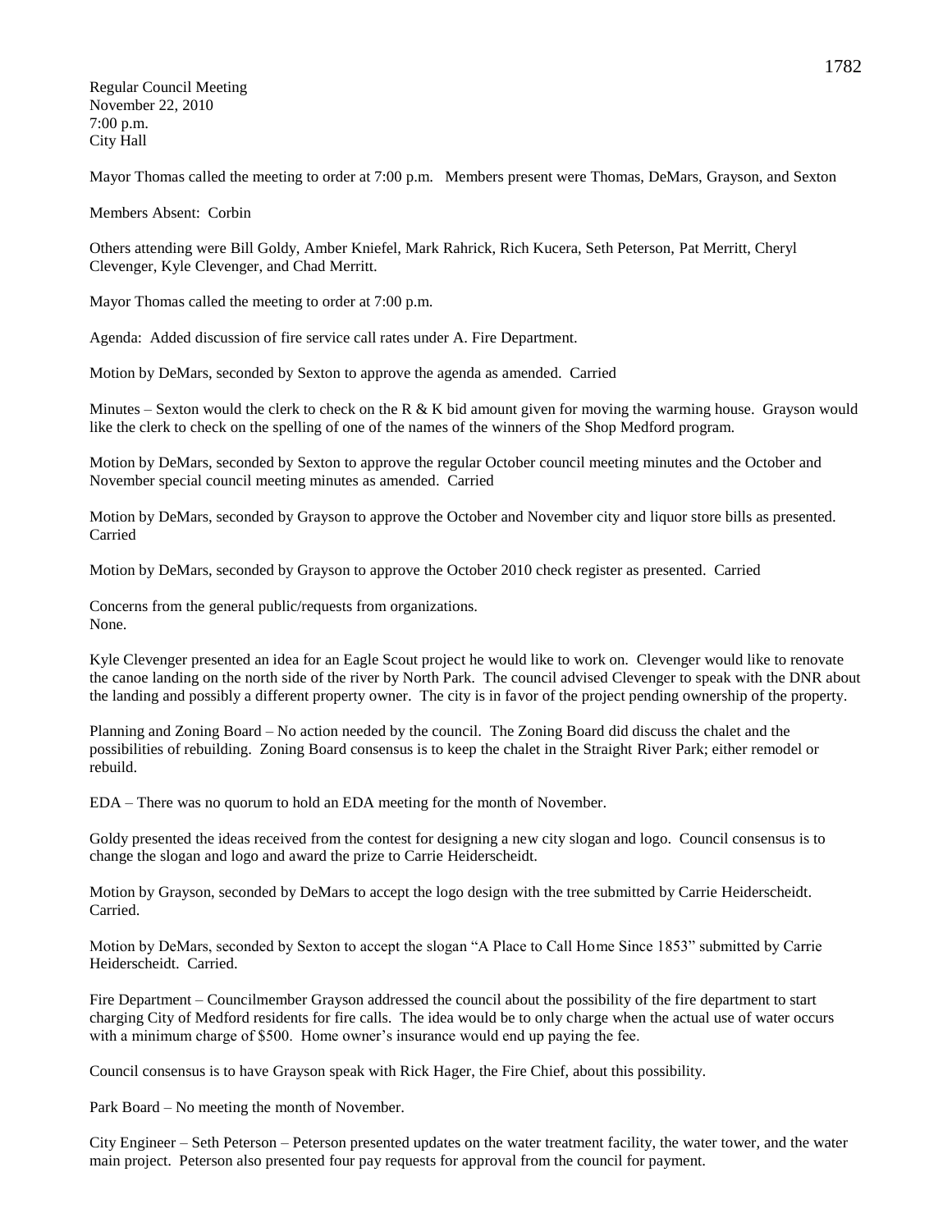Regular Council Meeting
November 22, 2010
7:00 p.m.
City Hall

Mayor Thomas called the meeting to order at 7:00 p.m. Members present were Thomas, DeMars, Grayson, and Sexton

Members Absent: Corbin

Others attending were Bill Goldy, Amber Kniefel, Mark Rahrick, Rich Kucera, Seth Peterson, Pat Merritt, Cheryl Clevenger, Kyle Clevenger, and Chad Merritt.

Mayor Thomas called the meeting to order at 7:00 p.m.

Agenda: Added discussion of fire service call rates under A. Fire Department.

Motion by DeMars, seconded by Sexton to approve the agenda as amended. Carried

Minutes – Sexton would the clerk to check on the R & K bid amount given for moving the warming house. Grayson would like the clerk to check on the spelling of one of the names of the winners of the Shop Medford program.

Motion by DeMars, seconded by Sexton to approve the regular October council meeting minutes and the October and November special council meeting minutes as amended. Carried

Motion by DeMars, seconded by Grayson to approve the October and November city and liquor store bills as presented. Carried

Motion by DeMars, seconded by Grayson to approve the October 2010 check register as presented. Carried

Concerns from the general public/requests from organizations.
None.

Kyle Clevenger presented an idea for an Eagle Scout project he would like to work on. Clevenger would like to renovate the canoe landing on the north side of the river by North Park. The council advised Clevenger to speak with the DNR about the landing and possibly a different property owner. The city is in favor of the project pending ownership of the property.

Planning and Zoning Board – No action needed by the council. The Zoning Board did discuss the chalet and the possibilities of rebuilding. Zoning Board consensus is to keep the chalet in the Straight River Park; either remodel or rebuild.

EDA – There was no quorum to hold an EDA meeting for the month of November.

Goldy presented the ideas received from the contest for designing a new city slogan and logo. Council consensus is to change the slogan and logo and award the prize to Carrie Heiderscheidt.

Motion by Grayson, seconded by DeMars to accept the logo design with the tree submitted by Carrie Heiderscheidt. Carried.

Motion by DeMars, seconded by Sexton to accept the slogan "A Place to Call Home Since 1853" submitted by Carrie Heiderscheidt. Carried.

Fire Department – Councilmember Grayson addressed the council about the possibility of the fire department to start charging City of Medford residents for fire calls. The idea would be to only charge when the actual use of water occurs with a minimum charge of $500. Home owner's insurance would end up paying the fee.

Council consensus is to have Grayson speak with Rick Hager, the Fire Chief, about this possibility.

Park Board – No meeting the month of November.

City Engineer – Seth Peterson – Peterson presented updates on the water treatment facility, the water tower, and the water main project. Peterson also presented four pay requests for approval from the council for payment.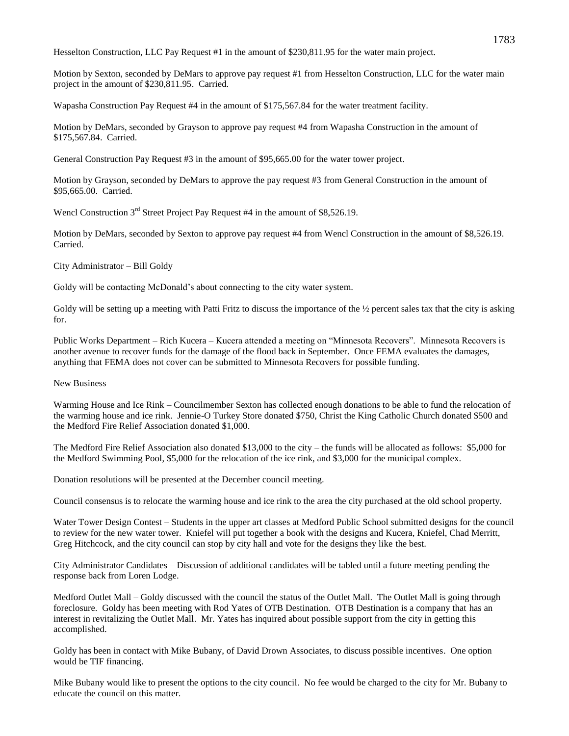Hesselton Construction, LLC Pay Request #1 in the amount of $230,811.95 for the water main project.

Motion by Sexton, seconded by DeMars to approve pay request #1 from Hesselton Construction, LLC for the water main project in the amount of $230,811.95. Carried.

Wapasha Construction Pay Request #4 in the amount of $175,567.84 for the water treatment facility.

Motion by DeMars, seconded by Grayson to approve pay request #4 from Wapasha Construction in the amount of $175,567.84. Carried.

General Construction Pay Request #3 in the amount of $95,665.00 for the water tower project.

Motion by Grayson, seconded by DeMars to approve the pay request #3 from General Construction in the amount of $95,665.00. Carried.

Wencl Construction 3rd Street Project Pay Request #4 in the amount of $8,526.19.

Motion by DeMars, seconded by Sexton to approve pay request #4 from Wencl Construction in the amount of $8,526.19. Carried.

City Administrator – Bill Goldy

Goldy will be contacting McDonald's about connecting to the city water system.

Goldy will be setting up a meeting with Patti Fritz to discuss the importance of the ½ percent sales tax that the city is asking for.

Public Works Department – Rich Kucera – Kucera attended a meeting on "Minnesota Recovers". Minnesota Recovers is another avenue to recover funds for the damage of the flood back in September. Once FEMA evaluates the damages, anything that FEMA does not cover can be submitted to Minnesota Recovers for possible funding.

New Business

Warming House and Ice Rink – Councilmember Sexton has collected enough donations to be able to fund the relocation of the warming house and ice rink. Jennie-O Turkey Store donated $750, Christ the King Catholic Church donated $500 and the Medford Fire Relief Association donated $1,000.

The Medford Fire Relief Association also donated $13,000 to the city – the funds will be allocated as follows: $5,000 for the Medford Swimming Pool, $5,000 for the relocation of the ice rink, and $3,000 for the municipal complex.

Donation resolutions will be presented at the December council meeting.

Council consensus is to relocate the warming house and ice rink to the area the city purchased at the old school property.

Water Tower Design Contest – Students in the upper art classes at Medford Public School submitted designs for the council to review for the new water tower. Kniefel will put together a book with the designs and Kucera, Kniefel, Chad Merritt, Greg Hitchcock, and the city council can stop by city hall and vote for the designs they like the best.

City Administrator Candidates – Discussion of additional candidates will be tabled until a future meeting pending the response back from Loren Lodge.

Medford Outlet Mall – Goldy discussed with the council the status of the Outlet Mall. The Outlet Mall is going through foreclosure. Goldy has been meeting with Rod Yates of OTB Destination. OTB Destination is a company that has an interest in revitalizing the Outlet Mall. Mr. Yates has inquired about possible support from the city in getting this accomplished.

Goldy has been in contact with Mike Bubany, of David Drown Associates, to discuss possible incentives. One option would be TIF financing.

Mike Bubany would like to present the options to the city council. No fee would be charged to the city for Mr. Bubany to educate the council on this matter.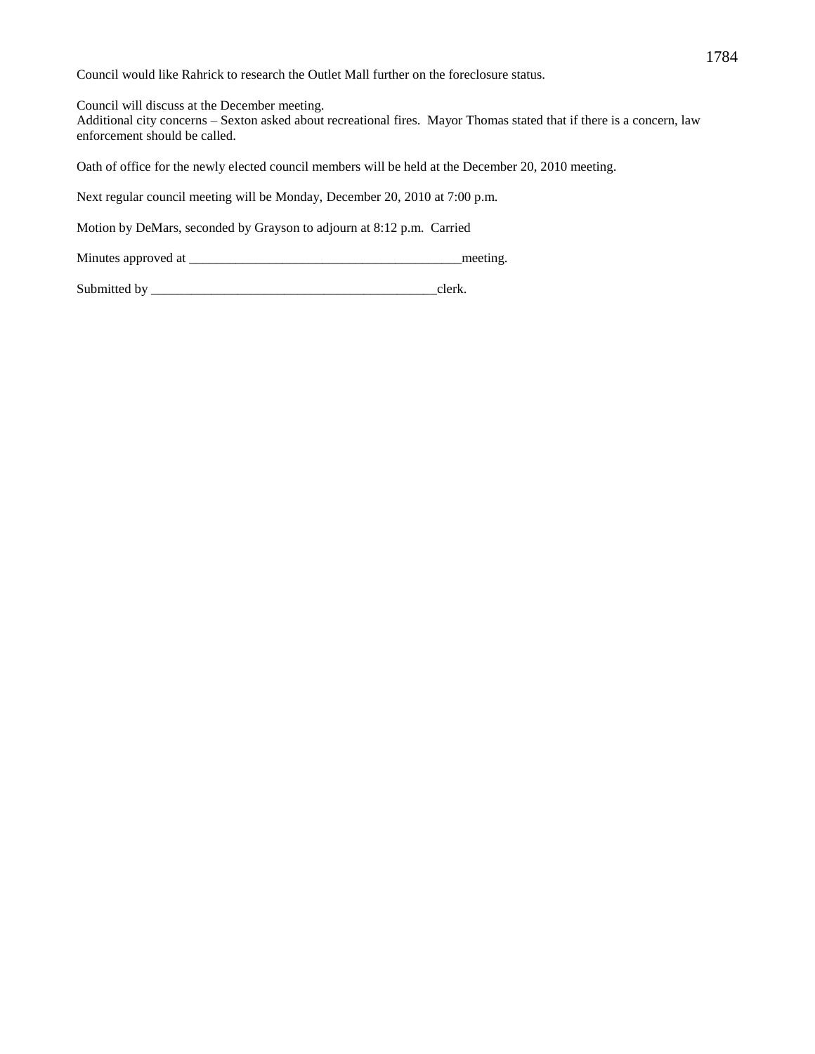Council would like Rahrick to research the Outlet Mall further on the foreclosure status.

Council will discuss at the December meeting.
Additional city concerns – Sexton asked about recreational fires. Mayor Thomas stated that if there is a concern, law enforcement should be called.

Oath of office for the newly elected council members will be held at the December 20, 2010 meeting.

Next regular council meeting will be Monday, December 20, 2010 at 7:00 p.m.

Motion by DeMars, seconded by Grayson to adjourn at 8:12 p.m. Carried

Minutes approved at ________________________________________meeting.

Submitted by ___________________________________________clerk.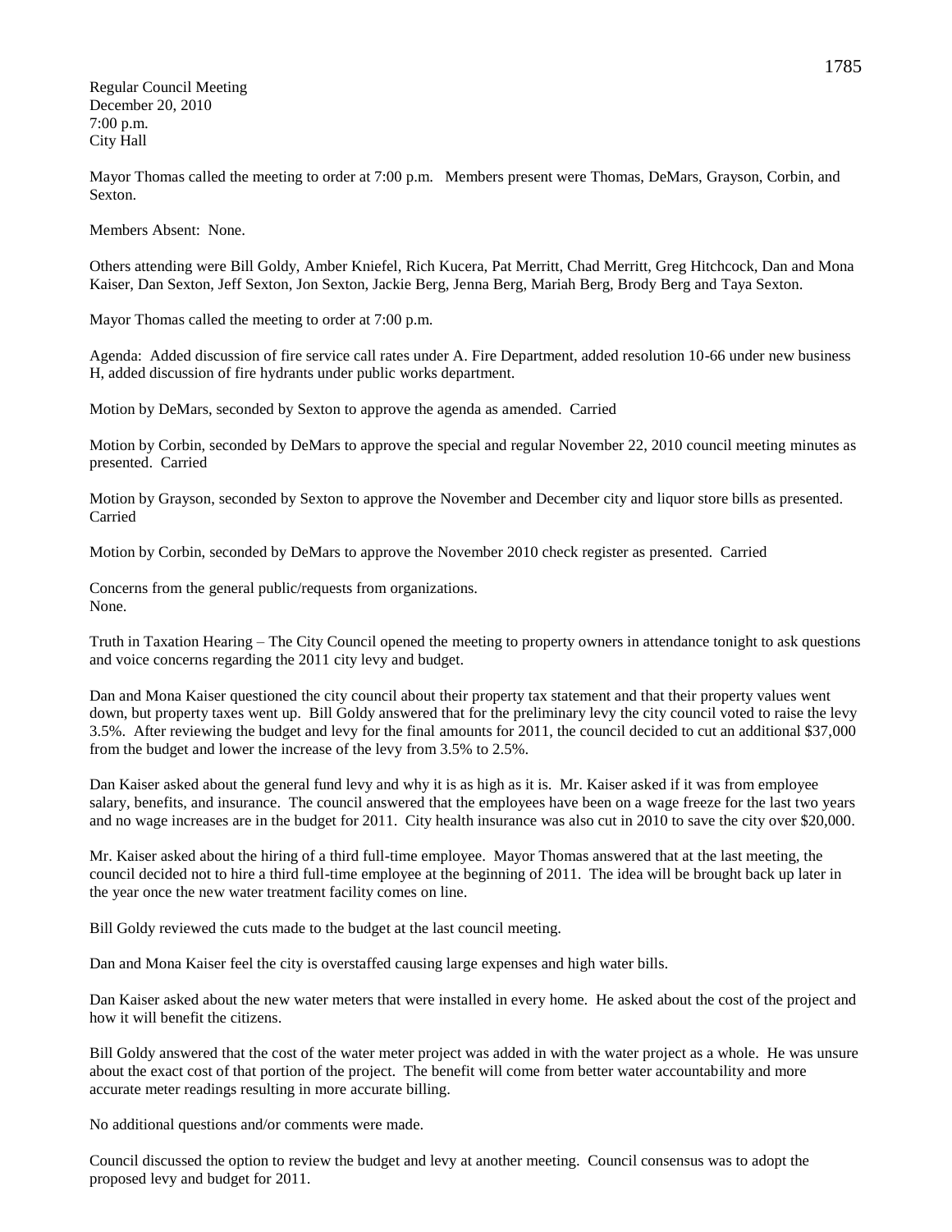Regular Council Meeting
December 20, 2010
7:00 p.m.
City Hall

Mayor Thomas called the meeting to order at 7:00 p.m. Members present were Thomas, DeMars, Grayson, Corbin, and Sexton.

Members Absent: None.

Others attending were Bill Goldy, Amber Kniefel, Rich Kucera, Pat Merritt, Chad Merritt, Greg Hitchcock, Dan and Mona Kaiser, Dan Sexton, Jeff Sexton, Jon Sexton, Jackie Berg, Jenna Berg, Mariah Berg, Brody Berg and Taya Sexton.

Mayor Thomas called the meeting to order at 7:00 p.m.

Agenda: Added discussion of fire service call rates under A. Fire Department, added resolution 10-66 under new business H, added discussion of fire hydrants under public works department.

Motion by DeMars, seconded by Sexton to approve the agenda as amended. Carried

Motion by Corbin, seconded by DeMars to approve the special and regular November 22, 2010 council meeting minutes as presented. Carried

Motion by Grayson, seconded by Sexton to approve the November and December city and liquor store bills as presented. Carried

Motion by Corbin, seconded by DeMars to approve the November 2010 check register as presented. Carried

Concerns from the general public/requests from organizations.
None.

Truth in Taxation Hearing – The City Council opened the meeting to property owners in attendance tonight to ask questions and voice concerns regarding the 2011 city levy and budget.

Dan and Mona Kaiser questioned the city council about their property tax statement and that their property values went down, but property taxes went up. Bill Goldy answered that for the preliminary levy the city council voted to raise the levy 3.5%. After reviewing the budget and levy for the final amounts for 2011, the council decided to cut an additional $37,000 from the budget and lower the increase of the levy from 3.5% to 2.5%.

Dan Kaiser asked about the general fund levy and why it is as high as it is. Mr. Kaiser asked if it was from employee salary, benefits, and insurance. The council answered that the employees have been on a wage freeze for the last two years and no wage increases are in the budget for 2011. City health insurance was also cut in 2010 to save the city over $20,000.

Mr. Kaiser asked about the hiring of a third full-time employee. Mayor Thomas answered that at the last meeting, the council decided not to hire a third full-time employee at the beginning of 2011. The idea will be brought back up later in the year once the new water treatment facility comes on line.

Bill Goldy reviewed the cuts made to the budget at the last council meeting.

Dan and Mona Kaiser feel the city is overstaffed causing large expenses and high water bills.

Dan Kaiser asked about the new water meters that were installed in every home. He asked about the cost of the project and how it will benefit the citizens.

Bill Goldy answered that the cost of the water meter project was added in with the water project as a whole. He was unsure about the exact cost of that portion of the project. The benefit will come from better water accountability and more accurate meter readings resulting in more accurate billing.

No additional questions and/or comments were made.

Council discussed the option to review the budget and levy at another meeting. Council consensus was to adopt the proposed levy and budget for 2011.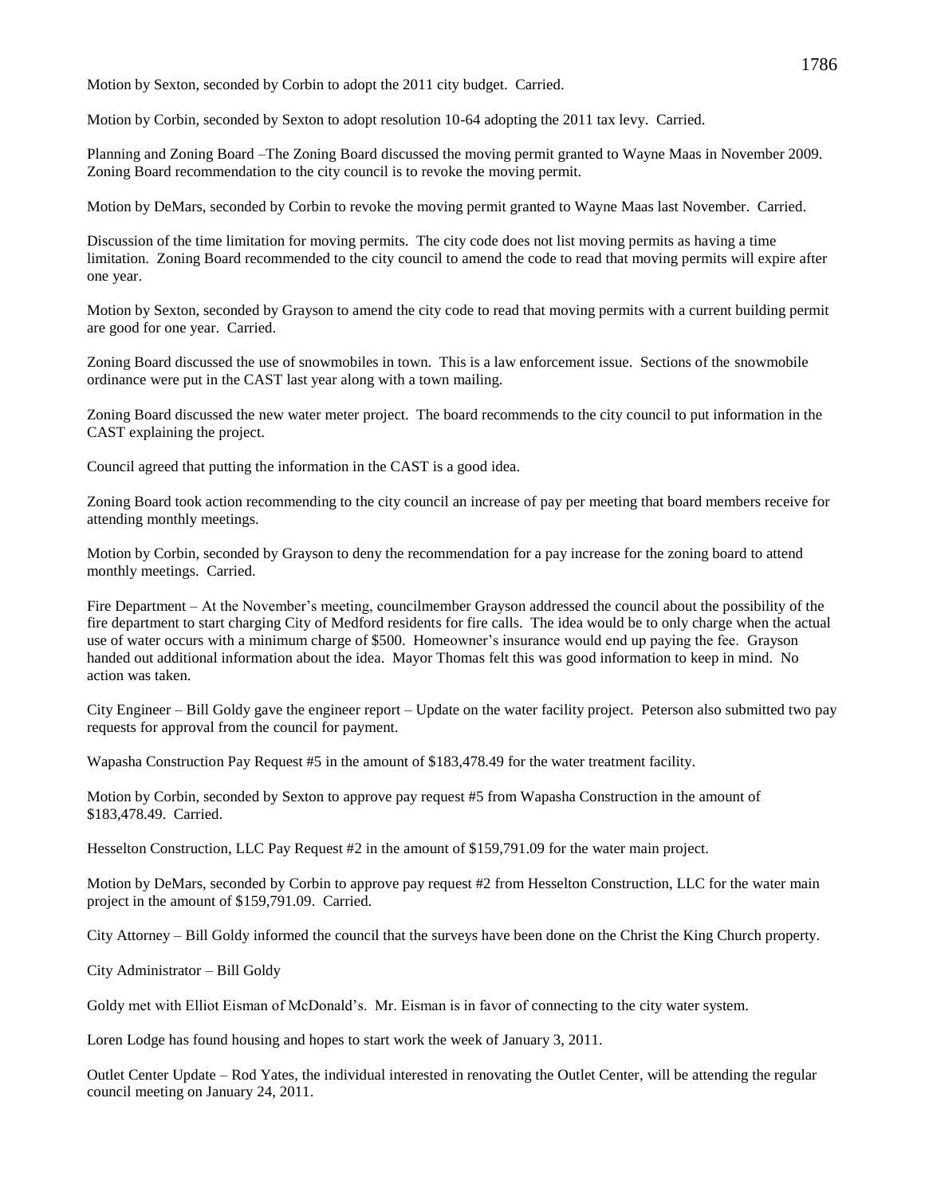Motion by Sexton, seconded by Corbin to adopt the 2011 city budget. Carried.

Motion by Corbin, seconded by Sexton to adopt resolution 10-64 adopting the 2011 tax levy. Carried.

Planning and Zoning Board –The Zoning Board discussed the moving permit granted to Wayne Maas in November 2009. Zoning Board recommendation to the city council is to revoke the moving permit.

Motion by DeMars, seconded by Corbin to revoke the moving permit granted to Wayne Maas last November. Carried.

Discussion of the time limitation for moving permits. The city code does not list moving permits as having a time limitation. Zoning Board recommended to the city council to amend the code to read that moving permits will expire after one year.

Motion by Sexton, seconded by Grayson to amend the city code to read that moving permits with a current building permit are good for one year. Carried.

Zoning Board discussed the use of snowmobiles in town. This is a law enforcement issue. Sections of the snowmobile ordinance were put in the CAST last year along with a town mailing.

Zoning Board discussed the new water meter project. The board recommends to the city council to put information in the CAST explaining the project.

Council agreed that putting the information in the CAST is a good idea.

Zoning Board took action recommending to the city council an increase of pay per meeting that board members receive for attending monthly meetings.

Motion by Corbin, seconded by Grayson to deny the recommendation for a pay increase for the zoning board to attend monthly meetings. Carried.

Fire Department – At the November's meeting, councilmember Grayson addressed the council about the possibility of the fire department to start charging City of Medford residents for fire calls. The idea would be to only charge when the actual use of water occurs with a minimum charge of $500. Homeowner's insurance would end up paying the fee. Grayson handed out additional information about the idea. Mayor Thomas felt this was good information to keep in mind. No action was taken.

City Engineer – Bill Goldy gave the engineer report – Update on the water facility project. Peterson also submitted two pay requests for approval from the council for payment.

Wapasha Construction Pay Request #5 in the amount of $183,478.49 for the water treatment facility.

Motion by Corbin, seconded by Sexton to approve pay request #5 from Wapasha Construction in the amount of $183,478.49. Carried.

Hesselton Construction, LLC Pay Request #2 in the amount of $159,791.09 for the water main project.

Motion by DeMars, seconded by Corbin to approve pay request #2 from Hesselton Construction, LLC for the water main project in the amount of $159,791.09. Carried.

City Attorney – Bill Goldy informed the council that the surveys have been done on the Christ the King Church property.

City Administrator – Bill Goldy

Goldy met with Elliot Eisman of McDonald's. Mr. Eisman is in favor of connecting to the city water system.

Loren Lodge has found housing and hopes to start work the week of January 3, 2011.

Outlet Center Update – Rod Yates, the individual interested in renovating the Outlet Center, will be attending the regular council meeting on January 24, 2011.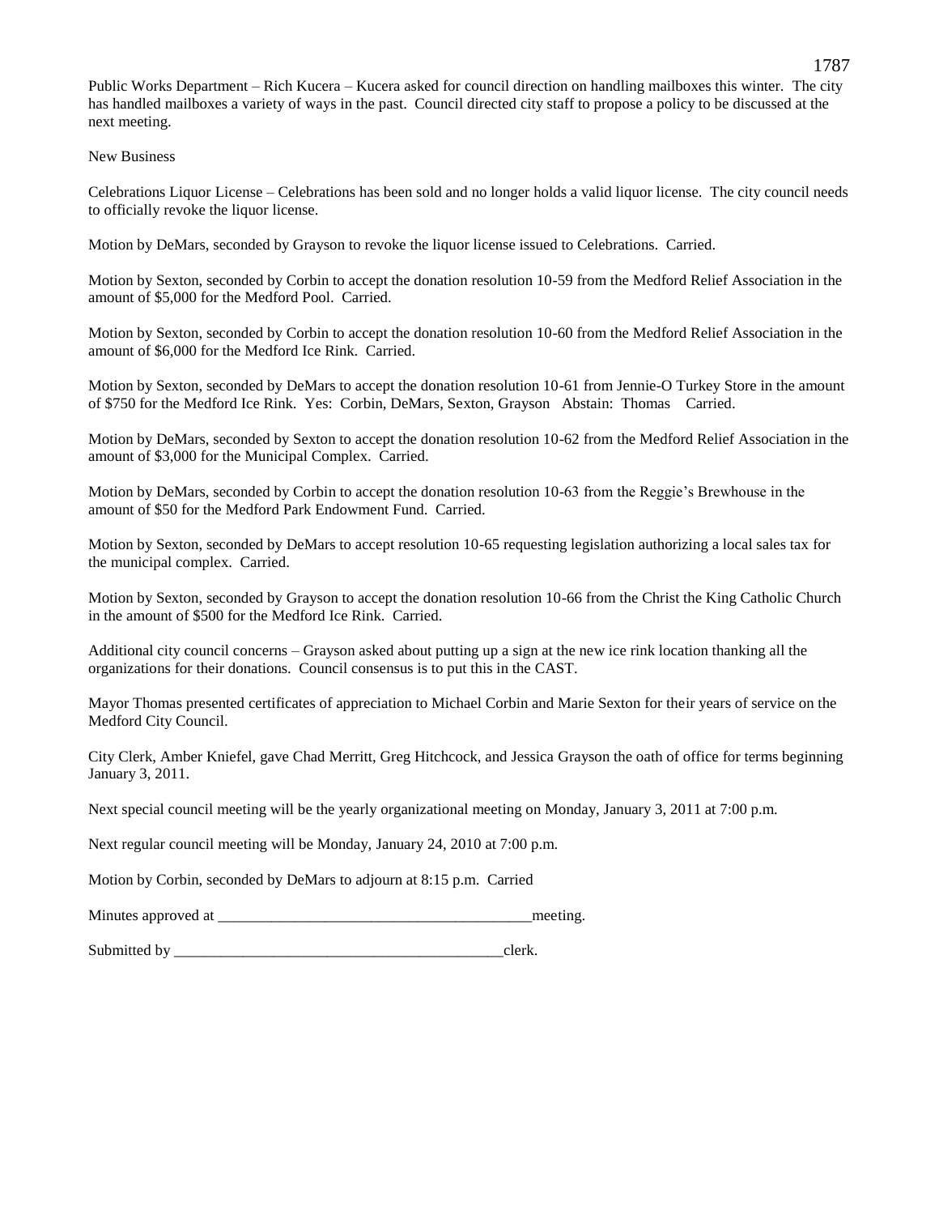Public Works Department – Rich Kucera – Kucera asked for council direction on handling mailboxes this winter. The city has handled mailboxes a variety of ways in the past. Council directed city staff to propose a policy to be discussed at the next meeting.

New Business

Celebrations Liquor License – Celebrations has been sold and no longer holds a valid liquor license. The city council needs to officially revoke the liquor license.

Motion by DeMars, seconded by Grayson to revoke the liquor license issued to Celebrations. Carried.

Motion by Sexton, seconded by Corbin to accept the donation resolution 10-59 from the Medford Relief Association in the amount of $5,000 for the Medford Pool. Carried.

Motion by Sexton, seconded by Corbin to accept the donation resolution 10-60 from the Medford Relief Association in the amount of $6,000 for the Medford Ice Rink. Carried.

Motion by Sexton, seconded by DeMars to accept the donation resolution 10-61 from Jennie-O Turkey Store in the amount of $750 for the Medford Ice Rink. Yes: Corbin, DeMars, Sexton, Grayson Abstain: Thomas Carried.

Motion by DeMars, seconded by Sexton to accept the donation resolution 10-62 from the Medford Relief Association in the amount of $3,000 for the Municipal Complex. Carried.

Motion by DeMars, seconded by Corbin to accept the donation resolution 10-63 from the Reggie's Brewhouse in the amount of $50 for the Medford Park Endowment Fund. Carried.

Motion by Sexton, seconded by DeMars to accept resolution 10-65 requesting legislation authorizing a local sales tax for the municipal complex. Carried.

Motion by Sexton, seconded by Grayson to accept the donation resolution 10-66 from the Christ the King Catholic Church in the amount of $500 for the Medford Ice Rink. Carried.

Additional city council concerns – Grayson asked about putting up a sign at the new ice rink location thanking all the organizations for their donations. Council consensus is to put this in the CAST.

Mayor Thomas presented certificates of appreciation to Michael Corbin and Marie Sexton for their years of service on the Medford City Council.

City Clerk, Amber Kniefel, gave Chad Merritt, Greg Hitchcock, and Jessica Grayson the oath of office for terms beginning January 3, 2011.

Next special council meeting will be the yearly organizational meeting on Monday, January 3, 2011 at 7:00 p.m.

Next regular council meeting will be Monday, January 24, 2010 at 7:00 p.m.

Motion by Corbin, seconded by DeMars to adjourn at 8:15 p.m. Carried

Minutes approved at ________________________________________meeting.

Submitted by ___________________________________________clerk.